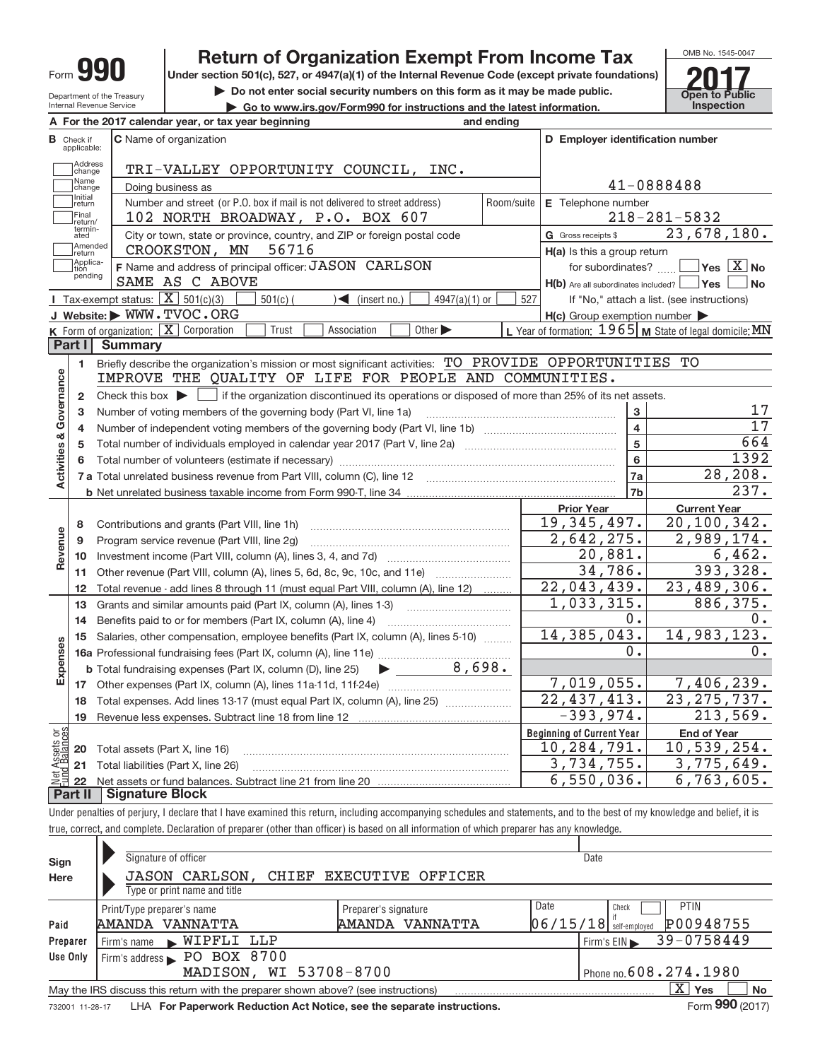# Form 990 — Return of Organization Exempt From Income Tax (2017)

Under section 501(c), 527, or 4947(a)(1) of the Internal Revenue Code (except private foundations)

▶ Do not enter social security numbers on this form as it may be made public.

▶ Go to www.irs.gov/Form990 for instructions and the latest information.

Department of the Treasury
Internal Revenue Service

OMB No. 1545-0047

**Open to Public Inspection**

**A** For the 2017 calendar year, or tax year beginning and ending

**B** Check if applicable: Address change, Name change, Initial return, Final return/terminated, Amended return, Application pending

**C** Name of organization: TRI-VALLEY OPPORTUNITY COUNCIL, INC.

Doing business as

Number and street (or P.O. box if mail is not delivered to street address): 102 NORTH BROADWAY, P.O. BOX 607

City or town, state or province, country, and ZIP or foreign postal code: CROOKSTON, MN 56716

**D** Employer identification number: 41-0888488

**E** Telephone number: 218-281-5832

**G** Gross receipts $ 23,678,180.

**F** Name and address of principal officer: JASON CARLSON, SAME AS C ABOVE

**H(a)** Is this a group return for subordinates? ☐ Yes ☒ No

**H(b)** Are all subordinates included? ☐ Yes ☐ No — If "No," attach a list. (see instructions)

**H(c)** Group exemption number ▶

**I** Tax-exempt status: ☒ 501(c)(3) ☐ 501(c)( ) ◀ (insert no.) ☐ 4947(a)(1) or ☐ 527

**J** Website: ▶ WWW.TVOC.ORG

**K** Form of organization: ☒ Corporation ☐ Trust ☐ Association ☐ Other ▶

**L** Year of formation: 1965 **M** State of legal domicile: MN

## Part I Summary

**Activities & Governance**

1. Briefly describe the organization's mission or most significant activities: TO PROVIDE OPPORTUNITIES TO IMPROVE THE QUALITY OF LIFE FOR PEOPLE AND COMMUNITIES.
2. Check this box ▶ ☐ if the organization discontinued its operations or disposed of more than 25% of its net assets.

| Line | Description | | Value |
|---|---|---|---|
| 3 | Number of voting members of the governing body (Part VI, line 1a) | 3 | 17 |
| 4 | Number of independent voting members of the governing body (Part VI, line 1b) | 4 | 17 |
| 5 | Total number of individuals employed in calendar year 2017 (Part V, line 2a) | 5 | 664 |
| 6 | Total number of volunteers (estimate if necessary) | 6 | 1392 |
| 7a | Total unrelated business revenue from Part VIII, column (C), line 12 | 7a | 28,208. |
| 7b | Net unrelated business taxable income from Form 990-T, line 34 | 7b | 237. |

| Line | Description | Prior Year | Current Year |
|---|---|---|---|
| **Revenue** | | | |
| 8 | Contributions and grants (Part VIII, line 1h) | 19,345,497. | 20,100,342. |
| 9 | Program service revenue (Part VIII, line 2g) | 2,642,275. | 2,989,174. |
| 10 | Investment income (Part VIII, column (A), lines 3, 4, and 7d) | 20,881. | 6,462. |
| 11 | Other revenue (Part VIII, column (A), lines 5, 6d, 8c, 9c, 10c, and 11e) | 34,786. | 393,328. |
| 12 | Total revenue - add lines 8 through 11 (must equal Part VIII, column (A), line 12) | 22,043,439. | 23,489,306. |
| **Expenses** | | | |
| 13 | Grants and similar amounts paid (Part IX, column (A), lines 1-3) | 1,033,315. | 886,375. |
| 14 | Benefits paid to or for members (Part IX, column (A), line 4) | 0. | 0. |
| 15 | Salaries, other compensation, employee benefits (Part IX, column (A), lines 5-10) | 14,385,043. | 14,983,123. |
| 16a | Professional fundraising fees (Part IX, column (A), line 11e) | 0. | 0. |
| b | Total fundraising expenses (Part IX, column (D), line 25) ▶ 8,698. | | |
| 17 | Other expenses (Part IX, column (A), lines 11a-11d, 11f-24e) | 7,019,055. | 7,406,239. |
| 18 | Total expenses. Add lines 13-17 (must equal Part IX, column (A), line 25) | 22,437,413. | 23,275,737. |
| 19 | Revenue less expenses. Subtract line 18 from line 12 | -393,974. | 213,569. |

| Line | Net Assets or Fund Balances | Beginning of Current Year | End of Year |
|---|---|---|---|
| 20 | Total assets (Part X, line 16) | 10,284,791. | 10,539,254. |
| 21 | Total liabilities (Part X, line 26) | 3,734,755. | 3,775,649. |
| 22 | Net assets or fund balances. Subtract line 21 from line 20 | 6,550,036. | 6,763,605. |

## Part II Signature Block

Under penalties of perjury, I declare that I have examined this return, including accompanying schedules and statements, and to the best of my knowledge and belief, it is true, correct, and complete. Declaration of preparer (other than officer) is based on all information of which preparer has any knowledge.

**Sign Here**

Signature of officer — Date

JASON CARLSON, CHIEF EXECUTIVE OFFICER
Type or print name and title

**Paid Preparer Use Only**

| Print/Type preparer's name | Preparer's signature | Date | Check if self-employed | PTIN |
|---|---|---|---|---|
| AMANDA VANNATTA | AMANDA VANNATTA | 06/15/18 | ☐ | P00948755 |

Firm's name ▶ WIPFLI LLP — Firm's EIN ▶ 39-0758449

Firm's address ▶ PO BOX 8700, MADISON, WI 53708-8700 — Phone no. 608.274.1980

May the IRS discuss this return with the preparer shown above? (see instructions) ☒ Yes ☐ No

732001 11-28-17 LHA For Paperwork Reduction Act Notice, see the separate instructions. Form **990** (2017)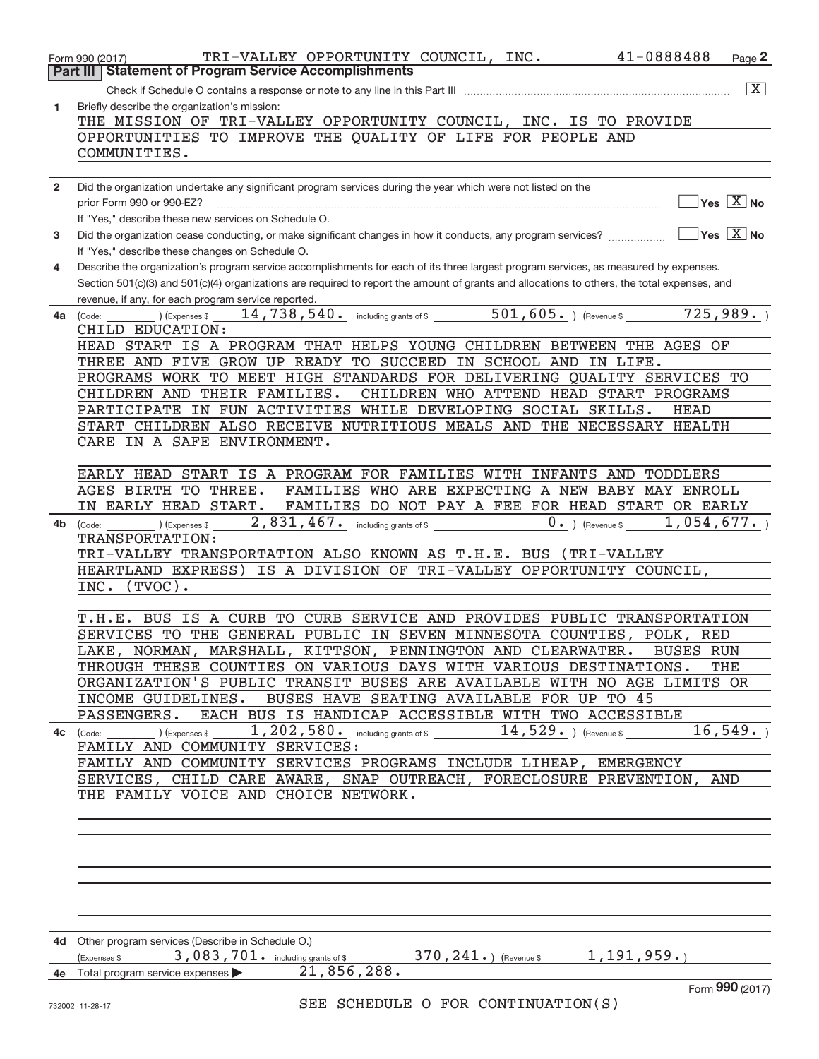Form 990 (2017) TRI-VALLEY OPPORTUNITY COUNCIL, INC. 41-0888488 Page 2

## Part III Statement of Program Service Accomplishments

Check if Schedule O contains a response or note to any line in this Part III [X]

**1** Briefly describe the organization's mission:

THE MISSION OF TRI-VALLEY OPPORTUNITY COUNCIL, INC. IS TO PROVIDE OPPORTUNITIES TO IMPROVE THE QUALITY OF LIFE FOR PEOPLE AND COMMUNITIES.

**2** Did the organization undertake any significant program services during the year which were not listed on the prior Form 990 or 990-EZ? [ ] Yes [X] No

If "Yes," describe these new services on Schedule O.

**3** Did the organization cease conducting, or make significant changes in how it conducts, any program services? [ ] Yes [X] No

If "Yes," describe these changes on Schedule O.

**4** Describe the organization's program service accomplishments for each of its three largest program services, as measured by expenses. Section 501(c)(3) and 501(c)(4) organizations are required to report the amount of grants and allocations to others, the total expenses, and revenue, if any, for each program service reported.

**4a** (Code: ) (Expenses $ 14,738,540. including grants of $ 501,605. ) (Revenue $ 725,989. )

CHILD EDUCATION:
HEAD START IS A PROGRAM THAT HELPS YOUNG CHILDREN BETWEEN THE AGES OF THREE AND FIVE GROW UP READY TO SUCCEED IN SCHOOL AND IN LIFE. PROGRAMS WORK TO MEET HIGH STANDARDS FOR DELIVERING QUALITY SERVICES TO CHILDREN AND THEIR FAMILIES. CHILDREN WHO ATTEND HEAD START PROGRAMS PARTICIPATE IN FUN ACTIVITIES WHILE DEVELOPING SOCIAL SKILLS. HEAD START CHILDREN ALSO RECEIVE NUTRITIOUS MEALS AND THE NECESSARY HEALTH CARE IN A SAFE ENVIRONMENT.

EARLY HEAD START IS A PROGRAM FOR FAMILIES WITH INFANTS AND TODDLERS AGES BIRTH TO THREE. FAMILIES WHO ARE EXPECTING A NEW BABY MAY ENROLL IN EARLY HEAD START. FAMILIES DO NOT PAY A FEE FOR HEAD START OR EARLY

**4b** (Code: ) (Expenses $ 2,831,467. including grants of $ 0. ) (Revenue $ 1,054,677. )

TRANSPORTATION:
TRI-VALLEY TRANSPORTATION ALSO KNOWN AS T.H.E. BUS (TRI-VALLEY HEARTLAND EXPRESS) IS A DIVISION OF TRI-VALLEY OPPORTUNITY COUNCIL, INC. (TVOC).

T.H.E. BUS IS A CURB TO CURB SERVICE AND PROVIDES PUBLIC TRANSPORTATION SERVICES TO THE GENERAL PUBLIC IN SEVEN MINNESOTA COUNTIES, POLK, RED LAKE, NORMAN, MARSHALL, KITTSON, PENNINGTON AND CLEARWATER. BUSES RUN THROUGH THESE COUNTIES ON VARIOUS DAYS WITH VARIOUS DESTINATIONS. THE ORGANIZATION'S PUBLIC TRANSIT BUSES ARE AVAILABLE WITH NO AGE LIMITS OR INCOME GUIDELINES. BUSES HAVE SEATING AVAILABLE FOR UP TO 45 PASSENGERS. EACH BUS IS HANDICAP ACCESSIBLE WITH TWO ACCESSIBLE

**4c** (Code: ) (Expenses $ 1,202,580. including grants of $ 14,529. ) (Revenue $ 16,549. )

FAMILY AND COMMUNITY SERVICES:
FAMILY AND COMMUNITY SERVICES PROGRAMS INCLUDE LIHEAP, EMERGENCY SERVICES, CHILD CARE AWARE, SNAP OUTREACH, FORECLOSURE PREVENTION, AND THE FAMILY VOICE AND CHOICE NETWORK.

**4d** Other program services (Describe in Schedule O.)
(Expenses $ 3,083,701. including grants of $ 370,241. ) (Revenue $ 1,191,959. )

**4e** Total program service expenses ▶ 21,856,288.

Form **990** (2017)

732002 11-28-17

SEE SCHEDULE O FOR CONTINUATION(S)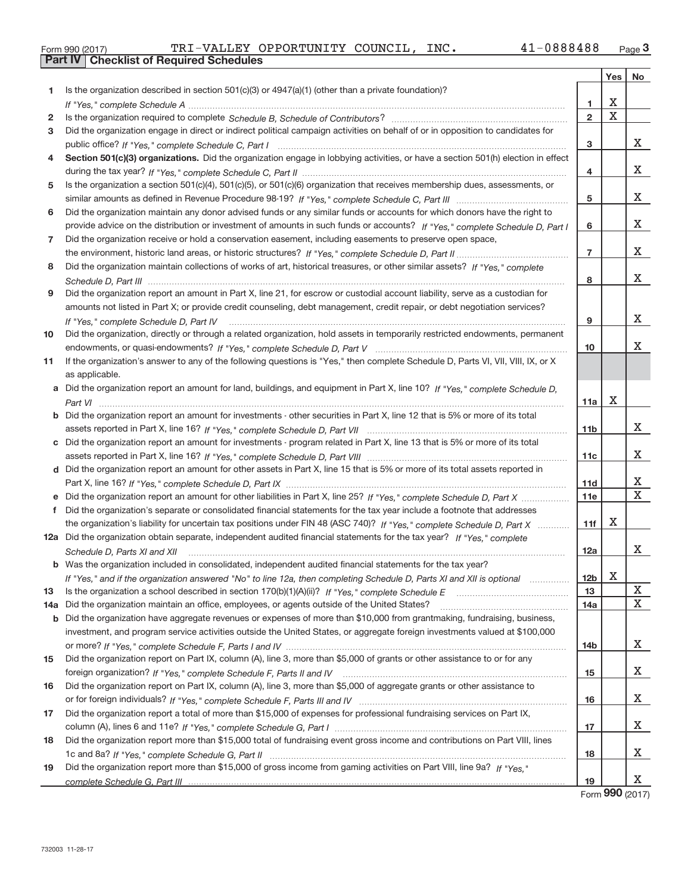Form 990 (2017) TRI-VALLEY OPPORTUNITY COUNCIL, INC. 41-0888488

## Part IV Checklist of Required Schedules

| | | | Yes | No |
|---|---|---|---|---|
| 1 | Is the organization described in section 501(c)(3) or 4947(a)(1) (other than a private foundation)? *If "Yes," complete Schedule A* | 1 | X | |
| 2 | Is the organization required to complete *Schedule B, Schedule of Contributors*? | 2 | X | |
| 3 | Did the organization engage in direct or indirect political campaign activities on behalf of or in opposition to candidates for public office? *If "Yes," complete Schedule C, Part I* | 3 | | X |
| 4 | **Section 501(c)(3) organizations.** Did the organization engage in lobbying activities, or have a section 501(h) election in effect during the tax year? *If "Yes," complete Schedule C, Part II* | 4 | | X |
| 5 | Is the organization a section 501(c)(4), 501(c)(5), or 501(c)(6) organization that receives membership dues, assessments, or similar amounts as defined in Revenue Procedure 98-19? *If "Yes," complete Schedule C, Part III* | 5 | | X |
| 6 | Did the organization maintain any donor advised funds or any similar funds or accounts for which donors have the right to provide advice on the distribution or investment of amounts in such funds or accounts? *If "Yes," complete Schedule D, Part I* | 6 | | X |
| 7 | Did the organization receive or hold a conservation easement, including easements to preserve open space, the environment, historic land areas, or historic structures? *If "Yes," complete Schedule D, Part II* | 7 | | X |
| 8 | Did the organization maintain collections of works of art, historical treasures, or other similar assets? *If "Yes," complete Schedule D, Part III* | 8 | | X |
| 9 | Did the organization report an amount in Part X, line 21, for escrow or custodial account liability, serve as a custodian for amounts not listed in Part X; or provide credit counseling, debt management, credit repair, or debt negotiation services? *If "Yes," complete Schedule D, Part IV* | 9 | | X |
| 10 | Did the organization, directly or through a related organization, hold assets in temporarily restricted endowments, permanent endowments, or quasi-endowments? *If "Yes," complete Schedule D, Part V* | 10 | | X |
| 11 | If the organization's answer to any of the following questions is "Yes," then complete Schedule D, Parts VI, VII, VIII, IX, or X as applicable. | | | |
| a | Did the organization report an amount for land, buildings, and equipment in Part X, line 10? *If "Yes," complete Schedule D, Part VI* | 11a | X | |
| b | Did the organization report an amount for investments - other securities in Part X, line 12 that is 5% or more of its total assets reported in Part X, line 16? *If "Yes," complete Schedule D, Part VII* | 11b | | X |
| c | Did the organization report an amount for investments - program related in Part X, line 13 that is 5% or more of its total assets reported in Part X, line 16? *If "Yes," complete Schedule D, Part VIII* | 11c | | X |
| d | Did the organization report an amount for other assets in Part X, line 15 that is 5% or more of its total assets reported in Part X, line 16? *If "Yes," complete Schedule D, Part IX* | 11d | | X |
| e | Did the organization report an amount for other liabilities in Part X, line 25? *If "Yes," complete Schedule D, Part X* | 11e | | X |
| f | Did the organization's separate or consolidated financial statements for the tax year include a footnote that addresses the organization's liability for uncertain tax positions under FIN 48 (ASC 740)? *If "Yes," complete Schedule D, Part X* | 11f | X | |
| 12a | Did the organization obtain separate, independent audited financial statements for the tax year? *If "Yes," complete Schedule D, Parts XI and XII* | 12a | | X |
| b | Was the organization included in consolidated, independent audited financial statements for the tax year? *If "Yes," and if the organization answered "No" to line 12a, then completing Schedule D, Parts XI and XII is optional* | 12b | X | |
| 13 | Is the organization a school described in section 170(b)(1)(A)(ii)? *If "Yes," complete Schedule E* | 13 | | X |
| 14a | Did the organization maintain an office, employees, or agents outside of the United States? | 14a | | X |
| b | Did the organization have aggregate revenues or expenses of more than $10,000 from grantmaking, fundraising, business, investment, and program service activities outside the United States, or aggregate foreign investments valued at $100,000 or more? *If "Yes," complete Schedule F, Parts I and IV* | 14b | | X |
| 15 | Did the organization report on Part IX, column (A), line 3, more than $5,000 of grants or other assistance to or for any foreign organization? *If "Yes," complete Schedule F, Parts II and IV* | 15 | | X |
| 16 | Did the organization report on Part IX, column (A), line 3, more than $5,000 of aggregate grants or other assistance to or for foreign individuals? *If "Yes," complete Schedule F, Parts III and IV* | 16 | | X |
| 17 | Did the organization report a total of more than $15,000 of expenses for professional fundraising services on Part IX, column (A), lines 6 and 11e? *If "Yes," complete Schedule G, Part I* | 17 | | X |
| 18 | Did the organization report more than $15,000 total of fundraising event gross income and contributions on Part VIII, lines 1c and 8a? *If "Yes," complete Schedule G, Part II* | 18 | | X |
| 19 | Did the organization report more than $15,000 of gross income from gaming activities on Part VIII, line 9a? *If "Yes," complete Schedule G, Part III* | 19 | | X |

Form **990** (2017)

732003 11-28-17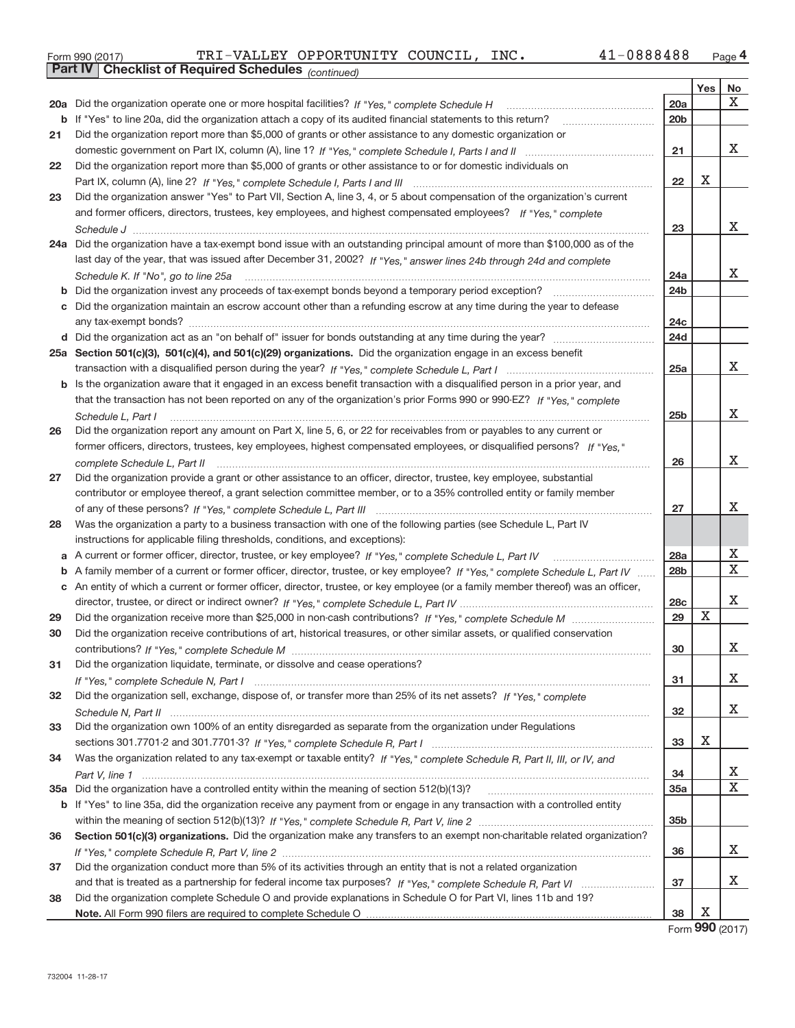Form 990 (2017) TRI-VALLEY OPPORTUNITY COUNCIL, INC. 41-0888488 Page **4**

**Part IV Checklist of Required Schedules** *(continued)*

| | | | Yes | No |
|---|---|---|---|---|
| **20a** | Did the organization operate one or more hospital facilities? *If "Yes," complete Schedule H* | 20a | | X |
| **b** | If "Yes" to line 20a, did the organization attach a copy of its audited financial statements to this return? | 20b | | |
| **21** | Did the organization report more than $5,000 of grants or other assistance to any domestic organization or domestic government on Part IX, column (A), line 1? *If "Yes," complete Schedule I, Parts I and II* | 21 | | X |
| **22** | Did the organization report more than $5,000 of grants or other assistance to or for domestic individuals on Part IX, column (A), line 2? *If "Yes," complete Schedule I, Parts I and III* | 22 | X | |
| **23** | Did the organization answer "Yes" to Part VII, Section A, line 3, 4, or 5 about compensation of the organization's current and former officers, directors, trustees, key employees, and highest compensated employees? *If "Yes," complete Schedule J* | 23 | | X |
| **24a** | Did the organization have a tax-exempt bond issue with an outstanding principal amount of more than $100,000 as of the last day of the year, that was issued after December 31, 2002? *If "Yes," answer lines 24b through 24d and complete Schedule K. If "No", go to line 25a* | 24a | | X |
| **b** | Did the organization invest any proceeds of tax-exempt bonds beyond a temporary period exception? | 24b | | |
| **c** | Did the organization maintain an escrow account other than a refunding escrow at any time during the year to defease any tax-exempt bonds? | 24c | | |
| **d** | Did the organization act as an "on behalf of" issuer for bonds outstanding at any time during the year? | 24d | | |
| **25a** | **Section 501(c)(3), 501(c)(4), and 501(c)(29) organizations.** Did the organization engage in an excess benefit transaction with a disqualified person during the year? *If "Yes," complete Schedule L, Part I* | 25a | | X |
| **b** | Is the organization aware that it engaged in an excess benefit transaction with a disqualified person in a prior year, and that the transaction has not been reported on any of the organization's prior Forms 990 or 990-EZ? *If "Yes," complete Schedule L, Part I* | 25b | | X |
| **26** | Did the organization report any amount on Part X, line 5, 6, or 22 for receivables from or payables to any current or former officers, directors, trustees, key employees, highest compensated employees, or disqualified persons? *If "Yes," complete Schedule L, Part II* | 26 | | X |
| **27** | Did the organization provide a grant or other assistance to an officer, director, trustee, key employee, substantial contributor or employee thereof, a grant selection committee member, or to a 35% controlled entity or family member of any of these persons? *If "Yes," complete Schedule L, Part III* | 27 | | X |
| **28** | Was the organization a party to a business transaction with one of the following parties (see Schedule L, Part IV instructions for applicable filing thresholds, conditions, and exceptions): | | | |
| **a** | A current or former officer, director, trustee, or key employee? *If "Yes," complete Schedule L, Part IV* | 28a | | X |
| **b** | A family member of a current or former officer, director, trustee, or key employee? *If "Yes," complete Schedule L, Part IV* | 28b | | X |
| **c** | An entity of which a current or former officer, director, trustee, or key employee (or a family member thereof) was an officer, director, trustee, or direct or indirect owner? *If "Yes," complete Schedule L, Part IV* | 28c | | X |
| **29** | Did the organization receive more than $25,000 in non-cash contributions? *If "Yes," complete Schedule M* | 29 | X | |
| **30** | Did the organization receive contributions of art, historical treasures, or other similar assets, or qualified conservation contributions? *If "Yes," complete Schedule M* | 30 | | X |
| **31** | Did the organization liquidate, terminate, or dissolve and cease operations? *If "Yes," complete Schedule N, Part I* | 31 | | X |
| **32** | Did the organization sell, exchange, dispose of, or transfer more than 25% of its net assets? *If "Yes," complete Schedule N, Part II* | 32 | | X |
| **33** | Did the organization own 100% of an entity disregarded as separate from the organization under Regulations sections 301.7701-2 and 301.7701-3? *If "Yes," complete Schedule R, Part I* | 33 | X | |
| **34** | Was the organization related to any tax-exempt or taxable entity? *If "Yes," complete Schedule R, Part II, III, or IV, and Part V, line 1* | 34 | | X |
| **35a** | Did the organization have a controlled entity within the meaning of section 512(b)(13)? | 35a | | X |
| **b** | If "Yes" to line 35a, did the organization receive any payment from or engage in any transaction with a controlled entity within the meaning of section 512(b)(13)? *If "Yes," complete Schedule R, Part V, line 2* | 35b | | |
| **36** | **Section 501(c)(3) organizations.** Did the organization make any transfers to an exempt non-charitable related organization? *If "Yes," complete Schedule R, Part V, line 2* | 36 | | X |
| **37** | Did the organization conduct more than 5% of its activities through an entity that is not a related organization and that is treated as a partnership for federal income tax purposes? *If "Yes," complete Schedule R, Part VI* | 37 | | X |
| **38** | Did the organization complete Schedule O and provide explanations in Schedule O for Part VI, lines 11b and 19? **Note.** All Form 990 filers are required to complete Schedule O | 38 | X | |

Form **990** (2017)

732004 11-28-17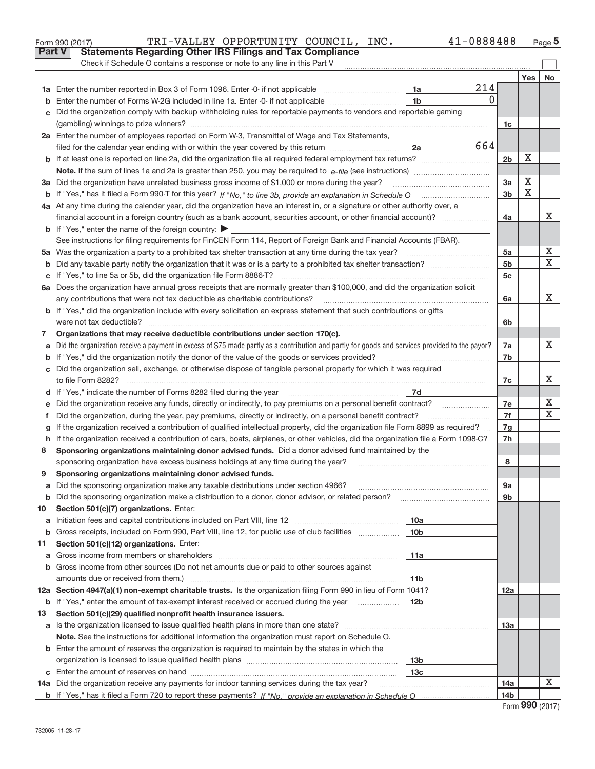Form 990 (2017) TRI-VALLEY OPPORTUNITY COUNCIL, INC. 41-0888488 Page 5

## Part V Statements Regarding Other IRS Filings and Tax Compliance

Check if Schedule O contains a response or note to any line in this Part V

| | | | | | Yes | No |
|---|---|---|---|---|---|---|
| 1a | Enter the number reported in Box 3 of Form 1096. Enter -0- if not applicable | 1a | 214 | | | |
| b | Enter the number of Forms W-2G included in line 1a. Enter -0- if not applicable | 1b | 0 | | | |
| c | Did the organization comply with backup withholding rules for reportable payments to vendors and reportable gaming (gambling) winnings to prize winners? | | | 1c | | |
| 2a | Enter the number of employees reported on Form W-3, Transmittal of Wage and Tax Statements, filed for the calendar year ending with or within the year covered by this return | 2a | 664 | | | |
| b | If at least one is reported on line 2a, did the organization file all required federal employment tax returns? | | | 2b | X | |
| | **Note.** If the sum of lines 1a and 2a is greater than 250, you may be required to *e-file* (see instructions) | | | | | |
| 3a | Did the organization have unrelated business gross income of $1,000 or more during the year? | | | 3a | X | |
| b | If "Yes," has it filed a Form 990-T for this year? *If "No," to line 3b, provide an explanation in Schedule O* | | | 3b | X | |
| 4a | At any time during the calendar year, did the organization have an interest in, or a signature or other authority over, a financial account in a foreign country (such as a bank account, securities account, or other financial account)? | | | 4a | | X |
| b | If "Yes," enter the name of the foreign country: ▶ | | | | | |
| | See instructions for filing requirements for FinCEN Form 114, Report of Foreign Bank and Financial Accounts (FBAR). | | | | | |
| 5a | Was the organization a party to a prohibited tax shelter transaction at any time during the tax year? | | | 5a | | X |
| b | Did any taxable party notify the organization that it was or is a party to a prohibited tax shelter transaction? | | | 5b | | X |
| c | If "Yes," to line 5a or 5b, did the organization file Form 8886-T? | | | 5c | | |
| 6a | Does the organization have annual gross receipts that are normally greater than $100,000, and did the organization solicit any contributions that were not tax deductible as charitable contributions? | | | 6a | | X |
| b | If "Yes," did the organization include with every solicitation an express statement that such contributions or gifts were not tax deductible? | | | 6b | | |
| 7 | **Organizations that may receive deductible contributions under section 170(c).** | | | | | |
| a | Did the organization receive a payment in excess of $75 made partly as a contribution and partly for goods and services provided to the payor? | | | 7a | | X |
| b | If "Yes," did the organization notify the donor of the value of the goods or services provided? | | | 7b | | |
| c | Did the organization sell, exchange, or otherwise dispose of tangible personal property for which it was required to file Form 8282? | | | 7c | | X |
| d | If "Yes," indicate the number of Forms 8282 filed during the year | 7d | | | | |
| e | Did the organization receive any funds, directly or indirectly, to pay premiums on a personal benefit contract? | | | 7e | | X |
| f | Did the organization, during the year, pay premiums, directly or indirectly, on a personal benefit contract? | | | 7f | | X |
| g | If the organization received a contribution of qualified intellectual property, did the organization file Form 8899 as required? | | | 7g | | |
| h | If the organization received a contribution of cars, boats, airplanes, or other vehicles, did the organization file a Form 1098-C? | | | 7h | | |
| 8 | **Sponsoring organizations maintaining donor advised funds.** Did a donor advised fund maintained by the sponsoring organization have excess business holdings at any time during the year? | | | 8 | | |
| 9 | **Sponsoring organizations maintaining donor advised funds.** | | | | | |
| a | Did the sponsoring organization make any taxable distributions under section 4966? | | | 9a | | |
| b | Did the sponsoring organization make a distribution to a donor, donor advisor, or related person? | | | 9b | | |
| 10 | **Section 501(c)(7) organizations.** Enter: | | | | | |
| a | Initiation fees and capital contributions included on Part VIII, line 12 | 10a | | | | |
| b | Gross receipts, included on Form 990, Part VIII, line 12, for public use of club facilities | 10b | | | | |
| 11 | **Section 501(c)(12) organizations.** Enter: | | | | | |
| a | Gross income from members or shareholders | 11a | | | | |
| b | Gross income from other sources (Do not net amounts due or paid to other sources against amounts due or received from them.) | 11b | | | | |
| 12a | **Section 4947(a)(1) non-exempt charitable trusts.** Is the organization filing Form 990 in lieu of Form 1041? | | | 12a | | |
| b | If "Yes," enter the amount of tax-exempt interest received or accrued during the year | 12b | | | | |
| 13 | **Section 501(c)(29) qualified nonprofit health insurance issuers.** | | | | | |
| a | Is the organization licensed to issue qualified health plans in more than one state? | | | 13a | | |
| | **Note.** See the instructions for additional information the organization must report on Schedule O. | | | | | |
| b | Enter the amount of reserves the organization is required to maintain by the states in which the organization is licensed to issue qualified health plans | 13b | | | | |
| c | Enter the amount of reserves on hand | 13c | | | | |
| 14a | Did the organization receive any payments for indoor tanning services during the tax year? | | | 14a | | X |
| b | If "Yes," has it filed a Form 720 to report these payments? *If "No," provide an explanation in Schedule O* | | | 14b | | |

Form **990** (2017)

732005 11-28-17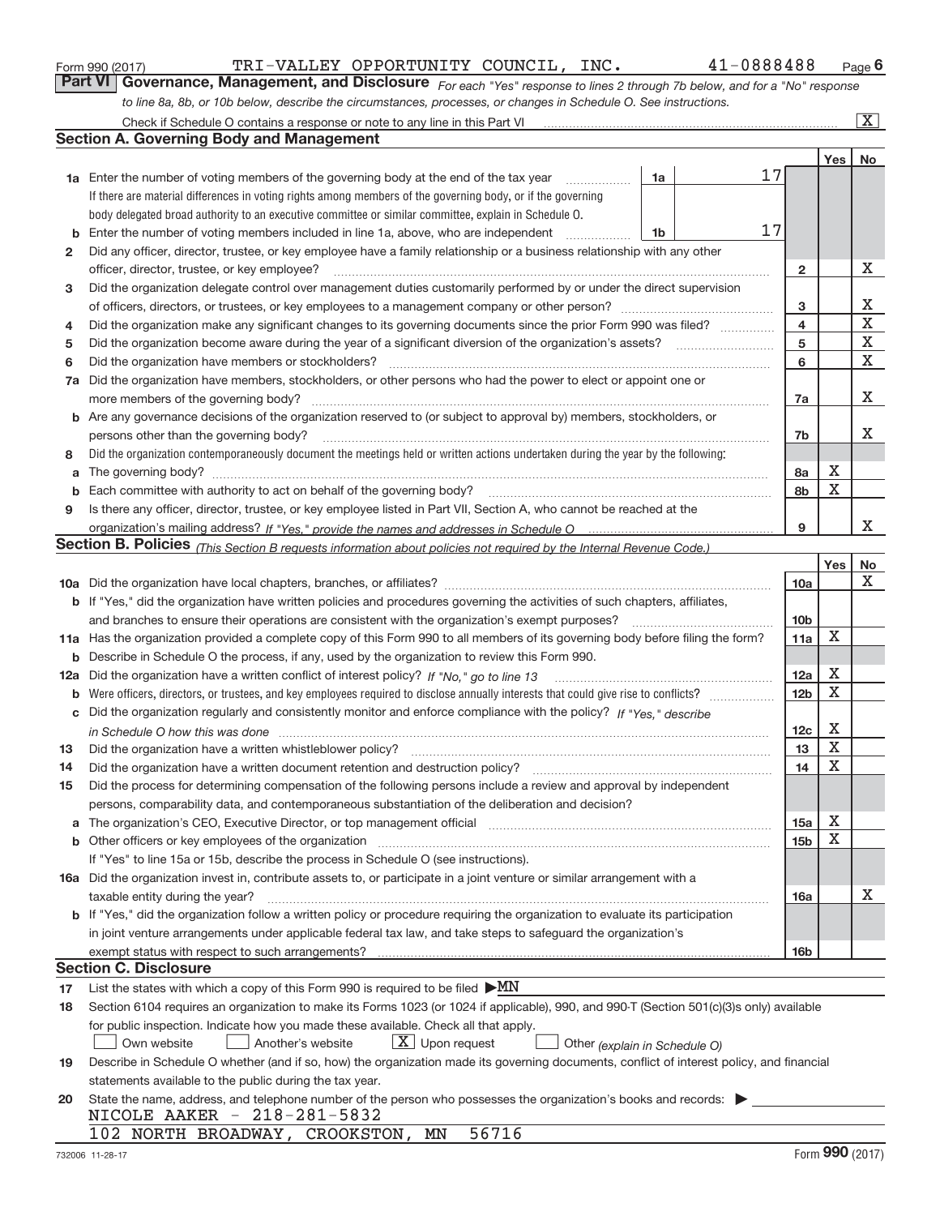Form 990 (2017) TRI-VALLEY OPPORTUNITY COUNCIL, INC. 41-0888488

## Part VI Governance, Management, and Disclosure

*For each "Yes" response to lines 2 through 7b below, and for a "No" response to line 8a, 8b, or 10b below, describe the circumstances, processes, or changes in Schedule O. See instructions.*

Check if Schedule O contains a response or note to any line in this Part VI [X]

### Section A. Governing Body and Management

| | | | | Yes | No |
|---|---|---|---|---|---|
| **1a** | Enter the number of voting members of the governing body at the end of the tax year | 1a | 17 | | |
| | If there are material differences in voting rights among members of the governing body, or if the governing body delegated broad authority to an executive committee or similar committee, explain in Schedule O. | | | | |
| **b** | Enter the number of voting members included in line 1a, above, who are independent | 1b | 17 | | |
| **2** | Did any officer, director, trustee, or key employee have a family relationship or a business relationship with any other officer, director, trustee, or key employee? | 2 | | | X |
| **3** | Did the organization delegate control over management duties customarily performed by or under the direct supervision of officers, directors, or trustees, or key employees to a management company or other person? | 3 | | | X |
| **4** | Did the organization make any significant changes to its governing documents since the prior Form 990 was filed? | 4 | | | X |
| **5** | Did the organization become aware during the year of a significant diversion of the organization's assets? | 5 | | | X |
| **6** | Did the organization have members or stockholders? | 6 | | | X |
| **7a** | Did the organization have members, stockholders, or other persons who had the power to elect or appoint one or more members of the governing body? | 7a | | | X |
| **b** | Are any governance decisions of the organization reserved to (or subject to approval by) members, stockholders, or persons other than the governing body? | 7b | | | X |
| **8** | Did the organization contemporaneously document the meetings held or written actions undertaken during the year by the following: | | | | |
| **a** | The governing body? | 8a | | X | |
| **b** | Each committee with authority to act on behalf of the governing body? | 8b | | X | |
| **9** | Is there any officer, director, trustee, or key employee listed in Part VII, Section A, who cannot be reached at the organization's mailing address? *If "Yes," provide the names and addresses in Schedule O* | 9 | | | X |

### Section B. Policies *(This Section B requests information about policies not required by the Internal Revenue Code.)*

| | | | Yes | No |
|---|---|---|---|---|
| **10a** | Did the organization have local chapters, branches, or affiliates? | 10a | | X |
| **b** | If "Yes," did the organization have written policies and procedures governing the activities of such chapters, affiliates, and branches to ensure their operations are consistent with the organization's exempt purposes? | 10b | | |
| **11a** | Has the organization provided a complete copy of this Form 990 to all members of its governing body before filing the form? | 11a | X | |
| **b** | Describe in Schedule O the process, if any, used by the organization to review this Form 990. | | | |
| **12a** | Did the organization have a written conflict of interest policy? *If "No," go to line 13* | 12a | X | |
| **b** | Were officers, directors, or trustees, and key employees required to disclose annually interests that could give rise to conflicts? | 12b | X | |
| **c** | Did the organization regularly and consistently monitor and enforce compliance with the policy? *If "Yes," describe in Schedule O how this was done* | 12c | X | |
| **13** | Did the organization have a written whistleblower policy? | 13 | X | |
| **14** | Did the organization have a written document retention and destruction policy? | 14 | X | |
| **15** | Did the process for determining compensation of the following persons include a review and approval by independent persons, comparability data, and contemporaneous substantiation of the deliberation and decision? | | | |
| **a** | The organization's CEO, Executive Director, or top management official | 15a | X | |
| **b** | Other officers or key employees of the organization | 15b | X | |
| | If "Yes" to line 15a or 15b, describe the process in Schedule O (see instructions). | | | |
| **16a** | Did the organization invest in, contribute assets to, or participate in a joint venture or similar arrangement with a taxable entity during the year? | 16a | | X |
| **b** | If "Yes," did the organization follow a written policy or procedure requiring the organization to evaluate its participation in joint venture arrangements under applicable federal tax law, and take steps to safeguard the organization's exempt status with respect to such arrangements? | 16b | | |

### Section C. Disclosure

**17** List the states with which a copy of this Form 990 is required to be filed ▶ MN

**18** Section 6104 requires an organization to make its Forms 1023 (or 1024 if applicable), 990, and 990-T (Section 501(c)(3)s only) available for public inspection. Indicate how you made these available. Check all that apply.

[ ] Own website [ ] Another's website [X] Upon request [ ] Other *(explain in Schedule O)*

**19** Describe in Schedule O whether (and if so, how) the organization made its governing documents, conflict of interest policy, and financial statements available to the public during the tax year.

**20** State the name, address, and telephone number of the person who possesses the organization's books and records: ▶

NICOLE AAKER - 218-281-5832
102 NORTH BROADWAY, CROOKSTON, MN 56716

732006 11-28-17 Form **990** (2017)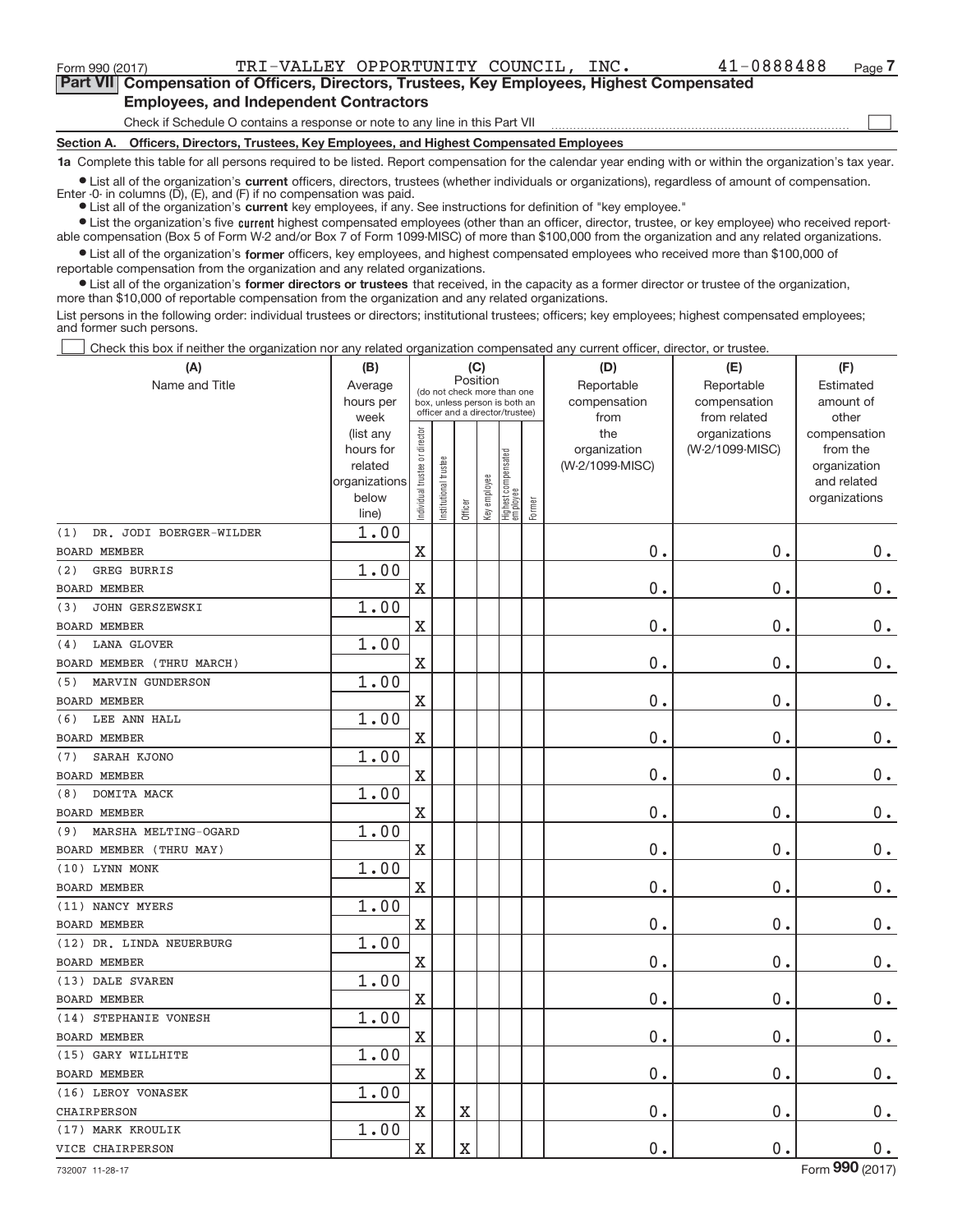Form 990 (2017) TRI-VALLEY OPPORTUNITY COUNCIL, INC. 41-0888488

## Part VII Compensation of Officers, Directors, Trustees, Key Employees, Highest Compensated Employees, and Independent Contractors

Check if Schedule O contains a response or note to any line in this Part VII ☐

### Section A. Officers, Directors, Trustees, Key Employees, and Highest Compensated Employees

**1a** Complete this table for all persons required to be listed. Report compensation for the calendar year ending with or within the organization's tax year.

- List all of the organization's **current** officers, directors, trustees (whether individuals or organizations), regardless of amount of compensation. Enter -0- in columns (D), (E), and (F) if no compensation was paid.
- List all of the organization's **current** key employees, if any. See instructions for definition of "key employee."
- List the organization's five **current** highest compensated employees (other than an officer, director, trustee, or key employee) who received reportable compensation (Box 5 of Form W-2 and/or Box 7 of Form 1099-MISC) of more than $100,000 from the organization and any related organizations.
- List all of the organization's **former** officers, key employees, and highest compensated employees who received more than $100,000 of reportable compensation from the organization and any related organizations.
- List all of the organization's **former directors or trustees** that received, in the capacity as a former director or trustee of the organization, more than $10,000 of reportable compensation from the organization and any related organizations.

List persons in the following order: individual trustees or directors; institutional trustees; officers; key employees; highest compensated employees; and former such persons.

☐ Check this box if neither the organization nor any related organization compensated any current officer, director, or trustee.

| (A) Name and Title | (B) Average hours per week (list any hours for related organizations below line) | (C) Position: Individual trustee or director | Institutional trustee | Officer | Key employee | Highest compensated employee | Former | (D) Reportable compensation from the organization (W-2/1099-MISC) | (E) Reportable compensation from related organizations (W-2/1099-MISC) | (F) Estimated amount of other compensation from the organization and related organizations |
|---|---|---|---|---|---|---|---|---|---|---|
| (1) DR. JODI BOERGER-WILDER<br>BOARD MEMBER | 1.00 | X | | | | | | 0. | 0. | 0. |
| (2) GREG BURRIS<br>BOARD MEMBER | 1.00 | X | | | | | | 0. | 0. | 0. |
| (3) JOHN GERSZEWSKI<br>BOARD MEMBER | 1.00 | X | | | | | | 0. | 0. | 0. |
| (4) LANA GLOVER<br>BOARD MEMBER (THRU MARCH) | 1.00 | X | | | | | | 0. | 0. | 0. |
| (5) MARVIN GUNDERSON<br>BOARD MEMBER | 1.00 | X | | | | | | 0. | 0. | 0. |
| (6) LEE ANN HALL<br>BOARD MEMBER | 1.00 | X | | | | | | 0. | 0. | 0. |
| (7) SARAH KJONO<br>BOARD MEMBER | 1.00 | X | | | | | | 0. | 0. | 0. |
| (8) DOMITA MACK<br>BOARD MEMBER | 1.00 | X | | | | | | 0. | 0. | 0. |
| (9) MARSHA MELTING-OGARD<br>BOARD MEMBER (THRU MAY) | 1.00 | X | | | | | | 0. | 0. | 0. |
| (10) LYNN MONK<br>BOARD MEMBER | 1.00 | X | | | | | | 0. | 0. | 0. |
| (11) NANCY MYERS<br>BOARD MEMBER | 1.00 | X | | | | | | 0. | 0. | 0. |
| (12) DR. LINDA NEUERBURG<br>BOARD MEMBER | 1.00 | X | | | | | | 0. | 0. | 0. |
| (13) DALE SVAREN<br>BOARD MEMBER | 1.00 | X | | | | | | 0. | 0. | 0. |
| (14) STEPHANIE VONESH<br>BOARD MEMBER | 1.00 | X | | | | | | 0. | 0. | 0. |
| (15) GARY WILLHITE<br>BOARD MEMBER | 1.00 | X | | | | | | 0. | 0. | 0. |
| (16) LEROY VONASEK<br>CHAIRPERSON | 1.00 | X | | X | | | | 0. | 0. | 0. |
| (17) MARK KROULIK<br>VICE CHAIRPERSON | 1.00 | X | | X | | | | 0. | 0. | 0. |

732007 11-28-17 Form 990 (2017)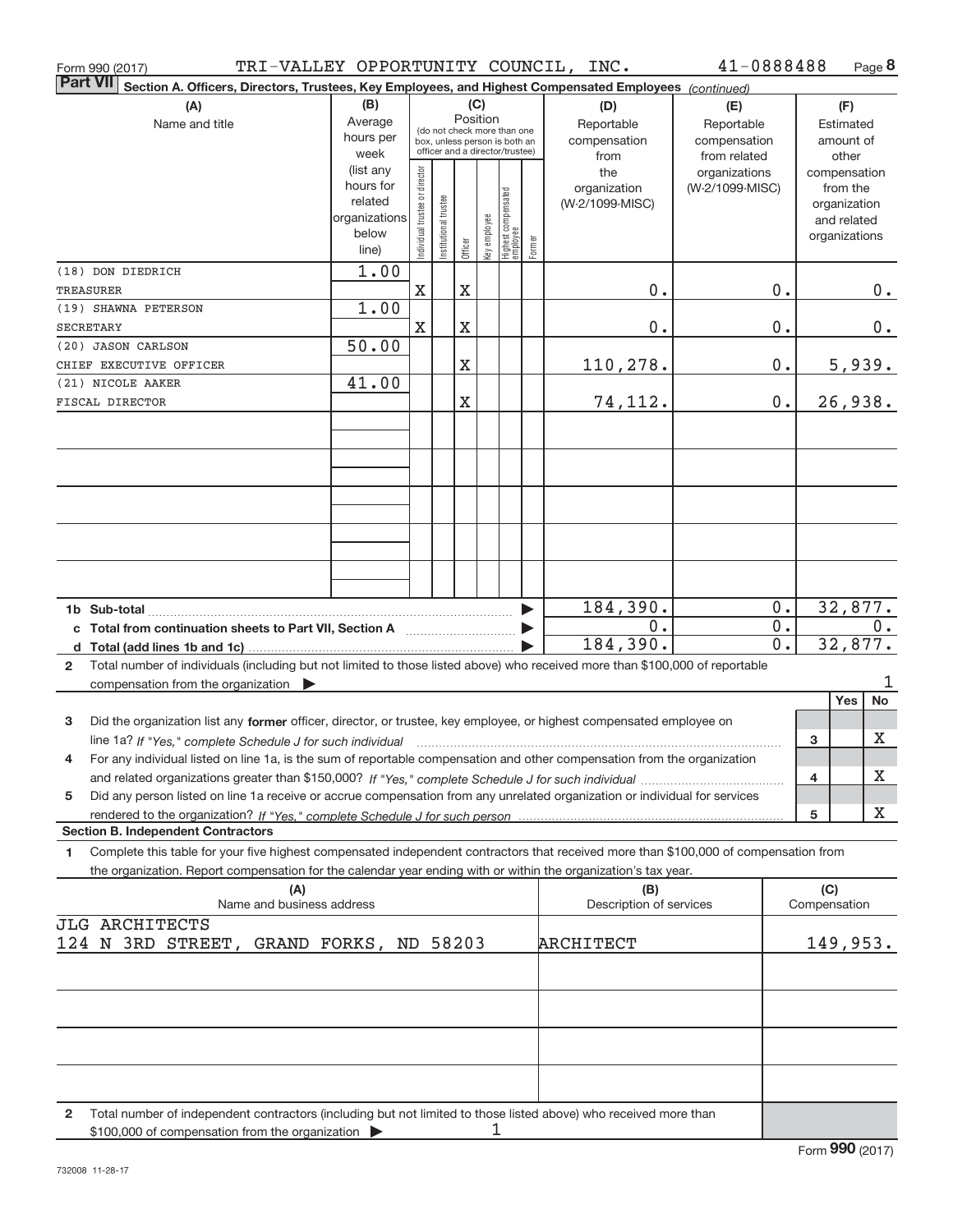Form 990 (2017) TRI-VALLEY OPPORTUNITY COUNCIL, INC. 41-0888488 Page 8

**Part VII Section A. Officers, Directors, Trustees, Key Employees, and Highest Compensated Employees** *(continued)*

| (A) Name and title | (B) Average hours per week (list any hours for related organizations below line) | (C) Position: Individual trustee or director | Institutional trustee | Officer | Key employee | Highest compensated employee | Former | (D) Reportable compensation from the organization (W-2/1099-MISC) | (E) Reportable compensation from related organizations (W-2/1099-MISC) | (F) Estimated amount of other compensation from the organization and related organizations |
|---|---|---|---|---|---|---|---|---|---|---|
| (18) DON DIEDRICH<br>TREASURER | 1.00 | X | | X | | | | 0. | 0. | 0. |
| (19) SHAWNA PETERSON<br>SECRETARY | 1.00 | X | | X | | | | 0. | 0. | 0. |
| (20) JASON CARLSON<br>CHIEF EXECUTIVE OFFICER | 50.00 | | | X | | | | 110,278. | 0. | 5,939. |
| (21) NICOLE AAKER<br>FISCAL DIRECTOR | 41.00 | | | X | | | | 74,112. | 0. | 26,938. |
| **1b Sub-total** | | | | | | | | 184,390. | 0. | 32,877. |
| **c Total from continuation sheets to Part VII, Section A** | | | | | | | | 0. | 0. | 0. |
| **d Total (add lines 1b and 1c)** | | | | | | | | 184,390. | 0. | 32,877. |

2 Total number of individuals (including but not limited to those listed above) who received more than $100,000 of reportable compensation from the organization ▶ 1

| | | Yes | No |
|---|---|---|---|
| 3 Did the organization list any **former** officer, director, or trustee, key employee, or highest compensated employee on line 1a? *If "Yes," complete Schedule J for such individual* | 3 | | X |
| 4 For any individual listed on line 1a, is the sum of reportable compensation and other compensation from the organization and related organizations greater than $150,000? *If "Yes," complete Schedule J for such individual* | 4 | | X |
| 5 Did any person listed on line 1a receive or accrue compensation from any unrelated organization or individual for services rendered to the organization? *If "Yes," complete Schedule J for such person* | 5 | | X |

**Section B. Independent Contractors**

1 Complete this table for your five highest compensated independent contractors that received more than $100,000 of compensation from the organization. Report compensation for the calendar year ending with or within the organization's tax year.

| (A) Name and business address | (B) Description of services | (C) Compensation |
|---|---|---|
| JLG ARCHITECTS<br>124 N 3RD STREET, GRAND FORKS, ND 58203 | ARCHITECT | 149,953. |
| | | |
| | | |
| | | |
| | | |

2 Total number of independent contractors (including but not limited to those listed above) who received more than $100,000 of compensation from the organization ▶ 1

Form **990** (2017)

732008 11-28-17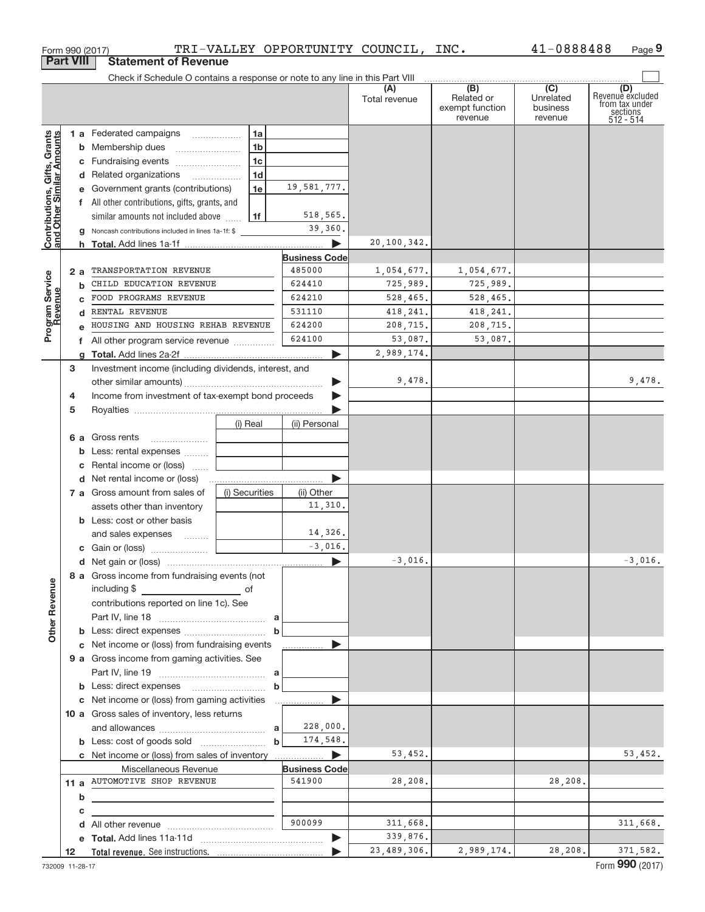Form 990 (2017) TRI-VALLEY OPPORTUNITY COUNCIL, INC. 41-0888488 Page 9

**Part VIII Statement of Revenue**

Check if Schedule O contains a response or note to any line in this Part VIII

| | | | | (A) Total revenue | (B) Related or exempt function revenue | (C) Unrelated business revenue | (D) Revenue excluded from tax under sections 512 - 514 |
|---|---|---|---|---|---|---|---|
| Contributions, Gifts, Grants and Other Similar Amounts | 1 a | Federated campaigns (1a) | | | | | |
| | b | Membership dues (1b) | | | | | |
| | c | Fundraising events (1c) | | | | | |
| | d | Related organizations (1d) | | | | | |
| | e | Government grants (contributions) (1e) | 19,581,777. | | | | |
| | f | All other contributions, gifts, grants, and similar amounts not included above (1f) | 518,565. | | | | |
| | g | Noncash contributions included in lines 1a-1f: $ | 39,360. | | | | |
| | h | Total. Add lines 1a-1f | | 20,100,342. | | | |
| | | | Business Code | | | | |
| Program Service Revenue | 2 a | TRANSPORTATION REVENUE | 485000 | 1,054,677. | 1,054,677. | | |
| | b | CHILD EDUCATION REVENUE | 624410 | 725,989. | 725,989. | | |
| | c | FOOD PROGRAMS REVENUE | 624210 | 528,465. | 528,465. | | |
| | d | RENTAL REVENUE | 531110 | 418,241. | 418,241. | | |
| | e | HOUSING AND HOUSING REHAB REVENUE | 624200 | 208,715. | 208,715. | | |
| | f | All other program service revenue | 624100 | 53,087. | 53,087. | | |
| | g | Total. Add lines 2a-2f | | 2,989,174. | | | |
| Other Revenue | 3 | Investment income (including dividends, interest, and other similar amounts) | | 9,478. | | | 9,478. |
| | 4 | Income from investment of tax-exempt bond proceeds | | | | | |
| | 5 | Royalties | | | | | |
| | | | (i) Real / (ii) Personal | | | | |
| | 6 a | Gross rents | | | | | |
| | b | Less: rental expenses | | | | | |
| | c | Rental income or (loss) | | | | | |
| | d | Net rental income or (loss) | | | | | |
| | | | (i) Securities / (ii) Other | | | | |
| | 7 a | Gross amount from sales of assets other than inventory | (ii) 11,310. | | | | |
| | b | Less: cost or other basis and sales expenses | (ii) 14,326. | | | | |
| | c | Gain or (loss) | (ii) -3,016. | | | | |
| | d | Net gain or (loss) | | -3,016. | | | -3,016. |
| | 8 a | Gross income from fundraising events (not including $ ______ of contributions reported on line 1c). See Part IV, line 18 (a) | | | | | |
| | b | Less: direct expenses (b) | | | | | |
| | c | Net income or (loss) from fundraising events | | | | | |
| | 9 a | Gross income from gaming activities. See Part IV, line 19 (a) | | | | | |
| | b | Less: direct expenses (b) | | | | | |
| | c | Net income or (loss) from gaming activities | | | | | |
| | 10 a | Gross sales of inventory, less returns and allowances (a) | 228,000. | | | | |
| | b | Less: cost of goods sold (b) | 174,548. | | | | |
| | c | Net income or (loss) from sales of inventory | | 53,452. | | | 53,452. |
| | | Miscellaneous Revenue | Business Code | | | | |
| | 11 a | AUTOMOTIVE SHOP REVENUE | 541900 | 28,208. | | 28,208. | |
| | b | | | | | | |
| | c | | | | | | |
| | d | All other revenue | 900099 | 311,668. | | | 311,668. |
| | e | Total. Add lines 11a-11d | | 339,876. | | | |
| | 12 | Total revenue. See instructions. | | 23,489,306. | 2,989,174. | 28,208. | 371,582. |

732009 11-28-17 Form **990** (2017)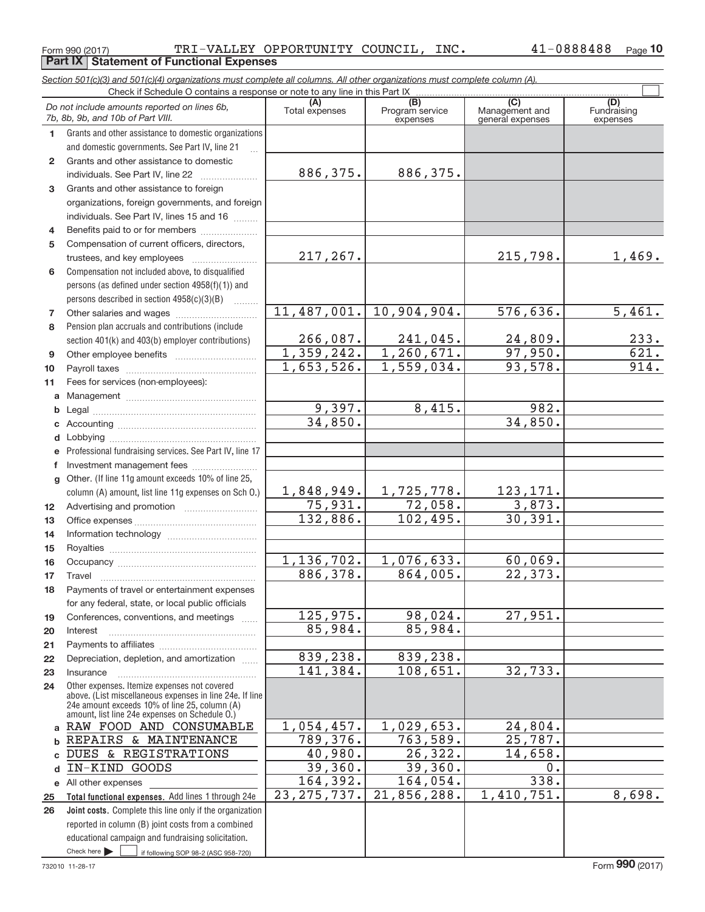Form 990 (2017) TRI-VALLEY OPPORTUNITY COUNCIL, INC. 41-0888488 Page 10

**Part IX Statement of Functional Expenses**

*Section 501(c)(3) and 501(c)(4) organizations must complete all columns. All other organizations must complete column (A).*

Check if Schedule O contains a response or note to any line in this Part IX

| | *Do not include amounts reported on lines 6b, 7b, 8b, 9b, and 10b of Part VIII.* | (A) Total expenses | (B) Program service expenses | (C) Management and general expenses | (D) Fundraising expenses |
|---|---|---|---|---|---|
| 1 | Grants and other assistance to domestic organizations and domestic governments. See Part IV, line 21 | | | | |
| 2 | Grants and other assistance to domestic individuals. See Part IV, line 22 | 886,375. | 886,375. | | |
| 3 | Grants and other assistance to foreign organizations, foreign governments, and foreign individuals. See Part IV, lines 15 and 16 | | | | |
| 4 | Benefits paid to or for members | | | | |
| 5 | Compensation of current officers, directors, trustees, and key employees | 217,267. | | 215,798. | 1,469. |
| 6 | Compensation not included above, to disqualified persons (as defined under section 4958(f)(1)) and persons described in section 4958(c)(3)(B) | | | | |
| 7 | Other salaries and wages | 11,487,001. | 10,904,904. | 576,636. | 5,461. |
| 8 | Pension plan accruals and contributions (include section 401(k) and 403(b) employer contributions) | 266,087. | 241,045. | 24,809. | 233. |
| 9 | Other employee benefits | 1,359,242. | 1,260,671. | 97,950. | 621. |
| 10 | Payroll taxes | 1,653,526. | 1,559,034. | 93,578. | 914. |
| 11 | Fees for services (non-employees): | | | | |
| a | Management | | | | |
| b | Legal | 9,397. | 8,415. | 982. | |
| c | Accounting | 34,850. | | 34,850. | |
| d | Lobbying | | | | |
| e | Professional fundraising services. See Part IV, line 17 | | | | |
| f | Investment management fees | | | | |
| g | Other. (If line 11g amount exceeds 10% of line 25, column (A) amount, list line 11g expenses on Sch O.) | 1,848,949. | 1,725,778. | 123,171. | |
| 12 | Advertising and promotion | 75,931. | 72,058. | 3,873. | |
| 13 | Office expenses | 132,886. | 102,495. | 30,391. | |
| 14 | Information technology | | | | |
| 15 | Royalties | | | | |
| 16 | Occupancy | 1,136,702. | 1,076,633. | 60,069. | |
| 17 | Travel | 886,378. | 864,005. | 22,373. | |
| 18 | Payments of travel or entertainment expenses for any federal, state, or local public officials | | | | |
| 19 | Conferences, conventions, and meetings | 125,975. | 98,024. | 27,951. | |
| 20 | Interest | 85,984. | 85,984. | | |
| 21 | Payments to affiliates | | | | |
| 22 | Depreciation, depletion, and amortization | 839,238. | 839,238. | | |
| 23 | Insurance | 141,384. | 108,651. | 32,733. | |
| 24 | Other expenses. Itemize expenses not covered above. (List miscellaneous expenses in line 24e. If line 24e amount exceeds 10% of line 25, column (A) amount, list line 24e expenses on Schedule O.) | | | | |
| a | RAW FOOD AND CONSUMABLE | 1,054,457. | 1,029,653. | 24,804. | |
| b | REPAIRS & MAINTENANCE | 789,376. | 763,589. | 25,787. | |
| c | DUES & REGISTRATIONS | 40,980. | 26,322. | 14,658. | |
| d | IN-KIND GOODS | 39,360. | 39,360. | 0. | |
| e | All other expenses | 164,392. | 164,054. | 338. | |
| 25 | **Total functional expenses.** Add lines 1 through 24e | 23,275,737. | 21,856,288. | 1,410,751. | 8,698. |
| 26 | **Joint costs.** Complete this line only if the organization reported in column (B) joint costs from a combined educational campaign and fundraising solicitation. Check here ☐ if following SOP 98-2 (ASC 958-720) | | | | |

732010 11-28-17 Form **990** (2017)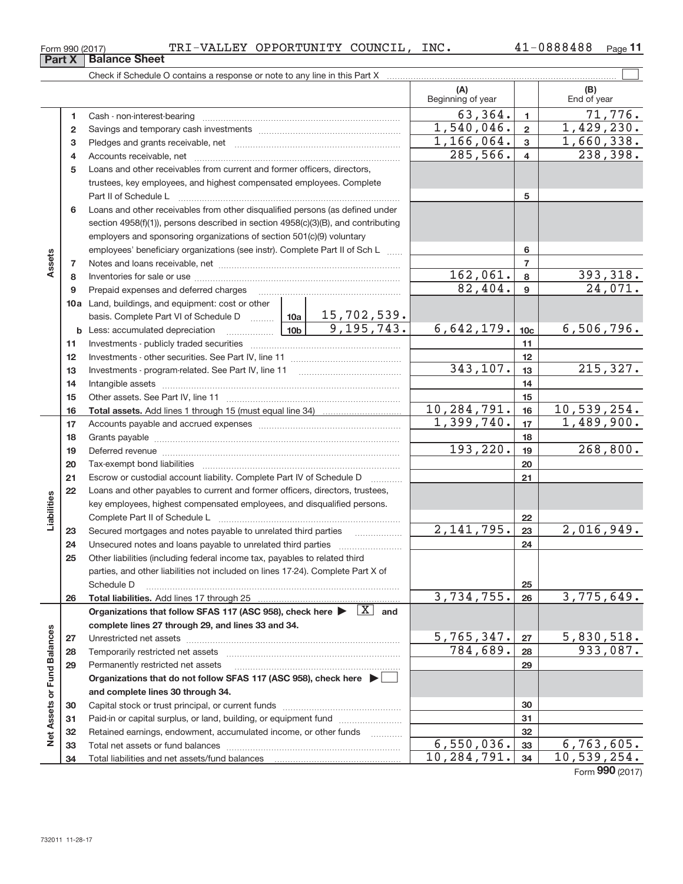Form 990 (2017) TRI-VALLEY OPPORTUNITY COUNCIL, INC. 41-0888488

## Part X Balance Sheet

Check if Schedule O contains a response or note to any line in this Part X

| | | | (A) Beginning of year | | (B) End of year |
|---|---|---|---|---|---|
| **Assets** | 1 | Cash - non-interest-bearing | 63,364. | 1 | 71,776. |
| | 2 | Savings and temporary cash investments | 1,540,046. | 2 | 1,429,230. |
| | 3 | Pledges and grants receivable, net | 1,166,064. | 3 | 1,660,338. |
| | 4 | Accounts receivable, net | 285,566. | 4 | 238,398. |
| | 5 | Loans and other receivables from current and former officers, directors, trustees, key employees, and highest compensated employees. Complete Part II of Schedule L | | 5 | |
| | 6 | Loans and other receivables from other disqualified persons (as defined under section 4958(f)(1)), persons described in section 4958(c)(3)(B), and contributing employers and sponsoring organizations of section 501(c)(9) voluntary employees' beneficiary organizations (see instr). Complete Part II of Sch L | | 6 | |
| | 7 | Notes and loans receivable, net | | 7 | |
| | 8 | Inventories for sale or use | 162,061. | 8 | 393,318. |
| | 9 | Prepaid expenses and deferred charges | 82,404. | 9 | 24,071. |
| | 10a | Land, buildings, and equipment: cost or other basis. Complete Part VI of Schedule D — 10a: 15,702,539. | | | |
| | b | Less: accumulated depreciation — 10b: 9,195,743. | 6,642,179. | 10c | 6,506,796. |
| | 11 | Investments - publicly traded securities | | 11 | |
| | 12 | Investments - other securities. See Part IV, line 11 | | 12 | |
| | 13 | Investments - program-related. See Part IV, line 11 | 343,107. | 13 | 215,327. |
| | 14 | Intangible assets | | 14 | |
| | 15 | Other assets. See Part IV, line 11 | | 15 | |
| | 16 | **Total assets.** Add lines 1 through 15 (must equal line 34) | 10,284,791. | 16 | 10,539,254. |
| **Liabilities** | 17 | Accounts payable and accrued expenses | 1,399,740. | 17 | 1,489,900. |
| | 18 | Grants payable | | 18 | |
| | 19 | Deferred revenue | 193,220. | 19 | 268,800. |
| | 20 | Tax-exempt bond liabilities | | 20 | |
| | 21 | Escrow or custodial account liability. Complete Part IV of Schedule D | | 21 | |
| | 22 | Loans and other payables to current and former officers, directors, trustees, key employees, highest compensated employees, and disqualified persons. Complete Part II of Schedule L | | 22 | |
| | 23 | Secured mortgages and notes payable to unrelated third parties | 2,141,795. | 23 | 2,016,949. |
| | 24 | Unsecured notes and loans payable to unrelated third parties | | 24 | |
| | 25 | Other liabilities (including federal income tax, payables to related third parties, and other liabilities not included on lines 17-24). Complete Part X of Schedule D | | 25 | |
| | 26 | **Total liabilities.** Add lines 17 through 25 | 3,734,755. | 26 | 3,775,649. |
| **Net Assets or Fund Balances** | | **Organizations that follow SFAS 117 (ASC 958), check here ▶ [X] and complete lines 27 through 29, and lines 33 and 34.** | | | |
| | 27 | Unrestricted net assets | 5,765,347. | 27 | 5,830,518. |
| | 28 | Temporarily restricted net assets | 784,689. | 28 | 933,087. |
| | 29 | Permanently restricted net assets | | 29 | |
| | | **Organizations that do not follow SFAS 117 (ASC 958), check here ▶ [ ] and complete lines 30 through 34.** | | | |
| | 30 | Capital stock or trust principal, or current funds | | 30 | |
| | 31 | Paid-in or capital surplus, or land, building, or equipment fund | | 31 | |
| | 32 | Retained earnings, endowment, accumulated income, or other funds | | 32 | |
| | 33 | Total net assets or fund balances | 6,550,036. | 33 | 6,763,605. |
| | 34 | Total liabilities and net assets/fund balances | 10,284,791. | 34 | 10,539,254. |

Form **990** (2017)

732011 11-28-17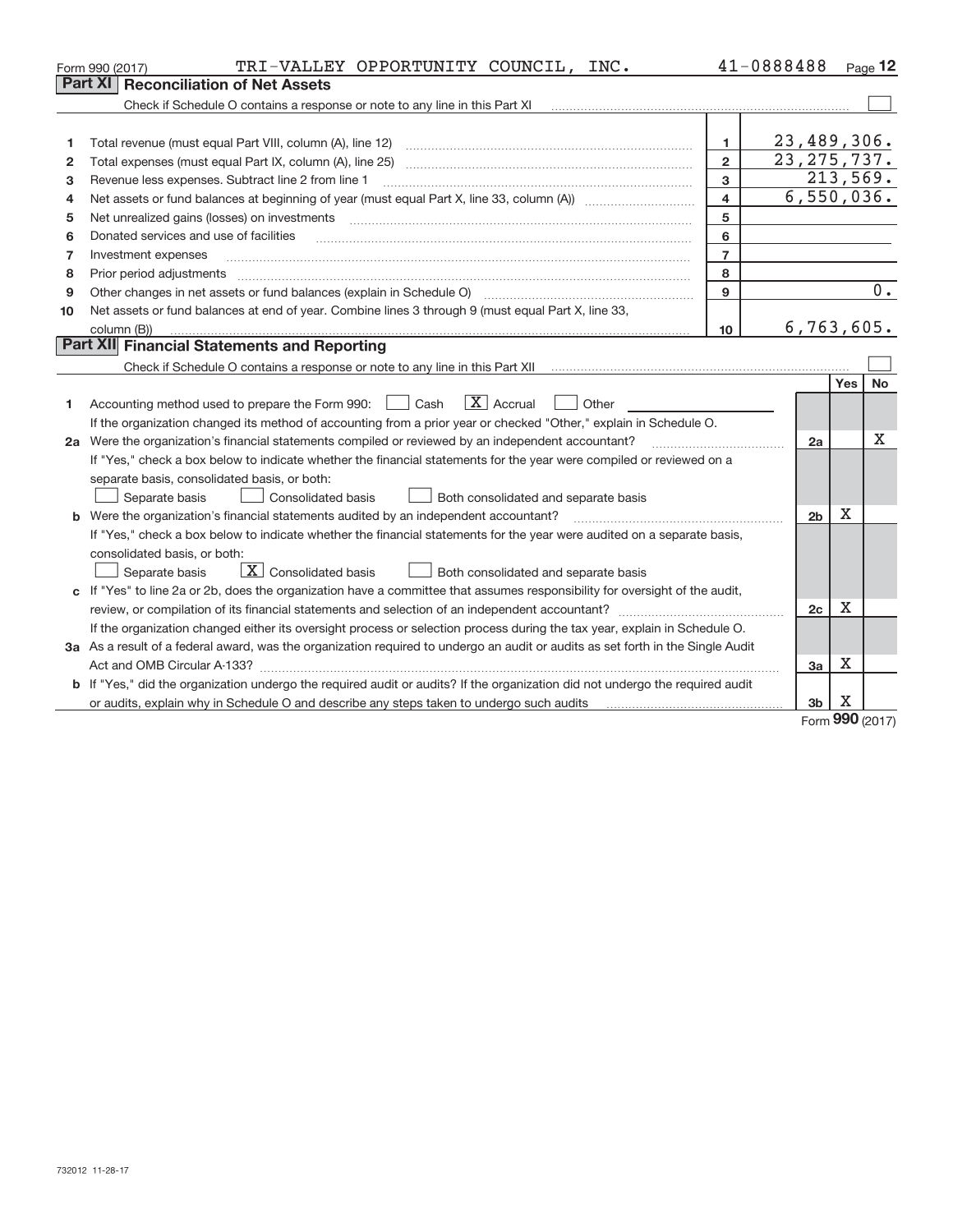Form 990 (2017) TRI-VALLEY OPPORTUNITY COUNCIL, INC. 41-0888488 Page 12

## Part XI Reconciliation of Net Assets

Check if Schedule O contains a response or note to any line in this Part XI

| | | | |
|---|---|---|---|
| 1 | Total revenue (must equal Part VIII, column (A), line 12) | 1 | 23,489,306. |
| 2 | Total expenses (must equal Part IX, column (A), line 25) | 2 | 23,275,737. |
| 3 | Revenue less expenses. Subtract line 2 from line 1 | 3 | 213,569. |
| 4 | Net assets or fund balances at beginning of year (must equal Part X, line 33, column (A)) | 4 | 6,550,036. |
| 5 | Net unrealized gains (losses) on investments | 5 | |
| 6 | Donated services and use of facilities | 6 | |
| 7 | Investment expenses | 7 | |
| 8 | Prior period adjustments | 8 | |
| 9 | Other changes in net assets or fund balances (explain in Schedule O) | 9 | 0. |
| 10 | Net assets or fund balances at end of year. Combine lines 3 through 9 (must equal Part X, line 33, column (B)) | 10 | 6,763,605. |

## Part XII Financial Statements and Reporting

Check if Schedule O contains a response or note to any line in this Part XII

| | | | Yes | No |
|---|---|---|---|---|
| 1 | Accounting method used to prepare the Form 990: ☐ Cash ☒ Accrual ☐ Other<br>If the organization changed its method of accounting from a prior year or checked "Other," explain in Schedule O. | | | |
| 2a | Were the organization's financial statements compiled or reviewed by an independent accountant?<br>If "Yes," check a box below to indicate whether the financial statements for the year were compiled or reviewed on a separate basis, consolidated basis, or both:<br>☐ Separate basis ☐ Consolidated basis ☐ Both consolidated and separate basis | 2a | | X |
| b | Were the organization's financial statements audited by an independent accountant?<br>If "Yes," check a box below to indicate whether the financial statements for the year were audited on a separate basis, consolidated basis, or both:<br>☐ Separate basis ☒ Consolidated basis ☐ Both consolidated and separate basis | 2b | X | |
| c | If "Yes" to line 2a or 2b, does the organization have a committee that assumes responsibility for oversight of the audit, review, or compilation of its financial statements and selection of an independent accountant?<br>If the organization changed either its oversight process or selection process during the tax year, explain in Schedule O. | 2c | X | |
| 3a | As a result of a federal award, was the organization required to undergo an audit or audits as set forth in the Single Audit Act and OMB Circular A-133? | 3a | X | |
| b | If "Yes," did the organization undergo the required audit or audits? If the organization did not undergo the required audit or audits, explain why in Schedule O and describe any steps taken to undergo such audits | 3b | X | |

Form 990 (2017)

732012 11-28-17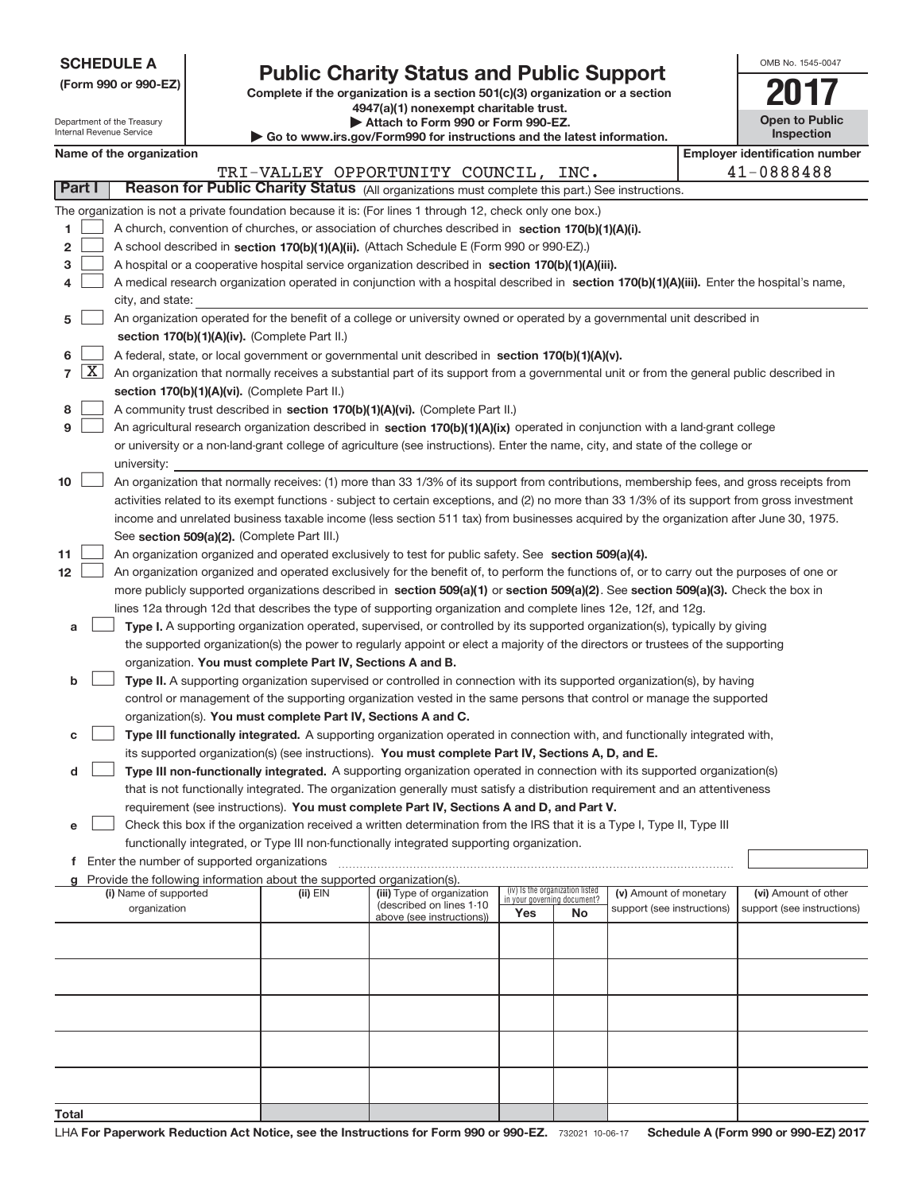**SCHEDULE A**
**(Form 990 or 990-EZ)**

Department of the Treasury
Internal Revenue Service

# Public Charity Status and Public Support

**Complete if the organization is a section 501(c)(3) organization or a section 4947(a)(1) nonexempt charitable trust.**
**▶ Attach to Form 990 or Form 990-EZ.**
**▶ Go to www.irs.gov/Form990 for instructions and the latest information.**

OMB No. 1545-0047

**2017**

**Open to Public Inspection**

**Name of the organization**: TRI-VALLEY OPPORTUNITY COUNCIL, INC.

**Employer identification number**: 41-0888488

## Part I  Reason for Public Charity Status (All organizations must complete this part.) See instructions.

The organization is not a private foundation because it is: (For lines 1 through 12, check only one box.)

1. ☐ A church, convention of churches, or association of churches described in **section 170(b)(1)(A)(i).**
2. ☐ A school described in **section 170(b)(1)(A)(ii).** (Attach Schedule E (Form 990 or 990-EZ).)
3. ☐ A hospital or a cooperative hospital service organization described in **section 170(b)(1)(A)(iii).**
4. ☐ A medical research organization operated in conjunction with a hospital described in **section 170(b)(1)(A)(iii).** Enter the hospital's name, city, and state:
5. ☐ An organization operated for the benefit of a college or university owned or operated by a governmental unit described in **section 170(b)(1)(A)(iv).** (Complete Part II.)
6. ☐ A federal, state, or local government or governmental unit described in **section 170(b)(1)(A)(v).**
7. ☒ An organization that normally receives a substantial part of its support from a governmental unit or from the general public described in **section 170(b)(1)(A)(vi).** (Complete Part II.)
8. ☐ A community trust described in **section 170(b)(1)(A)(vi).** (Complete Part II.)
9. ☐ An agricultural research organization described in **section 170(b)(1)(A)(ix)** operated in conjunction with a land-grant college or university or a non-land-grant college of agriculture (see instructions). Enter the name, city, and state of the college or university:
10. ☐ An organization that normally receives: (1) more than 33 1/3% of its support from contributions, membership fees, and gross receipts from activities related to its exempt functions - subject to certain exceptions, and (2) no more than 33 1/3% of its support from gross investment income and unrelated business taxable income (less section 511 tax) from businesses acquired by the organization after June 30, 1975. See **section 509(a)(2).** (Complete Part III.)
11. ☐ An organization organized and operated exclusively to test for public safety. See **section 509(a)(4).**
12. ☐ An organization organized and operated exclusively for the benefit of, to perform the functions of, or to carry out the purposes of one or more publicly supported organizations described in **section 509(a)(1)** or **section 509(a)(2)**. See **section 509(a)(3).** Check the box in lines 12a through 12d that describes the type of supporting organization and complete lines 12e, 12f, and 12g.
   - **a** ☐ **Type I.** A supporting organization operated, supervised, or controlled by its supported organization(s), typically by giving the supported organization(s) the power to regularly appoint or elect a majority of the directors or trustees of the supporting organization. **You must complete Part IV, Sections A and B.**
   - **b** ☐ **Type II.** A supporting organization supervised or controlled in connection with its supported organization(s), by having control or management of the supporting organization vested in the same persons that control or manage the supported organization(s). **You must complete Part IV, Sections A and C.**
   - **c** ☐ **Type III functionally integrated.** A supporting organization operated in connection with, and functionally integrated with, its supported organization(s) (see instructions). **You must complete Part IV, Sections A, D, and E.**
   - **d** ☐ **Type III non-functionally integrated.** A supporting organization operated in connection with its supported organization(s) that is not functionally integrated. The organization generally must satisfy a distribution requirement and an attentiveness requirement (see instructions). **You must complete Part IV, Sections A and D, and Part V.**
   - **e** ☐ Check this box if the organization received a written determination from the IRS that it is a Type I, Type II, Type III functionally integrated, or Type III non-functionally integrated supporting organization.
   - **f** Enter the number of supported organizations
   - **g** Provide the following information about the supported organization(s).

| (i) Name of supported organization | (ii) EIN | (iii) Type of organization (described on lines 1-10 above (see instructions)) | (iv) Is the organization listed in your governing document? Yes | No | (v) Amount of monetary support (see instructions) | (vi) Amount of other support (see instructions) |
|---|---|---|---|---|---|---|
| | | | | | | |
| | | | | | | |
| | | | | | | |
| | | | | | | |
| | | | | | | |
| **Total** | | | | | | |

LHA **For Paperwork Reduction Act Notice, see the Instructions for Form 990 or 990-EZ.** 732021 10-06-17 **Schedule A (Form 990 or 990-EZ) 2017**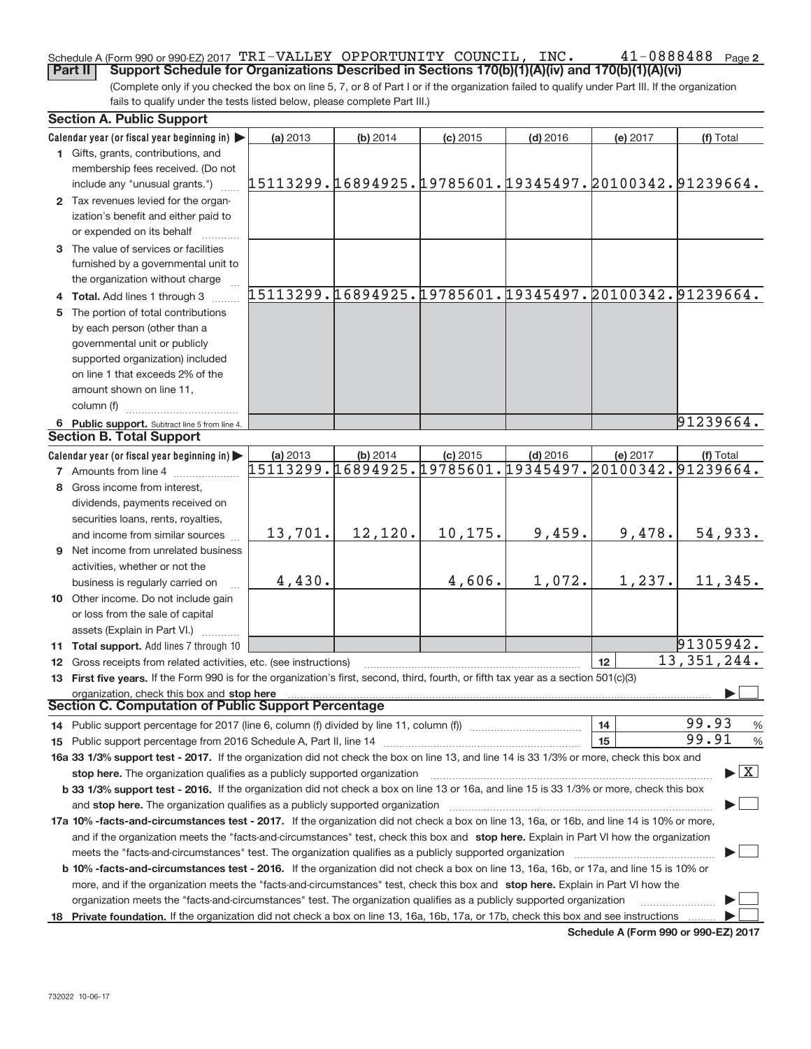Schedule A (Form 990 or 990-EZ) 2017 TRI-VALLEY OPPORTUNITY COUNCIL, INC. 41-0888488 Page 2

## Part II Support Schedule for Organizations Described in Sections 170(b)(1)(A)(iv) and 170(b)(1)(A)(vi)

(Complete only if you checked the box on line 5, 7, or 8 of Part I or if the organization failed to qualify under Part III. If the organization fails to qualify under the tests listed below, please complete Part III.)

### Section A. Public Support

| Calendar year (or fiscal year beginning in) ▶ | (a) 2013 | (b) 2014 | (c) 2015 | (d) 2016 | (e) 2017 | (f) Total |
|---|---|---|---|---|---|---|
| **1** Gifts, grants, contributions, and membership fees received. (Do not include any "unusual grants.") | 15113299. | 16894925. | 19785601. | 19345497. | 20100342. | 91239664. |
| **2** Tax revenues levied for the organization's benefit and either paid to or expended on its behalf | | | | | | |
| **3** The value of services or facilities furnished by a governmental unit to the organization without charge | | | | | | |
| **4 Total.** Add lines 1 through 3 | 15113299. | 16894925. | 19785601. | 19345497. | 20100342. | 91239664. |
| **5** The portion of total contributions by each person (other than a governmental unit or publicly supported organization) included on line 1 that exceeds 2% of the amount shown on line 11, column (f) | | | | | | |
| **6 Public support.** Subtract line 5 from line 4. | | | | | | 91239664. |

### Section B. Total Support

| Calendar year (or fiscal year beginning in) ▶ | (a) 2013 | (b) 2014 | (c) 2015 | (d) 2016 | (e) 2017 | (f) Total |
|---|---|---|---|---|---|---|
| **7** Amounts from line 4 | 15113299. | 16894925. | 19785601. | 19345497. | 20100342. | 91239664. |
| **8** Gross income from interest, dividends, payments received on securities loans, rents, royalties, and income from similar sources | 13,701. | 12,120. | 10,175. | 9,459. | 9,478. | 54,933. |
| **9** Net income from unrelated business activities, whether or not the business is regularly carried on | 4,430. | | 4,606. | 1,072. | 1,237. | 11,345. |
| **10** Other income. Do not include gain or loss from the sale of capital assets (Explain in Part VI.) | | | | | | |
| **11 Total support.** Add lines 7 through 10 | | | | | | 91305942. |

**12** Gross receipts from related activities, etc. (see instructions) | 12 | 13,351,244.

**13 First five years.** If the Form 990 is for the organization's first, second, third, fourth, or fifth tax year as a section 501(c)(3) organization, check this box and **stop here** ▶ ☐

### Section C. Computation of Public Support Percentage

**14** Public support percentage for 2017 (line 6, column (f) divided by line 11, column (f)) | 14 | 99.93 %

**15** Public support percentage from 2016 Schedule A, Part II, line 14 | 15 | 99.91 %

**16a 33 1/3% support test - 2017.** If the organization did not check the box on line 13, and line 14 is 33 1/3% or more, check this box and **stop here.** The organization qualifies as a publicly supported organization ▶ ☒

**b 33 1/3% support test - 2016.** If the organization did not check a box on line 13 or 16a, and line 15 is 33 1/3% or more, check this box and **stop here.** The organization qualifies as a publicly supported organization ▶ ☐

**17a 10% -facts-and-circumstances test - 2017.** If the organization did not check a box on line 13, 16a, or 16b, and line 14 is 10% or more, and if the organization meets the "facts-and-circumstances" test, check this box and **stop here.** Explain in Part VI how the organization meets the "facts-and-circumstances" test. The organization qualifies as a publicly supported organization ▶ ☐

**b 10% -facts-and-circumstances test - 2016.** If the organization did not check a box on line 13, 16a, 16b, or 17a, and line 15 is 10% or more, and if the organization meets the "facts-and-circumstances" test, check this box and **stop here.** Explain in Part VI how the organization meets the "facts-and-circumstances" test. The organization qualifies as a publicly supported organization ▶ ☐

**18 Private foundation.** If the organization did not check a box on line 13, 16a, 16b, 17a, or 17b, check this box and see instructions ▶ ☐

**Schedule A (Form 990 or 990-EZ) 2017**

732022 10-06-17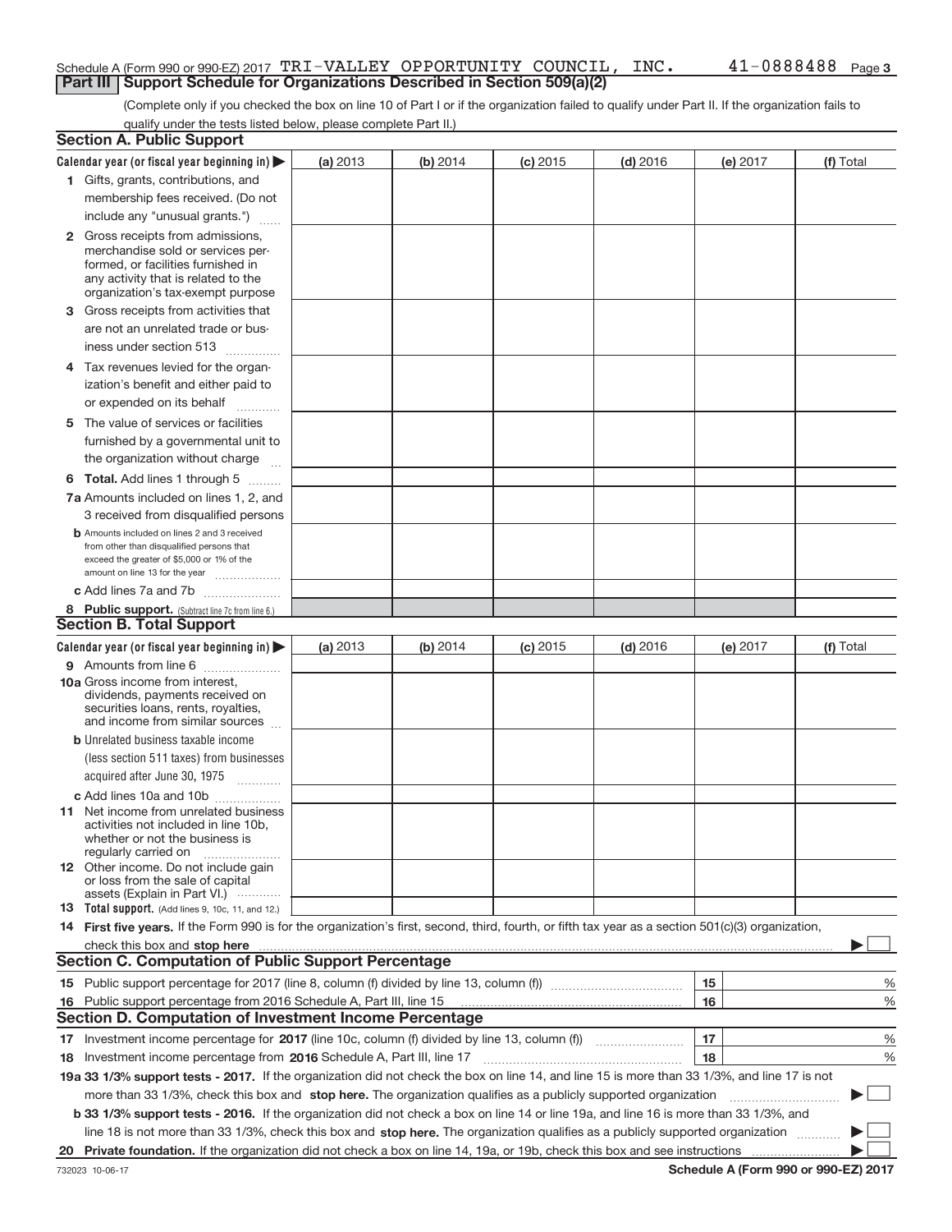Schedule A (Form 990 or 990-EZ) 2017 TRI-VALLEY OPPORTUNITY COUNCIL, INC. 41-0888488 Page 3

## Part III Support Schedule for Organizations Described in Section 509(a)(2)

(Complete only if you checked the box on line 10 of Part I or if the organization failed to qualify under Part II. If the organization fails to qualify under the tests listed below, please complete Part II.)

### Section A. Public Support

| Calendar year (or fiscal year beginning in) ▶ | (a) 2013 | (b) 2014 | (c) 2015 | (d) 2016 | (e) 2017 | (f) Total |
|---|---|---|---|---|---|---|
| 1 Gifts, grants, contributions, and membership fees received. (Do not include any "unusual grants.") | | | | | | |
| 2 Gross receipts from admissions, merchandise sold or services performed, or facilities furnished in any activity that is related to the organization's tax-exempt purpose | | | | | | |
| 3 Gross receipts from activities that are not an unrelated trade or business under section 513 | | | | | | |
| 4 Tax revenues levied for the organization's benefit and either paid to or expended on its behalf | | | | | | |
| 5 The value of services or facilities furnished by a governmental unit to the organization without charge | | | | | | |
| 6 **Total.** Add lines 1 through 5 | | | | | | |
| 7a Amounts included on lines 1, 2, and 3 received from disqualified persons | | | | | | |
| b Amounts included on lines 2 and 3 received from other than disqualified persons that exceed the greater of $5,000 or 1% of the amount on line 13 for the year | | | | | | |
| c Add lines 7a and 7b | | | | | | |
| 8 **Public support.** (Subtract line 7c from line 6.) | | | | | | |

### Section B. Total Support

| Calendar year (or fiscal year beginning in) ▶ | (a) 2013 | (b) 2014 | (c) 2015 | (d) 2016 | (e) 2017 | (f) Total |
|---|---|---|---|---|---|---|
| 9 Amounts from line 6 | | | | | | |
| 10a Gross income from interest, dividends, payments received on securities loans, rents, royalties, and income from similar sources | | | | | | |
| b Unrelated business taxable income (less section 511 taxes) from businesses acquired after June 30, 1975 | | | | | | |
| c Add lines 10a and 10b | | | | | | |
| 11 Net income from unrelated business activities not included in line 10b, whether or not the business is regularly carried on | | | | | | |
| 12 Other income. Do not include gain or loss from the sale of capital assets (Explain in Part VI.) | | | | | | |
| 13 **Total support.** (Add lines 9, 10c, 11, and 12.) | | | | | | |

14 **First five years.** If the Form 990 is for the organization's first, second, third, fourth, or fifth tax year as a section 501(c)(3) organization, check this box and **stop here** ▶ ☐

### Section C. Computation of Public Support Percentage

| | | | |
|---|---|---|---|
| 15 Public support percentage for 2017 (line 8, column (f) divided by line 13, column (f)) | 15 | | % |
| 16 Public support percentage from 2016 Schedule A, Part III, line 15 | 16 | | % |

### Section D. Computation of Investment Income Percentage

| | | | |
|---|---|---|---|
| 17 Investment income percentage for **2017** (line 10c, column (f) divided by line 13, column (f)) | 17 | | % |
| 18 Investment income percentage from **2016** Schedule A, Part III, line 17 | 18 | | % |

**19a 33 1/3% support tests - 2017.** If the organization did not check the box on line 14, and line 15 is more than 33 1/3%, and line 17 is not more than 33 1/3%, check this box and **stop here.** The organization qualifies as a publicly supported organization ▶ ☐

**b 33 1/3% support tests - 2016.** If the organization did not check a box on line 14 or line 19a, and line 16 is more than 33 1/3%, and line 18 is not more than 33 1/3%, check this box and **stop here.** The organization qualifies as a publicly supported organization ▶ ☐

**20 Private foundation.** If the organization did not check a box on line 14, 19a, or 19b, check this box and see instructions ▶ ☐

732023 10-06-17 **Schedule A (Form 990 or 990-EZ) 2017**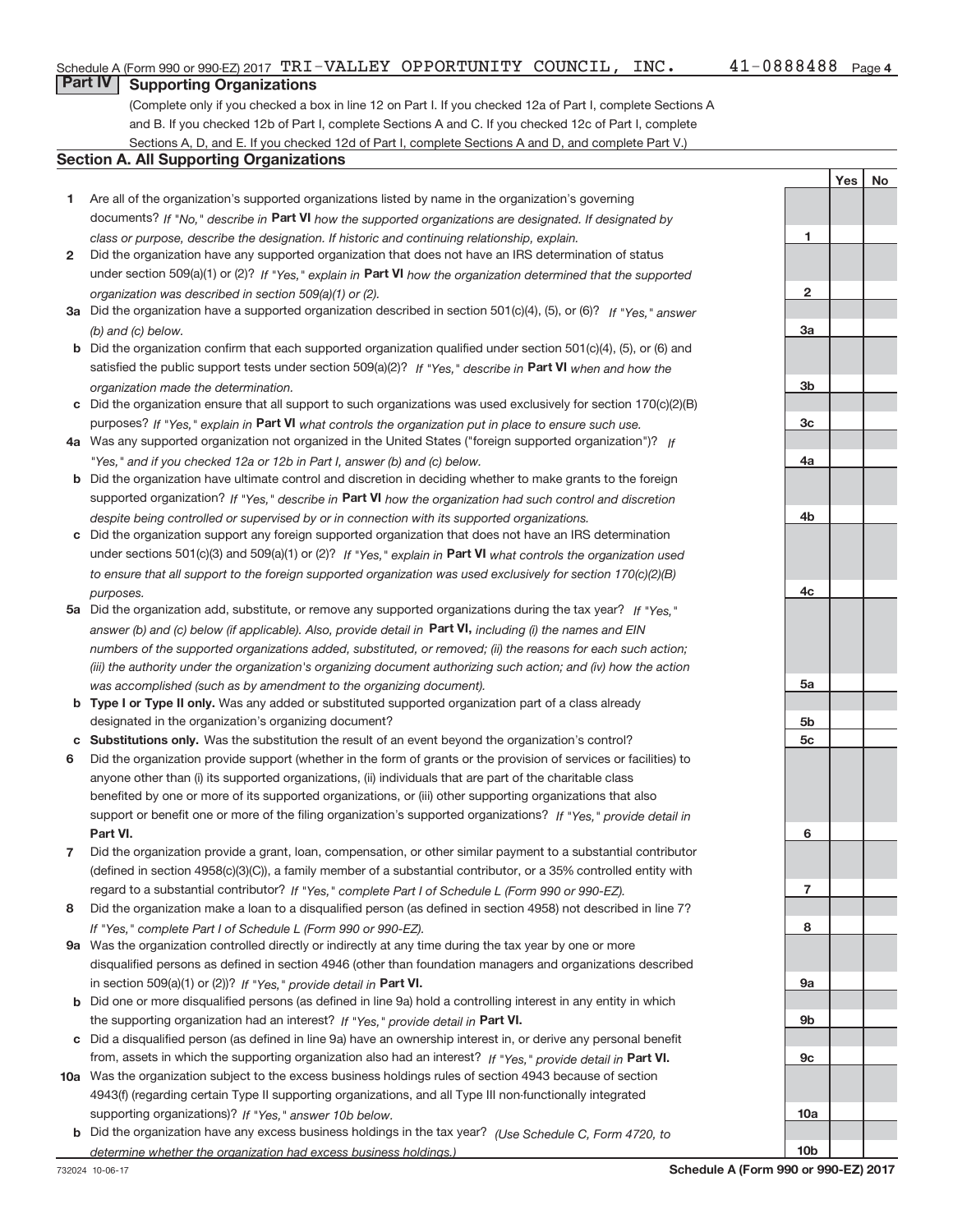Schedule A (Form 990 or 990-EZ) 2017 TRI-VALLEY OPPORTUNITY COUNCIL, INC. 41-0888488 Page 4

## Part IV Supporting Organizations

(Complete only if you checked a box in line 12 on Part I. If you checked 12a of Part I, complete Sections A and B. If you checked 12b of Part I, complete Sections A and C. If you checked 12c of Part I, complete Sections A, D, and E. If you checked 12d of Part I, complete Sections A and D, and complete Part V.)

### Section A. All Supporting Organizations

| | | | Yes | No |
|---|---|---|---|---|
| 1 | Are all of the organization's supported organizations listed by name in the organization's governing documents? *If "No," describe in* **Part VI** *how the supported organizations are designated. If designated by class or purpose, describe the designation. If historic and continuing relationship, explain.* | 1 | | |
| 2 | Did the organization have any supported organization that does not have an IRS determination of status under section 509(a)(1) or (2)? *If "Yes," explain in* **Part VI** *how the organization determined that the supported organization was described in section 509(a)(1) or (2).* | 2 | | |
| 3a | Did the organization have a supported organization described in section 501(c)(4), (5), or (6)? *If "Yes," answer (b) and (c) below.* | 3a | | |
| b | Did the organization confirm that each supported organization qualified under section 501(c)(4), (5), or (6) and satisfied the public support tests under section 509(a)(2)? *If "Yes," describe in* **Part VI** *when and how the organization made the determination.* | 3b | | |
| c | Did the organization ensure that all support to such organizations was used exclusively for section 170(c)(2)(B) purposes? *If "Yes," explain in* **Part VI** *what controls the organization put in place to ensure such use.* | 3c | | |
| 4a | Was any supported organization not organized in the United States ("foreign supported organization")? *If "Yes," and if you checked 12a or 12b in Part I, answer (b) and (c) below.* | 4a | | |
| b | Did the organization have ultimate control and discretion in deciding whether to make grants to the foreign supported organization? *If "Yes," describe in* **Part VI** *how the organization had such control and discretion despite being controlled or supervised by or in connection with its supported organizations.* | 4b | | |
| c | Did the organization support any foreign supported organization that does not have an IRS determination under sections 501(c)(3) and 509(a)(1) or (2)? *If "Yes," explain in* **Part VI** *what controls the organization used to ensure that all support to the foreign supported organization was used exclusively for section 170(c)(2)(B) purposes.* | 4c | | |
| 5a | Did the organization add, substitute, or remove any supported organizations during the tax year? *If "Yes," answer (b) and (c) below (if applicable). Also, provide detail in* **Part VI,** *including (i) the names and EIN numbers of the supported organizations added, substituted, or removed; (ii) the reasons for each such action; (iii) the authority under the organization's organizing document authorizing such action; and (iv) how the action was accomplished (such as by amendment to the organizing document).* | 5a | | |
| b | **Type I or Type II only.** Was any added or substituted supported organization part of a class already designated in the organization's organizing document? | 5b | | |
| c | **Substitutions only.** Was the substitution the result of an event beyond the organization's control? | 5c | | |
| 6 | Did the organization provide support (whether in the form of grants or the provision of services or facilities) to anyone other than (i) its supported organizations, (ii) individuals that are part of the charitable class benefited by one or more of its supported organizations, or (iii) other supporting organizations that also support or benefit one or more of the filing organization's supported organizations? *If "Yes," provide detail in* **Part VI.** | 6 | | |
| 7 | Did the organization provide a grant, loan, compensation, or other similar payment to a substantial contributor (defined in section 4958(c)(3)(C)), a family member of a substantial contributor, or a 35% controlled entity with regard to a substantial contributor? *If "Yes," complete Part I of Schedule L (Form 990 or 990-EZ).* | 7 | | |
| 8 | Did the organization make a loan to a disqualified person (as defined in section 4958) not described in line 7? *If "Yes," complete Part I of Schedule L (Form 990 or 990-EZ).* | 8 | | |
| 9a | Was the organization controlled directly or indirectly at any time during the tax year by one or more disqualified persons as defined in section 4946 (other than foundation managers and organizations described in section 509(a)(1) or (2))? *If "Yes," provide detail in* **Part VI.** | 9a | | |
| b | Did one or more disqualified persons (as defined in line 9a) hold a controlling interest in any entity in which the supporting organization had an interest? *If "Yes," provide detail in* **Part VI.** | 9b | | |
| c | Did a disqualified person (as defined in line 9a) have an ownership interest in, or derive any personal benefit from, assets in which the supporting organization also had an interest? *If "Yes," provide detail in* **Part VI.** | 9c | | |
| 10a | Was the organization subject to the excess business holdings rules of section 4943 because of section 4943(f) (regarding certain Type II supporting organizations, and all Type III non-functionally integrated supporting organizations)? *If "Yes," answer 10b below.* | 10a | | |
| b | Did the organization have any excess business holdings in the tax year? *(Use Schedule C, Form 4720, to determine whether the organization had excess business holdings.)* | 10b | | |

732024 10-06-17 **Schedule A (Form 990 or 990-EZ) 2017**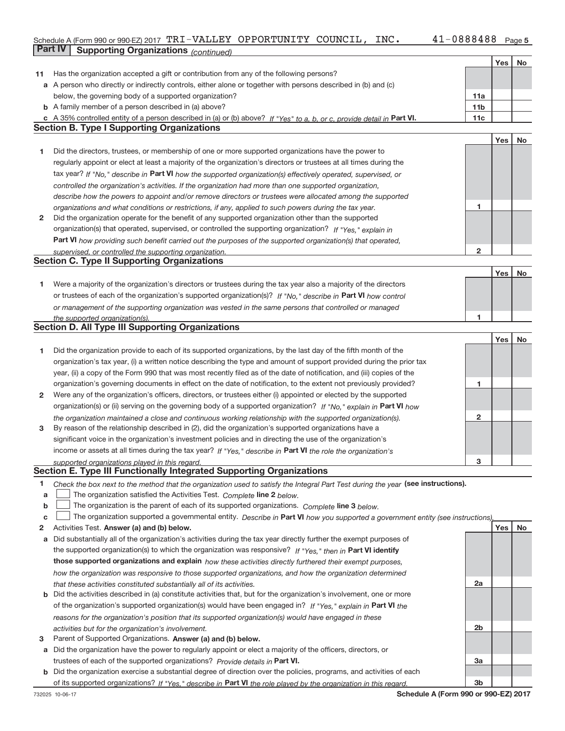Schedule A (Form 990 or 990-EZ) 2017 TRI-VALLEY OPPORTUNITY COUNCIL, INC. 41-0888488 Page 5

**Part IV | Supporting Organizations** *(continued)*

| | | | Yes | No |
|---|---|---|---|---|
| **11** | Has the organization accepted a gift or contribution from any of the following persons? | | | |
| **a** | A person who directly or indirectly controls, either alone or together with persons described in (b) and (c) below, the governing body of a supported organization? | **11a** | | |
| **b** | A family member of a person described in (a) above? | **11b** | | |
| **c** | A 35% controlled entity of a person described in (a) or (b) above? *If "Yes" to a, b, or c, provide detail in* **Part VI.** | **11c** | | |

## Section B. Type I Supporting Organizations

| | | | Yes | No |
|---|---|---|---|---|
| **1** | Did the directors, trustees, or membership of one or more supported organizations have the power to regularly appoint or elect at least a majority of the organization's directors or trustees at all times during the tax year? *If "No," describe in* **Part VI** *how the supported organization(s) effectively operated, supervised, or controlled the organization's activities. If the organization had more than one supported organization, describe how the powers to appoint and/or remove directors or trustees were allocated among the supported organizations and what conditions or restrictions, if any, applied to such powers during the tax year.* | **1** | | |
| **2** | Did the organization operate for the benefit of any supported organization other than the supported organization(s) that operated, supervised, or controlled the supporting organization? *If "Yes," explain in* **Part VI** *how providing such benefit carried out the purposes of the supported organization(s) that operated, supervised, or controlled the supporting organization.* | **2** | | |

## Section C. Type II Supporting Organizations

| | | | Yes | No |
|---|---|---|---|---|
| **1** | Were a majority of the organization's directors or trustees during the tax year also a majority of the directors or trustees of each of the organization's supported organization(s)? *If "No," describe in* **Part VI** *how control or management of the supporting organization was vested in the same persons that controlled or managed the supported organization(s).* | **1** | | |

## Section D. All Type III Supporting Organizations

| | | | Yes | No |
|---|---|---|---|---|
| **1** | Did the organization provide to each of its supported organizations, by the last day of the fifth month of the organization's tax year, (i) a written notice describing the type and amount of support provided during the prior tax year, (ii) a copy of the Form 990 that was most recently filed as of the date of notification, and (iii) copies of the organization's governing documents in effect on the date of notification, to the extent not previously provided? | **1** | | |
| **2** | Were any of the organization's officers, directors, or trustees either (i) appointed or elected by the supported organization(s) or (ii) serving on the governing body of a supported organization? *If "No," explain in* **Part VI** *how the organization maintained a close and continuous working relationship with the supported organization(s).* | **2** | | |
| **3** | By reason of the relationship described in (2), did the organization's supported organizations have a significant voice in the organization's investment policies and in directing the use of the organization's income or assets at all times during the tax year? *If "Yes," describe in* **Part VI** *the role the organization's supported organizations played in this regard.* | **3** | | |

## Section E. Type III Functionally Integrated Supporting Organizations

**1** *Check the box next to the method that the organization used to satisfy the Integral Part Test during the year* **(see instructions).**

- **a** ☐ The organization satisfied the Activities Test. *Complete* **line 2** *below.*
- **b** ☐ The organization is the parent of each of its supported organizations. *Complete* **line 3** *below.*
- **c** ☐ The organization supported a governmental entity. *Describe in* **Part VI** *how you supported a government entity (see instructions).*

| | | | Yes | No |
|---|---|---|---|---|
| **2** | Activities Test. **Answer (a) and (b) below.** | | | |
| **a** | Did substantially all of the organization's activities during the tax year directly further the exempt purposes of the supported organization(s) to which the organization was responsive? *If "Yes," then in* **Part VI identify those supported organizations and explain** *how these activities directly furthered their exempt purposes, how the organization was responsive to those supported organizations, and how the organization determined that these activities constituted substantially all of its activities.* | **2a** | | |
| **b** | Did the activities described in (a) constitute activities that, but for the organization's involvement, one or more of the organization's supported organization(s) would have been engaged in? *If "Yes," explain in* **Part VI** *the reasons for the organization's position that its supported organization(s) would have engaged in these activities but for the organization's involvement.* | **2b** | | |
| **3** | Parent of Supported Organizations. **Answer (a) and (b) below.** | | | |
| **a** | Did the organization have the power to regularly appoint or elect a majority of the officers, directors, or trustees of each of the supported organizations? *Provide details in* **Part VI.** | **3a** | | |
| **b** | Did the organization exercise a substantial degree of direction over the policies, programs, and activities of each of its supported organizations? *If "Yes," describe in* **Part VI** *the role played by the organization in this regard.* | **3b** | | |

732025 10-06-17 **Schedule A (Form 990 or 990-EZ) 2017**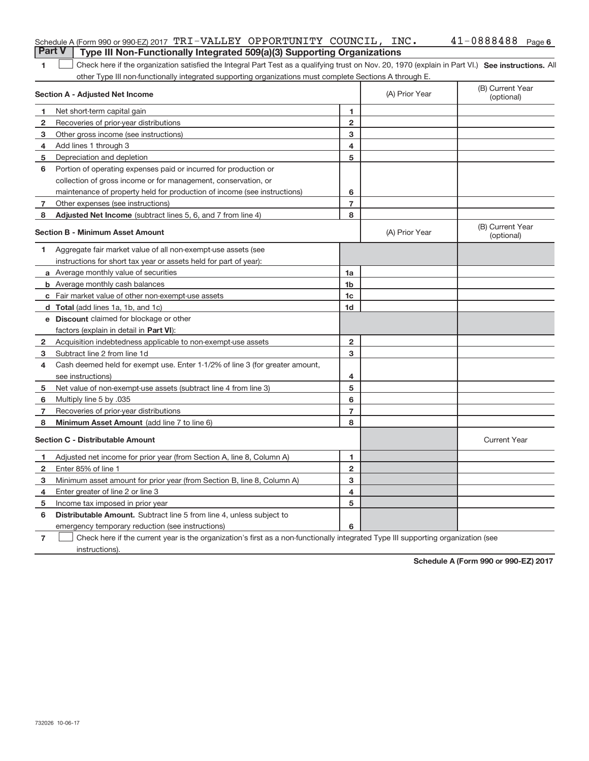Schedule A (Form 990 or 990-EZ) 2017 TRI-VALLEY OPPORTUNITY COUNCIL, INC. 41-0888488 Page 6

**Part V | Type III Non-Functionally Integrated 509(a)(3) Supporting Organizations**

1 ☐ Check here if the organization satisfied the Integral Part Test as a qualifying trust on Nov. 20, 1970 (explain in Part VI.) **See instructions.** All other Type III non-functionally integrated supporting organizations must complete Sections A through E.

| **Section A - Adjusted Net Income** | | | (A) Prior Year | (B) Current Year (optional) |
|---|---|---|---|---|
| 1 | Net short-term capital gain | 1 | | |
| 2 | Recoveries of prior-year distributions | 2 | | |
| 3 | Other gross income (see instructions) | 3 | | |
| 4 | Add lines 1 through 3 | 4 | | |
| 5 | Depreciation and depletion | 5 | | |
| 6 | Portion of operating expenses paid or incurred for production or collection of gross income or for management, conservation, or maintenance of property held for production of income (see instructions) | 6 | | |
| 7 | Other expenses (see instructions) | 7 | | |
| 8 | **Adjusted Net Income** (subtract lines 5, 6, and 7 from line 4) | 8 | | |

| **Section B - Minimum Asset Amount** | | | (A) Prior Year | (B) Current Year (optional) |
|---|---|---|---|---|
| 1 | Aggregate fair market value of all non-exempt-use assets (see instructions for short tax year or assets held for part of year): | | | |
| a | Average monthly value of securities | 1a | | |
| b | Average monthly cash balances | 1b | | |
| c | Fair market value of other non-exempt-use assets | 1c | | |
| d | **Total** (add lines 1a, 1b, and 1c) | 1d | | |
| e | **Discount** claimed for blockage or other factors (explain in detail in **Part VI**): | | | |
| 2 | Acquisition indebtedness applicable to non-exempt-use assets | 2 | | |
| 3 | Subtract line 2 from line 1d | 3 | | |
| 4 | Cash deemed held for exempt use. Enter 1-1/2% of line 3 (for greater amount, see instructions) | 4 | | |
| 5 | Net value of non-exempt-use assets (subtract line 4 from line 3) | 5 | | |
| 6 | Multiply line 5 by .035 | 6 | | |
| 7 | Recoveries of prior-year distributions | 7 | | |
| 8 | **Minimum Asset Amount** (add line 7 to line 6) | 8 | | |

| **Section C - Distributable Amount** | | | | Current Year |
|---|---|---|---|---|
| 1 | Adjusted net income for prior year (from Section A, line 8, Column A) | 1 | | |
| 2 | Enter 85% of line 1 | 2 | | |
| 3 | Minimum asset amount for prior year (from Section B, line 8, Column A) | 3 | | |
| 4 | Enter greater of line 2 or line 3 | 4 | | |
| 5 | Income tax imposed in prior year | 5 | | |
| 6 | **Distributable Amount.** Subtract line 5 from line 4, unless subject to emergency temporary reduction (see instructions) | 6 | | |

7 ☐ Check here if the current year is the organization's first as a non-functionally integrated Type III supporting organization (see instructions).

**Schedule A (Form 990 or 990-EZ) 2017**

732026 10-06-17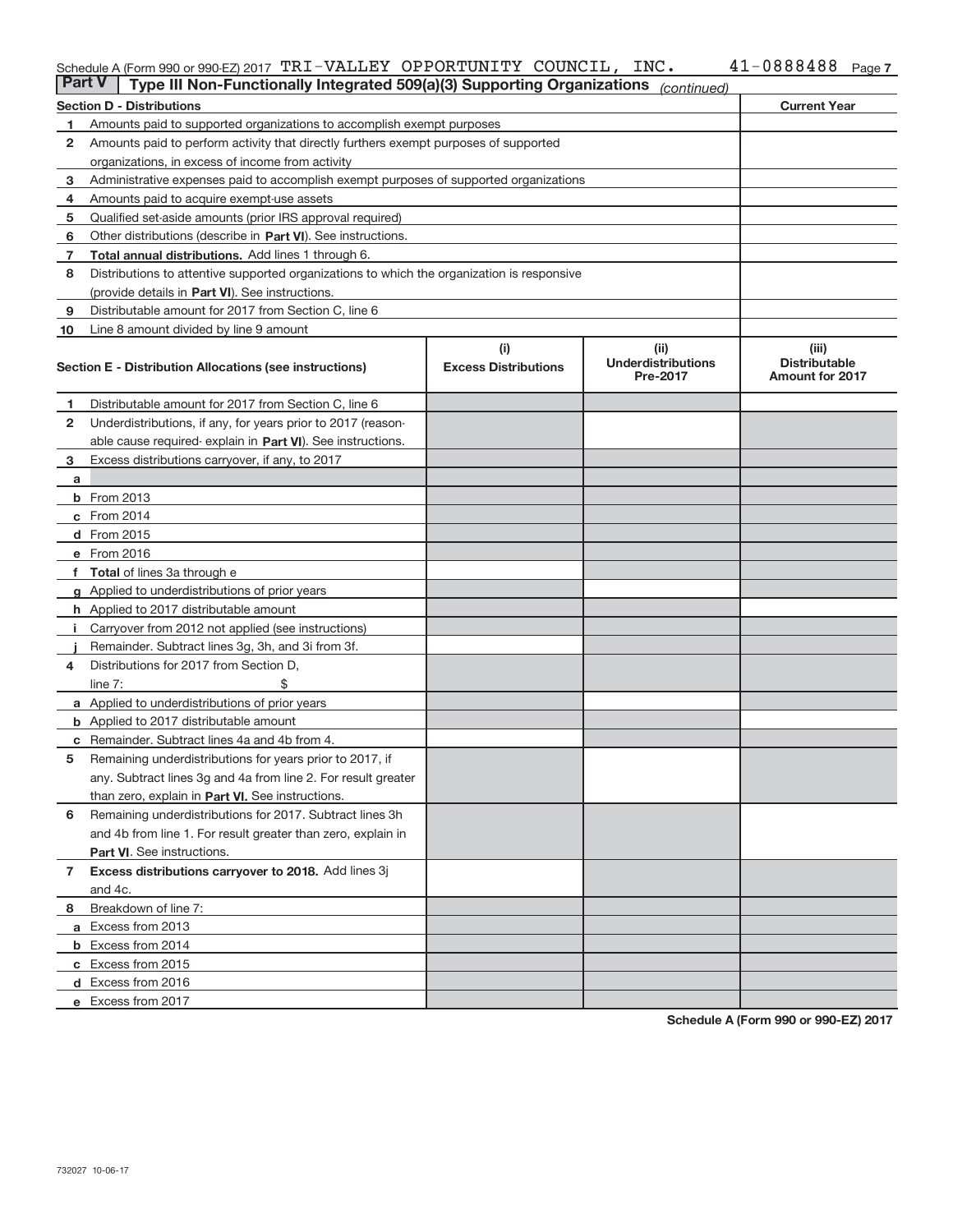Schedule A (Form 990 or 990-EZ) 2017 TRI-VALLEY OPPORTUNITY COUNCIL, INC. 41-0888488 Page 7

**Part V** **Type III Non-Functionally Integrated 509(a)(3) Supporting Organizations** *(continued)*

| | **Section D - Distributions** | **Current Year** |
|---|---|---|
| 1 | Amounts paid to supported organizations to accomplish exempt purposes | |
| 2 | Amounts paid to perform activity that directly furthers exempt purposes of supported organizations, in excess of income from activity | |
| 3 | Administrative expenses paid to accomplish exempt purposes of supported organizations | |
| 4 | Amounts paid to acquire exempt-use assets | |
| 5 | Qualified set-aside amounts (prior IRS approval required) | |
| 6 | Other distributions (describe in **Part VI**). See instructions. | |
| 7 | **Total annual distributions.** Add lines 1 through 6. | |
| 8 | Distributions to attentive supported organizations to which the organization is responsive (provide details in **Part VI**). See instructions. | |
| 9 | Distributable amount for 2017 from Section C, line 6 | |
| 10 | Line 8 amount divided by line 9 amount | |

| | **Section E - Distribution Allocations (see instructions)** | (i) **Excess Distributions** | (ii) **Underdistributions Pre-2017** | (iii) **Distributable Amount for 2017** |
|---|---|---|---|---|
| 1 | Distributable amount for 2017 from Section C, line 6 | | | |
| 2 | Underdistributions, if any, for years prior to 2017 (reasonable cause required- explain in **Part VI**). See instructions. | | | |
| 3 | Excess distributions carryover, if any, to 2017 | | | |
| a | | | | |
| b | From 2013 | | | |
| c | From 2014 | | | |
| d | From 2015 | | | |
| e | From 2016 | | | |
| f | **Total** of lines 3a through e | | | |
| g | Applied to underdistributions of prior years | | | |
| h | Applied to 2017 distributable amount | | | |
| i | Carryover from 2012 not applied (see instructions) | | | |
| j | Remainder. Subtract lines 3g, 3h, and 3i from 3f. | | | |
| 4 | Distributions for 2017 from Section D, line 7: $ | | | |
| a | Applied to underdistributions of prior years | | | |
| b | Applied to 2017 distributable amount | | | |
| c | Remainder. Subtract lines 4a and 4b from 4. | | | |
| 5 | Remaining underdistributions for years prior to 2017, if any. Subtract lines 3g and 4a from line 2. For result greater than zero, explain in **Part VI.** See instructions. | | | |
| 6 | Remaining underdistributions for 2017. Subtract lines 3h and 4b from line 1. For result greater than zero, explain in **Part VI**. See instructions. | | | |
| 7 | **Excess distributions carryover to 2018.** Add lines 3j and 4c. | | | |
| 8 | Breakdown of line 7: | | | |
| a | Excess from 2013 | | | |
| b | Excess from 2014 | | | |
| c | Excess from 2015 | | | |
| d | Excess from 2016 | | | |
| e | Excess from 2017 | | | |

**Schedule A (Form 990 or 990-EZ) 2017**

732027 10-06-17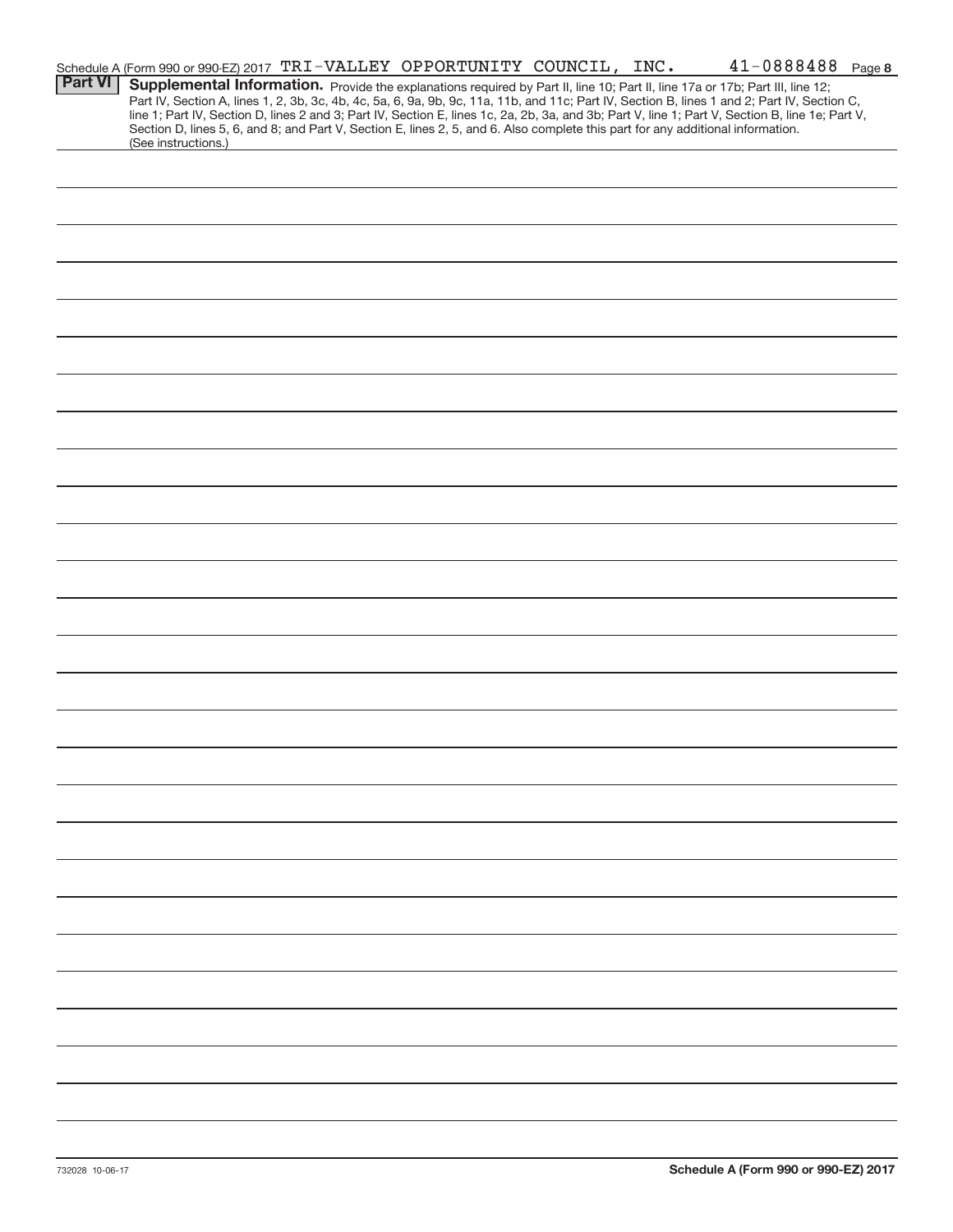Schedule A (Form 990 or 990-EZ) 2017 TRI-VALLEY OPPORTUNITY COUNCIL, INC. 41-0888488 Page 8

**Part VI** **Supplemental Information.** Provide the explanations required by Part II, line 10; Part II, line 17a or 17b; Part III, line 12; Part IV, Section A, lines 1, 2, 3b, 3c, 4b, 4c, 5a, 6, 9a, 9b, 9c, 11a, 11b, and 11c; Part IV, Section B, lines 1 and 2; Part IV, Section C, line 1; Part IV, Section D, lines 2 and 3; Part IV, Section E, lines 1c, 2a, 2b, 3a, and 3b; Part V, line 1; Part V, Section B, line 1e; Part V, Section D, lines 5, 6, and 8; and Part V, Section E, lines 2, 5, and 6. Also complete this part for any additional information. (See instructions.)

732028 10-06-17 **Schedule A (Form 990 or 990-EZ) 2017**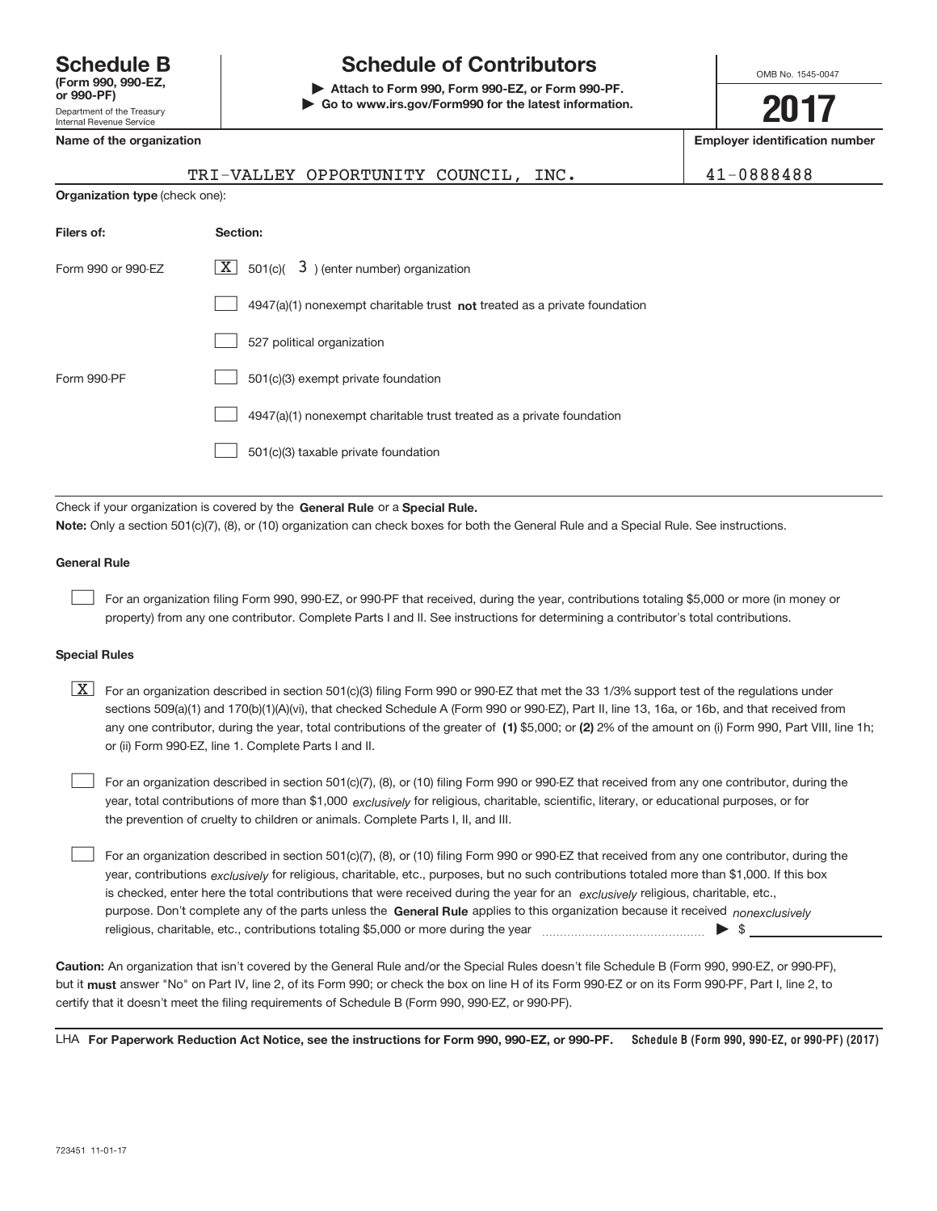**Schedule B**
**(Form 990, 990-EZ, or 990-PF)**
Department of the Treasury
Internal Revenue Service

# Schedule of Contributors

▶ **Attach to Form 990, Form 990-EZ, or Form 990-PF.**
▶ **Go to www.irs.gov/Form990 for the latest information.**

OMB No. 1545-0047

**2017**

| **Name of the organization** | **Employer identification number** |
|---|---|
| TRI-VALLEY OPPORTUNITY COUNCIL, INC. | 41-0888488 |

**Organization type** (check one):

| **Filers of:** | **Section:** |
|---|---|
| Form 990 or 990-EZ | [X] 501(c)( 3 ) (enter number) organization |
| | [ ] 4947(a)(1) nonexempt charitable trust **not** treated as a private foundation |
| | [ ] 527 political organization |
| Form 990-PF | [ ] 501(c)(3) exempt private foundation |
| | [ ] 4947(a)(1) nonexempt charitable trust treated as a private foundation |
| | [ ] 501(c)(3) taxable private foundation |

Check if your organization is covered by the **General Rule** or a **Special Rule.**

**Note:** Only a section 501(c)(7), (8), or (10) organization can check boxes for both the General Rule and a Special Rule. See instructions.

**General Rule**

[ ] For an organization filing Form 990, 990-EZ, or 990-PF that received, during the year, contributions totaling $5,000 or more (in money or property) from any one contributor. Complete Parts I and II. See instructions for determining a contributor's total contributions.

**Special Rules**

[X] For an organization described in section 501(c)(3) filing Form 990 or 990-EZ that met the 33 1/3% support test of the regulations under sections 509(a)(1) and 170(b)(1)(A)(vi), that checked Schedule A (Form 990 or 990-EZ), Part II, line 13, 16a, or 16b, and that received from any one contributor, during the year, total contributions of the greater of **(1)** $5,000; or **(2)** 2% of the amount on (i) Form 990, Part VIII, line 1h; or (ii) Form 990-EZ, line 1. Complete Parts I and II.

[ ] For an organization described in section 501(c)(7), (8), or (10) filing Form 990 or 990-EZ that received from any one contributor, during the year, total contributions of more than $1,000 *exclusively* for religious, charitable, scientific, literary, or educational purposes, or for the prevention of cruelty to children or animals. Complete Parts I, II, and III.

[ ] For an organization described in section 501(c)(7), (8), or (10) filing Form 990 or 990-EZ that received from any one contributor, during the year, contributions *exclusively* for religious, charitable, etc., purposes, but no such contributions totaled more than $1,000. If this box is checked, enter here the total contributions that were received during the year for an *exclusively* religious, charitable, etc., purpose. Don't complete any of the parts unless the **General Rule** applies to this organization because it received *nonexclusively* religious, charitable, etc., contributions totaling $5,000 or more during the year ▶ $

**Caution:** An organization that isn't covered by the General Rule and/or the Special Rules doesn't file Schedule B (Form 990, 990-EZ, or 990-PF), but it **must** answer "No" on Part IV, line 2, of its Form 990; or check the box on line H of its Form 990-EZ or on its Form 990-PF, Part I, line 2, to certify that it doesn't meet the filing requirements of Schedule B (Form 990, 990-EZ, or 990-PF).

LHA **For Paperwork Reduction Act Notice, see the instructions for Form 990, 990-EZ, or 990-PF.** **Schedule B (Form 990, 990-EZ, or 990-PF) (2017)**

723451 11-01-17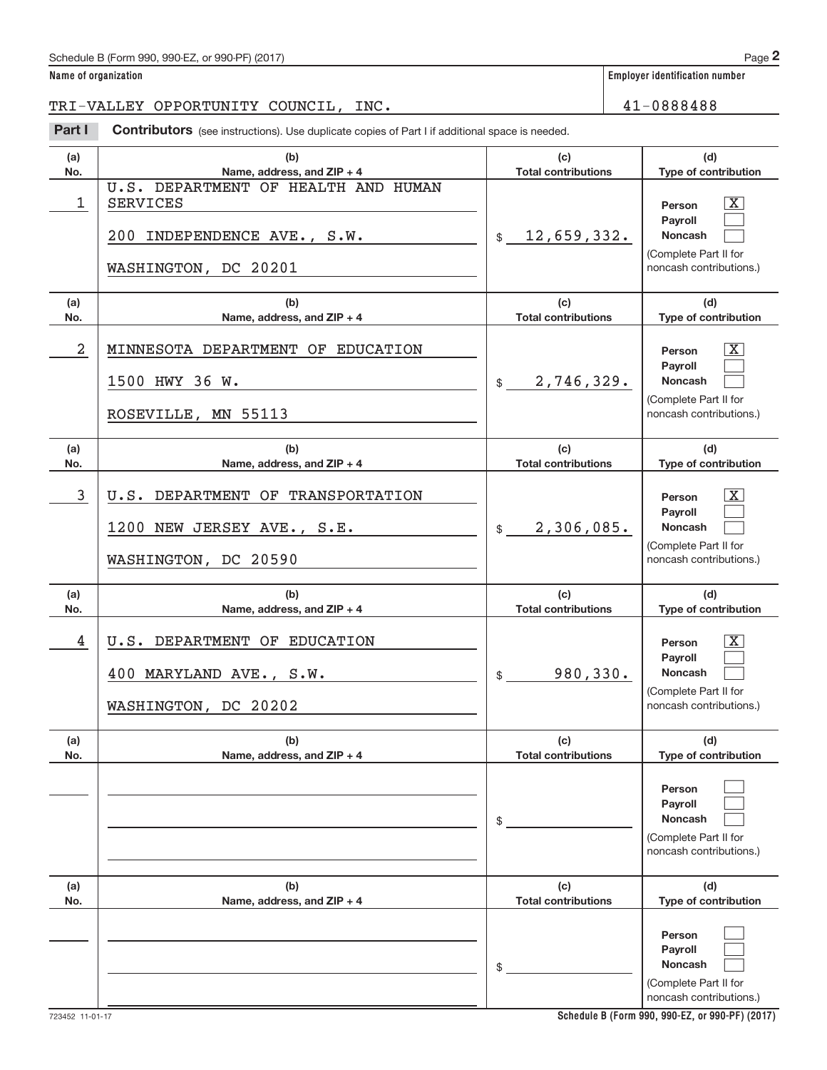Name of organization: TRI-VALLEY OPPORTUNITY COUNCIL, INC.

Employer identification number: 41-0888488

**Part I** **Contributors** (see instructions). Use duplicate copies of Part I if additional space is needed.

| (a) No. | (b) Name, address, and ZIP + 4 | (c) Total contributions | (d) Type of contribution |
|---|---|---|---|
| 1 | U.S. DEPARTMENT OF HEALTH AND HUMAN SERVICES<br>200 INDEPENDENCE AVE., S.W.<br>WASHINGTON, DC 20201 | $ 12,659,332. | Person [X]<br>Payroll [ ]<br>Noncash [ ]<br>(Complete Part II for noncash contributions.) |
| 2 | MINNESOTA DEPARTMENT OF EDUCATION<br>1500 HWY 36 W.<br>ROSEVILLE, MN 55113 | $ 2,746,329. | Person [X]<br>Payroll [ ]<br>Noncash [ ]<br>(Complete Part II for noncash contributions.) |
| 3 | U.S. DEPARTMENT OF TRANSPORTATION<br>1200 NEW JERSEY AVE., S.E.<br>WASHINGTON, DC 20590 | $ 2,306,085. | Person [X]<br>Payroll [ ]<br>Noncash [ ]<br>(Complete Part II for noncash contributions.) |
| 4 | U.S. DEPARTMENT OF EDUCATION<br>400 MARYLAND AVE., S.W.<br>WASHINGTON, DC 20202 | $ 980,330. | Person [X]<br>Payroll [ ]<br>Noncash [ ]<br>(Complete Part II for noncash contributions.) |
| | | $ | Person [ ]<br>Payroll [ ]<br>Noncash [ ]<br>(Complete Part II for noncash contributions.) |
| | | $ | Person [ ]<br>Payroll [ ]<br>Noncash [ ]<br>(Complete Part II for noncash contributions.) |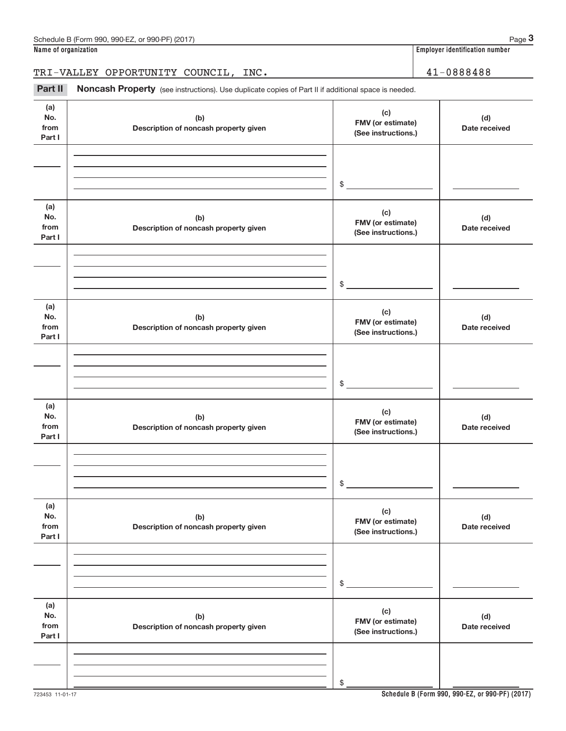**Name of organization** | **Employer identification number**

TRI-VALLEY OPPORTUNITY COUNCIL, INC. | 41-0888488

**Part II** **Noncash Property** (see instructions). Use duplicate copies of Part II if additional space is needed.

| (a) No. from Part I | (b) Description of noncash property given | (c) FMV (or estimate) (See instructions.) | (d) Date received |
|---|---|---|---|
| | | $ | |

| (a) No. from Part I | (b) Description of noncash property given | (c) FMV (or estimate) (See instructions.) | (d) Date received |
|---|---|---|---|
| | | $ | |

| (a) No. from Part I | (b) Description of noncash property given | (c) FMV (or estimate) (See instructions.) | (d) Date received |
|---|---|---|---|
| | | $ | |

| (a) No. from Part I | (b) Description of noncash property given | (c) FMV (or estimate) (See instructions.) | (d) Date received |
|---|---|---|---|
| | | $ | |

| (a) No. from Part I | (b) Description of noncash property given | (c) FMV (or estimate) (See instructions.) | (d) Date received |
|---|---|---|---|
| | | $ | |

| (a) No. from Part I | (b) Description of noncash property given | (c) FMV (or estimate) (See instructions.) | (d) Date received |
|---|---|---|---|
| | | $ | |

723453 11-01-17 **Schedule B (Form 990, 990-EZ, or 990-PF) (2017)**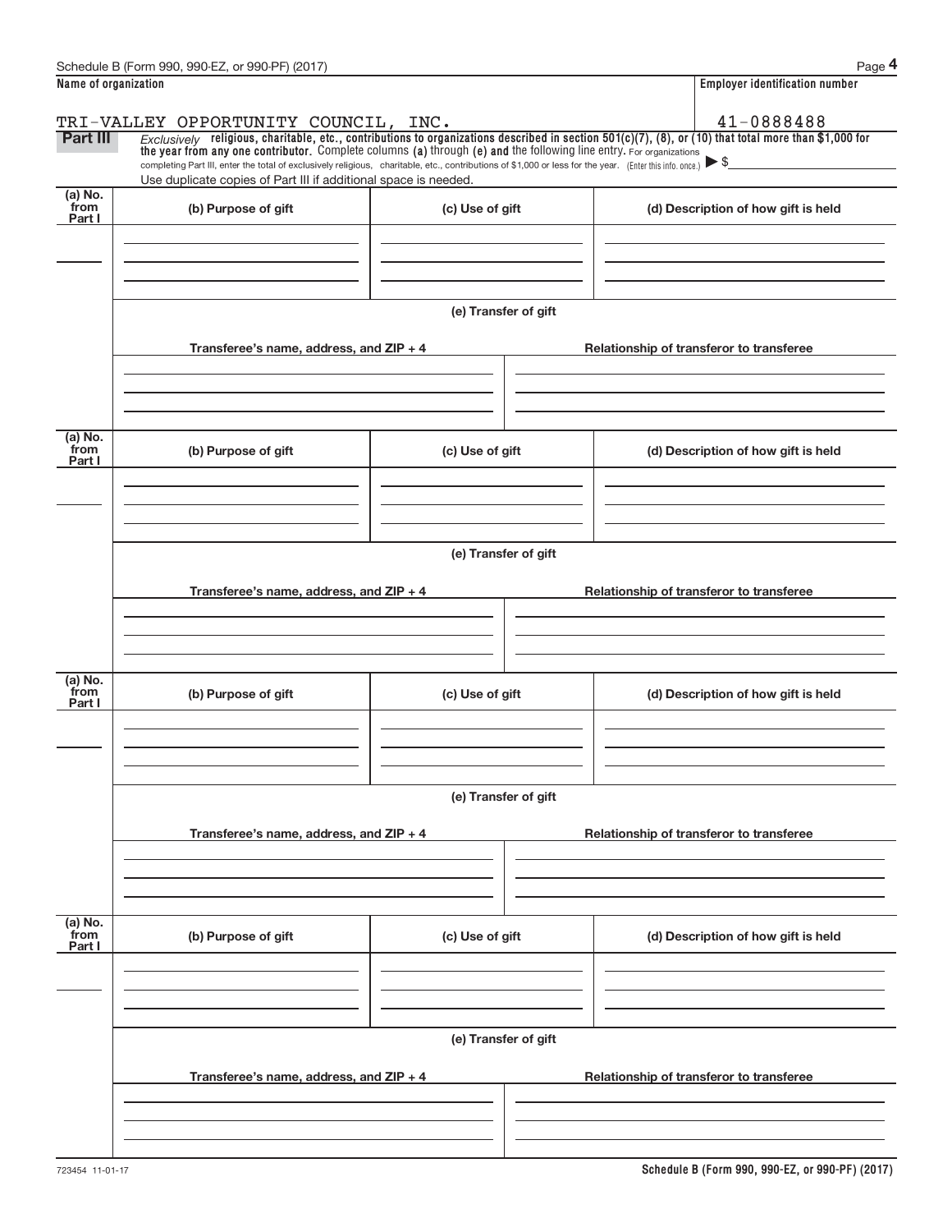**Name of organization**

TRI-VALLEY OPPORTUNITY COUNCIL, INC.

**Employer identification number**

41-0888488

**Part III** *Exclusively* **religious, charitable, etc., contributions to organizations described in section 501(c)(7), (8), or (10) that total more than $1,000 for the year from any one contributor.** Complete columns **(a)** through **(e) and** the following line entry. For organizations completing Part III, enter the total of exclusively religious, charitable, etc., contributions of $1,000 or less for the year. (Enter this info. once.) ▶ $

Use duplicate copies of Part III if additional space is needed.

| (a) No. from Part I | (b) Purpose of gift | (c) Use of gift | (d) Description of how gift is held |
|---|---|---|---|
| | | | |

**(e) Transfer of gift**

| Transferee's name, address, and ZIP + 4 | Relationship of transferor to transferee |
|---|---|
| | |

| (a) No. from Part I | (b) Purpose of gift | (c) Use of gift | (d) Description of how gift is held |
|---|---|---|---|
| | | | |

**(e) Transfer of gift**

| Transferee's name, address, and ZIP + 4 | Relationship of transferor to transferee |
|---|---|
| | |

| (a) No. from Part I | (b) Purpose of gift | (c) Use of gift | (d) Description of how gift is held |
|---|---|---|---|
| | | | |

**(e) Transfer of gift**

| Transferee's name, address, and ZIP + 4 | Relationship of transferor to transferee |
|---|---|
| | |

| (a) No. from Part I | (b) Purpose of gift | (c) Use of gift | (d) Description of how gift is held |
|---|---|---|---|
| | | | |

**(e) Transfer of gift**

| Transferee's name, address, and ZIP + 4 | Relationship of transferor to transferee |
|---|---|
| | |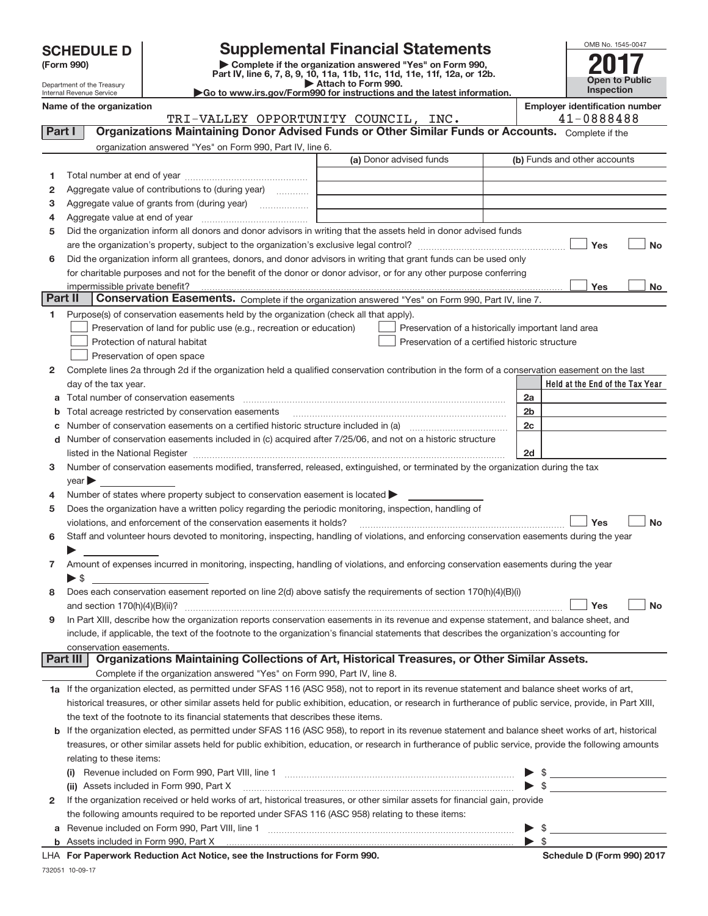# SCHEDULE D (Form 990)

Department of the Treasury
Internal Revenue Service

# Supplemental Financial Statements

▶ Complete if the organization answered "Yes" on Form 990, Part IV, line 6, 7, 8, 9, 10, 11a, 11b, 11c, 11d, 11e, 11f, 12a, or 12b.
▶ Attach to Form 990.
▶Go to www.irs.gov/Form990 for instructions and the latest information.

OMB No. 1545-0047

**2017**

**Open to Public Inspection**

**Name of the organization**
TRI-VALLEY OPPORTUNITY COUNCIL, INC.

**Employer identification number**
41-0888488

## Part I Organizations Maintaining Donor Advised Funds or Other Similar Funds or Accounts.

Complete if the organization answered "Yes" on Form 990, Part IV, line 6.

| | | (a) Donor advised funds | (b) Funds and other accounts |
|---|---|---|---|
| 1 | Total number at end of year | | |
| 2 | Aggregate value of contributions to (during year) | | |
| 3 | Aggregate value of grants from (during year) | | |
| 4 | Aggregate value at end of year | | |

5 Did the organization inform all donors and donor advisors in writing that the assets held in donor advised funds are the organization's property, subject to the organization's exclusive legal control? ☐ Yes ☐ No

6 Did the organization inform all grantees, donors, and donor advisors in writing that grant funds can be used only for charitable purposes and not for the benefit of the donor or donor advisor, or for any other purpose conferring impermissible private benefit? ☐ Yes ☐ No

## Part II Conservation Easements.

Complete if the organization answered "Yes" on Form 990, Part IV, line 7.

1 Purpose(s) of conservation easements held by the organization (check all that apply).
- ☐ Preservation of land for public use (e.g., recreation or education)
- ☐ Preservation of a historically important land area
- ☐ Protection of natural habitat
- ☐ Preservation of a certified historic structure
- ☐ Preservation of open space

2 Complete lines 2a through 2d if the organization held a qualified conservation contribution in the form of a conservation easement on the last day of the tax year.

| | | | Held at the End of the Tax Year |
|---|---|---|---|
| a | Total number of conservation easements | 2a | |
| b | Total acreage restricted by conservation easements | 2b | |
| c | Number of conservation easements on a certified historic structure included in (a) | 2c | |
| d | Number of conservation easements included in (c) acquired after 7/25/06, and not on a historic structure listed in the National Register | 2d | |

3 Number of conservation easements modified, transferred, released, extinguished, or terminated by the organization during the tax year ▶

4 Number of states where property subject to conservation easement is located ▶

5 Does the organization have a written policy regarding the periodic monitoring, inspection, handling of violations, and enforcement of the conservation easements it holds? ☐ Yes ☐ No

6 Staff and volunteer hours devoted to monitoring, inspecting, handling of violations, and enforcing conservation easements during the year ▶

7 Amount of expenses incurred in monitoring, inspecting, handling of violations, and enforcing conservation easements during the year ▶ $

8 Does each conservation easement reported on line 2(d) above satisfy the requirements of section 170(h)(4)(B)(i) and section 170(h)(4)(B)(ii)? ☐ Yes ☐ No

9 In Part XIII, describe how the organization reports conservation easements in its revenue and expense statement, and balance sheet, and include, if applicable, the text of the footnote to the organization's financial statements that describes the organization's accounting for conservation easements.

## Part III Organizations Maintaining Collections of Art, Historical Treasures, or Other Similar Assets.

Complete if the organization answered "Yes" on Form 990, Part IV, line 8.

1a If the organization elected, as permitted under SFAS 116 (ASC 958), not to report in its revenue statement and balance sheet works of art, historical treasures, or other similar assets held for public exhibition, education, or research in furtherance of public service, provide, in Part XIII, the text of the footnote to its financial statements that describes these items.

b If the organization elected, as permitted under SFAS 116 (ASC 958), to report in its revenue statement and balance sheet works of art, historical treasures, or other similar assets held for public exhibition, education, or research in furtherance of public service, provide the following amounts relating to these items:

(i) Revenue included on Form 990, Part VIII, line 1 ▶ $

(ii) Assets included in Form 990, Part X ▶ $

2 If the organization received or held works of art, historical treasures, or other similar assets for financial gain, provide the following amounts required to be reported under SFAS 116 (ASC 958) relating to these items:

a Revenue included on Form 990, Part VIII, line 1 ▶ $

b Assets included in Form 990, Part X ▶ $

LHA **For Paperwork Reduction Act Notice, see the Instructions for Form 990.** **Schedule D (Form 990) 2017**

732051 10-09-17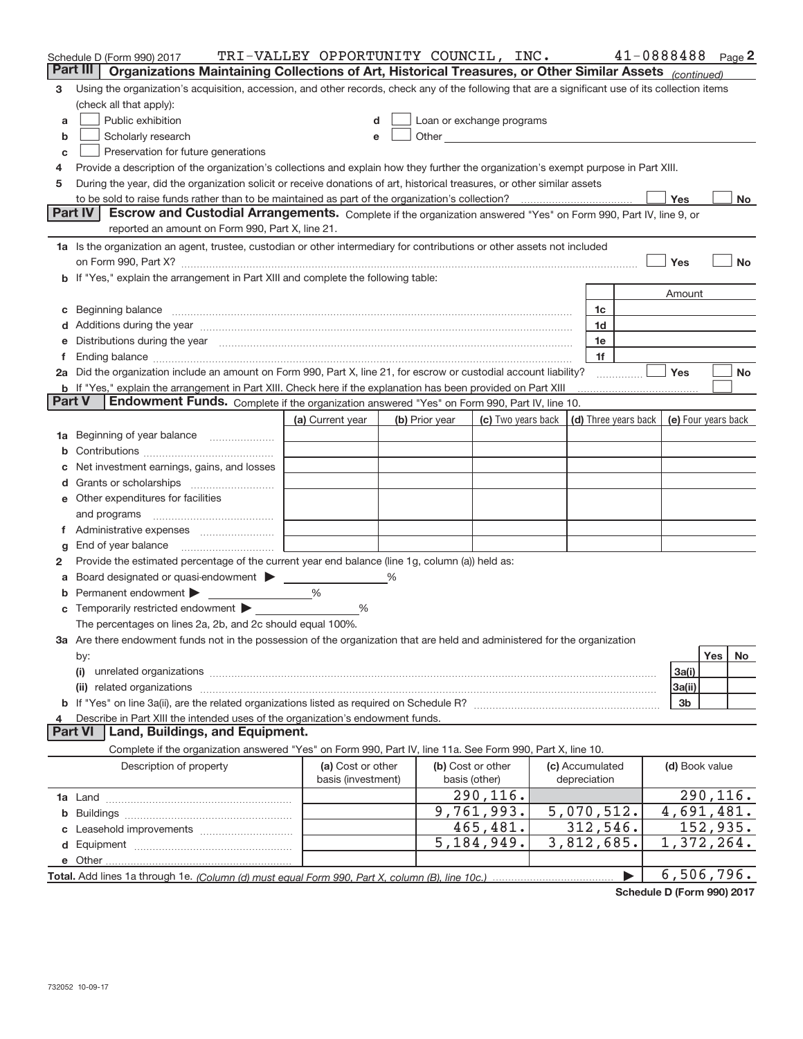Schedule D (Form 990) 2017 TRI-VALLEY OPPORTUNITY COUNCIL, INC. 41-0888488 Page 2

## Part III Organizations Maintaining Collections of Art, Historical Treasures, or Other Similar Assets *(continued)*

3 Using the organization's acquisition, accession, and other records, check any of the following that are a significant use of its collection items (check all that apply):

- a ☐ Public exhibition
- b ☐ Scholarly research
- c ☐ Preservation for future generations
- d ☐ Loan or exchange programs
- e ☐ Other

4 Provide a description of the organization's collections and explain how they further the organization's exempt purpose in Part XIII.

5 During the year, did the organization solicit or receive donations of art, historical treasures, or other similar assets to be sold to raise funds rather than to be maintained as part of the organization's collection? ☐ Yes ☐ No

## Part IV Escrow and Custodial Arrangements.

Complete if the organization answered "Yes" on Form 990, Part IV, line 9, or reported an amount on Form 990, Part X, line 21.

1a Is the organization an agent, trustee, custodian or other intermediary for contributions or other assets not included on Form 990, Part X? ☐ Yes ☐ No

b If "Yes," explain the arrangement in Part XIII and complete the following table:

| | | Amount |
|---|---|---|
| c Beginning balance | 1c | |
| d Additions during the year | 1d | |
| e Distributions during the year | 1e | |
| f Ending balance | 1f | |

2a Did the organization include an amount on Form 990, Part X, line 21, for escrow or custodial account liability? ☐ Yes ☐ No

b If "Yes," explain the arrangement in Part XIII. Check here if the explanation has been provided on Part XIII ☐

## Part V Endowment Funds.

Complete if the organization answered "Yes" on Form 990, Part IV, line 10.

| | (a) Current year | (b) Prior year | (c) Two years back | (d) Three years back | (e) Four years back |
|---|---|---|---|---|---|
| 1a Beginning of year balance | | | | | |
| b Contributions | | | | | |
| c Net investment earnings, gains, and losses | | | | | |
| d Grants or scholarships | | | | | |
| e Other expenditures for facilities and programs | | | | | |
| f Administrative expenses | | | | | |
| g End of year balance | | | | | |

2 Provide the estimated percentage of the current year end balance (line 1g, column (a)) held as:

- a Board designated or quasi-endowment ▶ ______ %
- b Permanent endowment ▶ ______ %
- c Temporarily restricted endowment ▶ ______ %

The percentages on lines 2a, 2b, and 2c should equal 100%.

3a Are there endowment funds not in the possession of the organization that are held and administered for the organization by:

| | | Yes | No |
|---|---|---|---|
| (i) unrelated organizations | 3a(i) | | |
| (ii) related organizations | 3a(ii) | | |
| b If "Yes" on line 3a(ii), are the related organizations listed as required on Schedule R? | 3b | | |

4 Describe in Part XIII the intended uses of the organization's endowment funds.

## Part VI Land, Buildings, and Equipment.

Complete if the organization answered "Yes" on Form 990, Part IV, line 11a. See Form 990, Part X, line 10.

| Description of property | (a) Cost or other basis (investment) | (b) Cost or other basis (other) | (c) Accumulated depreciation | (d) Book value |
|---|---|---|---|---|
| 1a Land | | 290,116. | | 290,116. |
| b Buildings | | 9,761,993. | 5,070,512. | 4,691,481. |
| c Leasehold improvements | | 465,481. | 312,546. | 152,935. |
| d Equipment | | 5,184,949. | 3,812,685. | 1,372,264. |
| e Other | | | | |
| **Total.** Add lines 1a through 1e. *(Column (d) must equal Form 990, Part X, column (B), line 10c.)* ▶ | | | | 6,506,796. |

**Schedule D (Form 990) 2017**

732052 10-09-17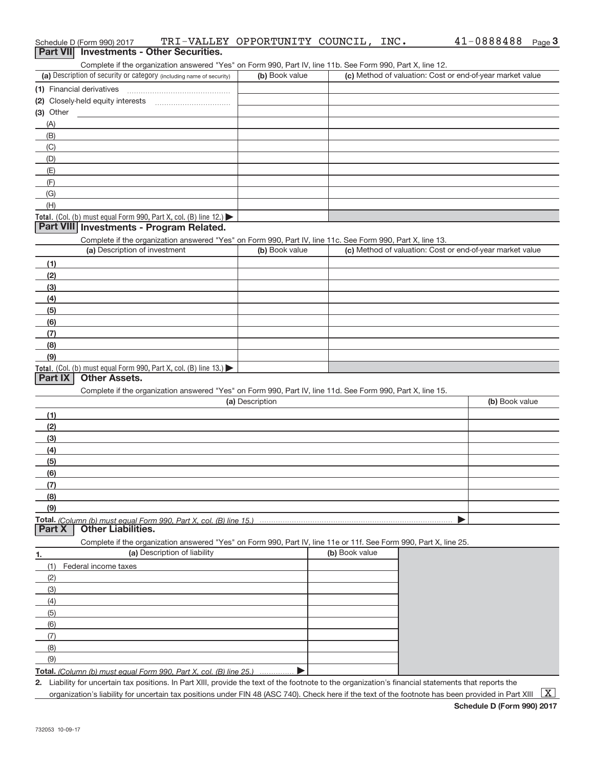Schedule D (Form 990) 2017 TRI-VALLEY OPPORTUNITY COUNCIL, INC. 41-0888488 Page 3

## Part VII Investments - Other Securities.

Complete if the organization answered "Yes" on Form 990, Part IV, line 11b. See Form 990, Part X, line 12.

| (a) Description of security or category (including name of security) | (b) Book value | (c) Method of valuation: Cost or end-of-year market value |
|---|---|---|
| (1) Financial derivatives | | |
| (2) Closely-held equity interests | | |
| (3) Other | | |
| (A) | | |
| (B) | | |
| (C) | | |
| (D) | | |
| (E) | | |
| (F) | | |
| (G) | | |
| (H) | | |
| **Total.** (Col. (b) must equal Form 990, Part X, col. (B) line 12.) ▶ | | |

## Part VIII Investments - Program Related.

Complete if the organization answered "Yes" on Form 990, Part IV, line 11c. See Form 990, Part X, line 13.

| (a) Description of investment | (b) Book value | (c) Method of valuation: Cost or end-of-year market value |
|---|---|---|
| (1) | | |
| (2) | | |
| (3) | | |
| (4) | | |
| (5) | | |
| (6) | | |
| (7) | | |
| (8) | | |
| (9) | | |
| **Total.** (Col. (b) must equal Form 990, Part X, col. (B) line 13.) ▶ | | |

## Part IX Other Assets.

Complete if the organization answered "Yes" on Form 990, Part IV, line 11d. See Form 990, Part X, line 15.

| (a) Description | (b) Book value |
|---|---|
| (1) | |
| (2) | |
| (3) | |
| (4) | |
| (5) | |
| (6) | |
| (7) | |
| (8) | |
| (9) | |
| **Total.** *(Column (b) must equal Form 990, Part X, col. (B) line 15.)* ▶ | |

## Part X Other Liabilities.

Complete if the organization answered "Yes" on Form 990, Part IV, line 11e or 11f. See Form 990, Part X, line 25.

| 1. (a) Description of liability | (b) Book value |
|---|---|
| (1) Federal income taxes | |
| (2) | |
| (3) | |
| (4) | |
| (5) | |
| (6) | |
| (7) | |
| (8) | |
| (9) | |
| **Total.** *(Column (b) must equal Form 990, Part X, col. (B) line 25.)* ▶ | |

2. Liability for uncertain tax positions. In Part XIII, provide the text of the footnote to the organization's financial statements that reports the organization's liability for uncertain tax positions under FIN 48 (ASC 740). Check here if the text of the footnote has been provided in Part XIII [X]

**Schedule D (Form 990) 2017**

732053 10-09-17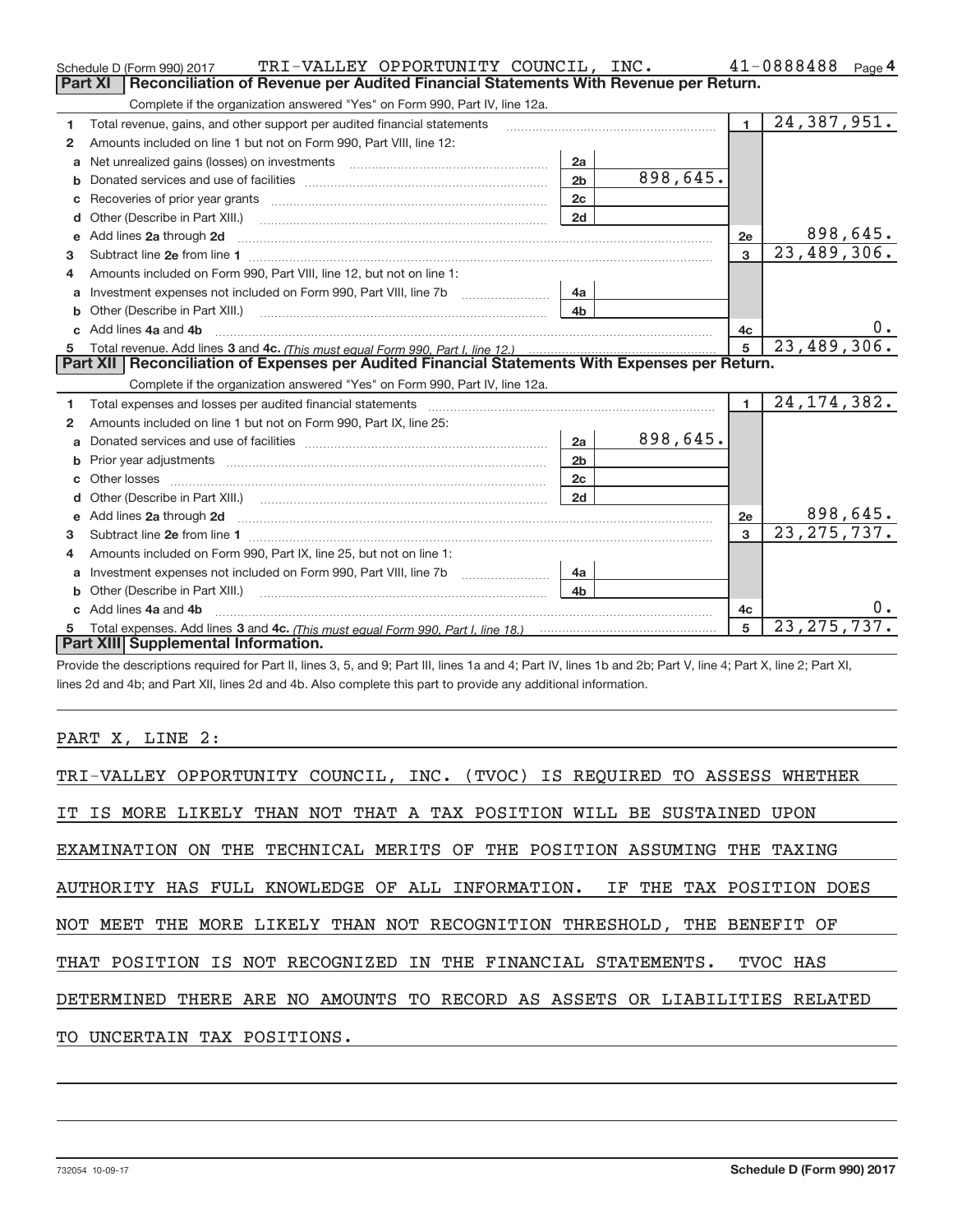Schedule D (Form 990) 2017 TRI-VALLEY OPPORTUNITY COUNCIL, INC. 41-0888488 Page 4

## Part XI Reconciliation of Revenue per Audited Financial Statements With Revenue per Return.

Complete if the organization answered "Yes" on Form 990, Part IV, line 12a.

| | | | | | |
|---|---|---|---|---|---|
| 1 | Total revenue, gains, and other support per audited financial statements | | | 1 | 24,387,951. |
| 2 | Amounts included on line 1 but not on Form 990, Part VIII, line 12: | | | | |
| a | Net unrealized gains (losses) on investments | 2a | | | |
| b | Donated services and use of facilities | 2b | 898,645. | | |
| c | Recoveries of prior year grants | 2c | | | |
| d | Other (Describe in Part XIII.) | 2d | | | |
| e | Add lines 2a through 2d | | | 2e | 898,645. |
| 3 | Subtract line 2e from line 1 | | | 3 | 23,489,306. |
| 4 | Amounts included on Form 990, Part VIII, line 12, but not on line 1: | | | | |
| a | Investment expenses not included on Form 990, Part VIII, line 7b | 4a | | | |
| b | Other (Describe in Part XIII.) | 4b | | | |
| c | Add lines 4a and 4b | | | 4c | 0. |
| 5 | Total revenue. Add lines 3 and 4c. *(This must equal Form 990, Part I, line 12.)* | | | 5 | 23,489,306. |

## Part XII Reconciliation of Expenses per Audited Financial Statements With Expenses per Return.

Complete if the organization answered "Yes" on Form 990, Part IV, line 12a.

| | | | | | |
|---|---|---|---|---|---|
| 1 | Total expenses and losses per audited financial statements | | | 1 | 24,174,382. |
| 2 | Amounts included on line 1 but not on Form 990, Part IX, line 25: | | | | |
| a | Donated services and use of facilities | 2a | 898,645. | | |
| b | Prior year adjustments | 2b | | | |
| c | Other losses | 2c | | | |
| d | Other (Describe in Part XIII.) | 2d | | | |
| e | Add lines 2a through 2d | | | 2e | 898,645. |
| 3 | Subtract line 2e from line 1 | | | 3 | 23,275,737. |
| 4 | Amounts included on Form 990, Part IX, line 25, but not on line 1: | | | | |
| a | Investment expenses not included on Form 990, Part VIII, line 7b | 4a | | | |
| b | Other (Describe in Part XIII.) | 4b | | | |
| c | Add lines 4a and 4b | | | 4c | 0. |
| 5 | Total expenses. Add lines 3 and 4c. *(This must equal Form 990, Part I, line 18.)* | | | 5 | 23,275,737. |

## Part XIII Supplemental Information.

Provide the descriptions required for Part II, lines 3, 5, and 9; Part III, lines 1a and 4; Part IV, lines 1b and 2b; Part V, line 4; Part X, line 2; Part XI, lines 2d and 4b; and Part XII, lines 2d and 4b. Also complete this part to provide any additional information.

PART X, LINE 2:

TRI-VALLEY OPPORTUNITY COUNCIL, INC. (TVOC) IS REQUIRED TO ASSESS WHETHER IT IS MORE LIKELY THAN NOT THAT A TAX POSITION WILL BE SUSTAINED UPON EXAMINATION ON THE TECHNICAL MERITS OF THE POSITION ASSUMING THE TAXING AUTHORITY HAS FULL KNOWLEDGE OF ALL INFORMATION. IF THE TAX POSITION DOES NOT MEET THE MORE LIKELY THAN NOT RECOGNITION THRESHOLD, THE BENEFIT OF THAT POSITION IS NOT RECOGNIZED IN THE FINANCIAL STATEMENTS. TVOC HAS DETERMINED THERE ARE NO AMOUNTS TO RECORD AS ASSETS OR LIABILITIES RELATED TO UNCERTAIN TAX POSITIONS.

732054 10-09-17 Schedule D (Form 990) 2017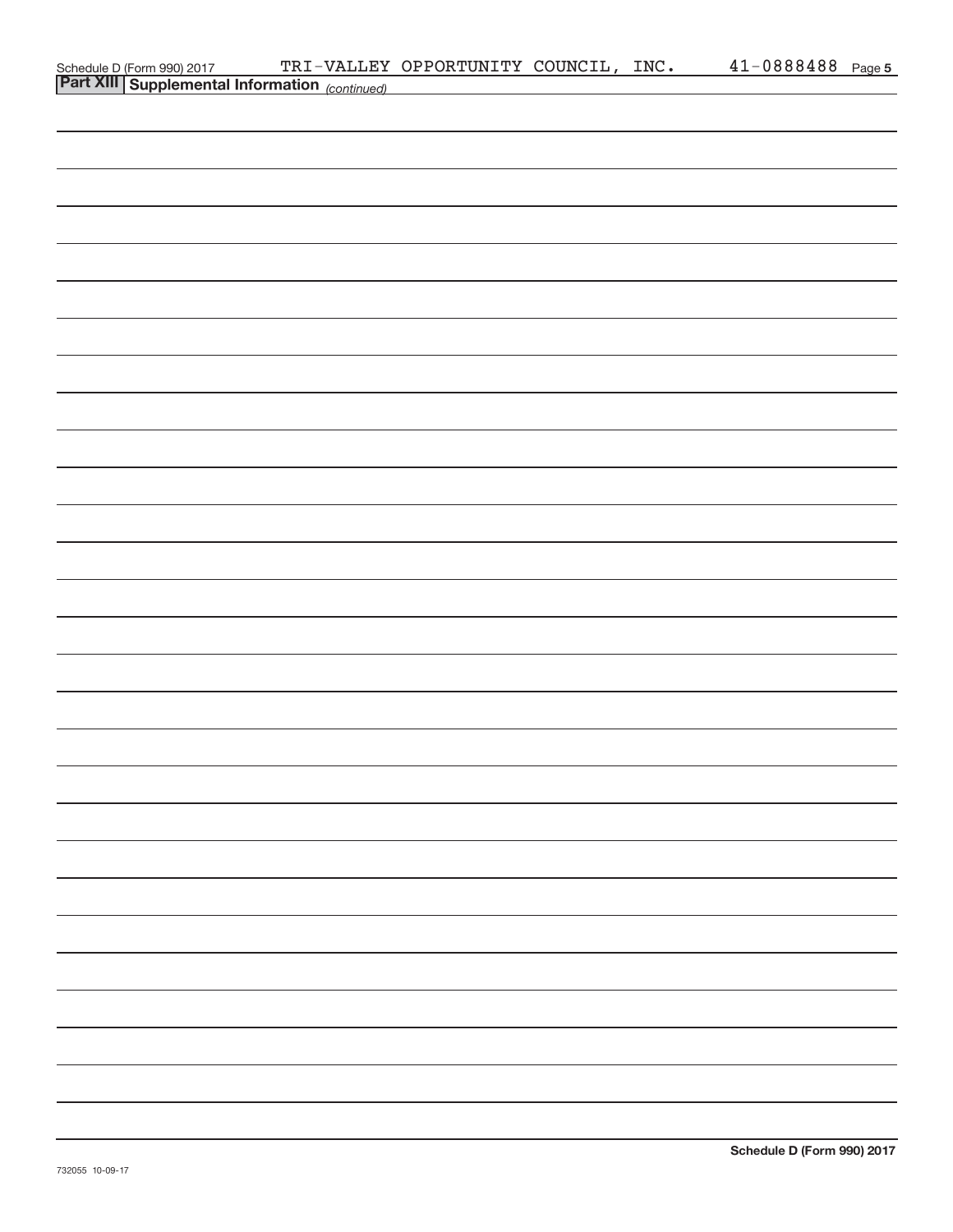Schedule D (Form 990) 2017 TRI-VALLEY OPPORTUNITY COUNCIL, INC. 41-0888488 Page 5

**Part XIII Supplemental Information** *(continued)*

**Schedule D (Form 990) 2017**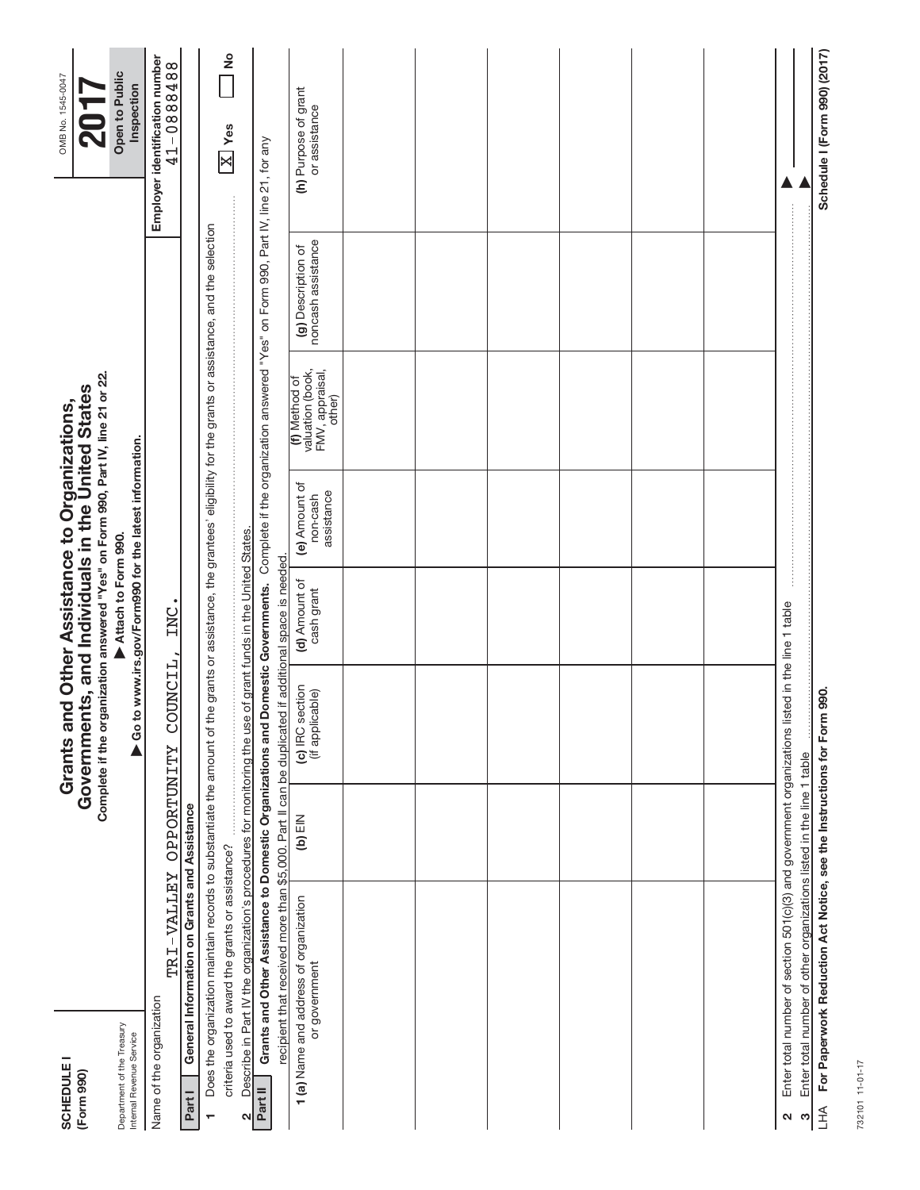**SCHEDULE I**
**(Form 990)**

Department of the Treasury
Internal Revenue Service

# Grants and Other Assistance to Organizations, Governments, and Individuals in the United States

**Complete if the organization answered "Yes" on Form 990, Part IV, line 21 or 22.**

**▶ Attach to Form 990.**

**▶ Go to www.irs.gov/Form990 for the latest information.**

OMB No. 1545-0047

**2017**

**Open to Public Inspection**

Name of the organization: TRI-VALLEY OPPORTUNITY COUNCIL, INC.

**Employer identification number:** 41-0888488

**Part I — General Information on Grants and Assistance**

1 Does the organization maintain records to substantiate the amount of the grants or assistance, the grantees' eligibility for the grants or assistance, and the selection criteria used to award the grants or assistance? [X] **Yes** [ ] **No**

2 Describe in Part IV the organization's procedures for monitoring the use of grant funds in the United States.

**Part II — Grants and Other Assistance to Domestic Organizations and Domestic Governments.** Complete if the organization answered "Yes" on Form 990, Part IV, line 21, for any recipient that received more than $5,000. Part II can be duplicated if additional space is needed.

| 1 (a) Name and address of organization or government | (b) EIN | (c) IRC section (if applicable) | (d) Amount of cash grant | (e) Amount of non-cash assistance | (f) Method of valuation (book, FMV, appraisal, other) | (g) Description of noncash assistance | (h) Purpose of grant or assistance |
|---|---|---|---|---|---|---|---|
| | | | | | | | |
| | | | | | | | |
| | | | | | | | |
| | | | | | | | |
| | | | | | | | |
| | | | | | | | |
| | | | | | | | |

2 Enter total number of section 501(c)(3) and government organizations listed in the line 1 table ▶

3 Enter total number of other organizations listed in the line 1 table ▶

LHA **For Paperwork Reduction Act Notice, see the Instructions for Form 990.** **Schedule I (Form 990) (2017)**

732101 11-01-17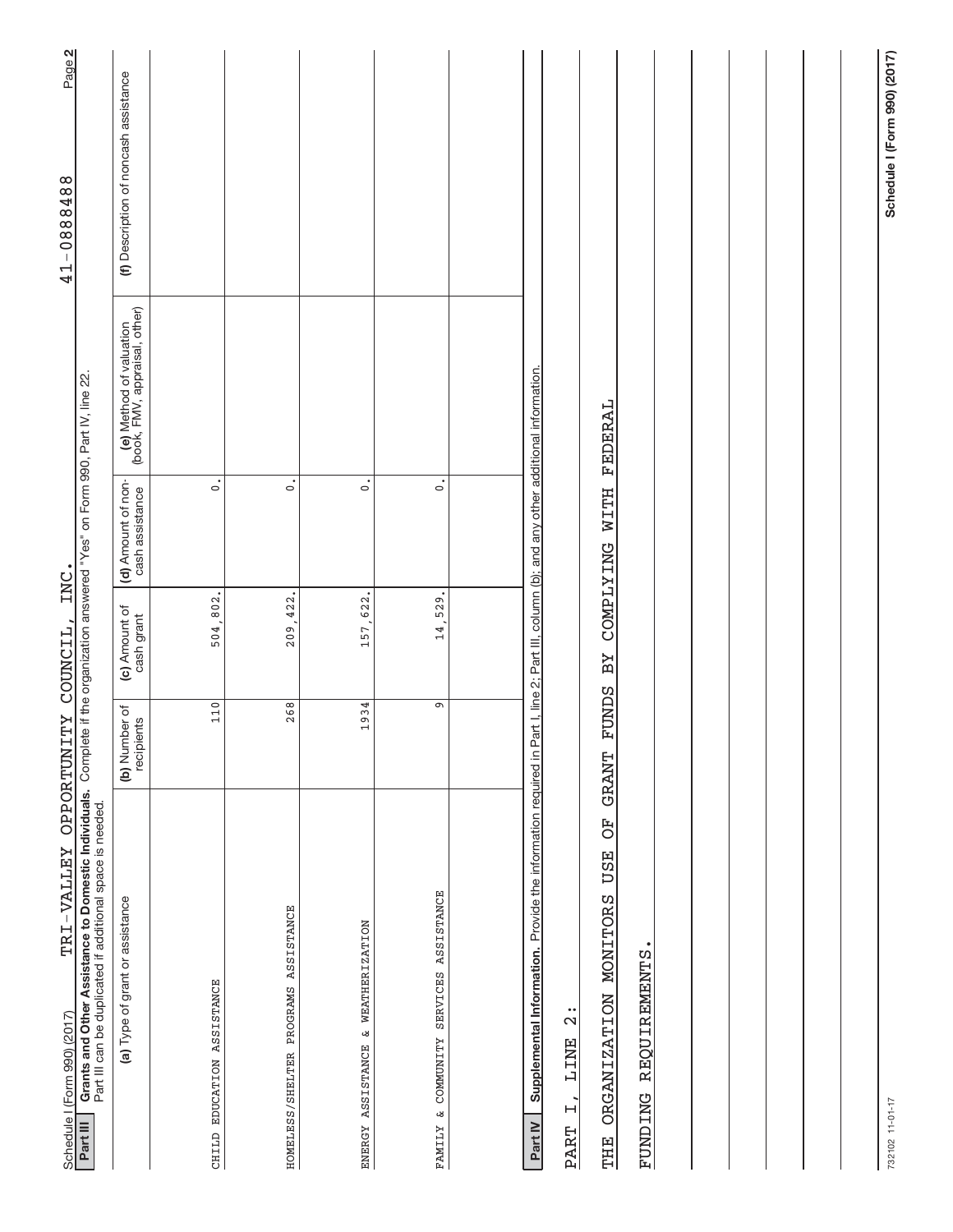Schedule I (Form 990) (2017) TRI-VALLEY OPPORTUNITY COUNCIL, INC. 41-0888488 Page 2

**Part III** **Grants and Other Assistance to Domestic Individuals.** Complete if the organization answered "Yes" on Form 990, Part IV, line 22.
Part III can be duplicated if additional space is needed.

| (a) Type of grant or assistance | (b) Number of recipients | (c) Amount of cash grant | (d) Amount of non-cash assistance | (e) Method of valuation (book, FMV, appraisal, other) | (f) Description of noncash assistance |
|---|---|---|---|---|---|
| CHILD EDUCATION ASSISTANCE | 110 | 504,802. | 0. | | |
| HOMELESS/SHELTER PROGRAMS ASSISTANCE | 268 | 209,422. | 0. | | |
| ENERGY ASSISTANCE & WEATHERIZATION | 1934 | 157,622. | 0. | | |
| FAMILY & COMMUNITY SERVICES ASSISTANCE | 9 | 14,529. | 0. | | |
| | | | | | |

**Part IV** **Supplemental Information.** Provide the information required in Part I, line 2; Part III, column (b); and any other additional information.

PART I, LINE 2:

THE ORGANIZATION MONITORS USE OF GRANT FUNDS BY COMPLYING WITH FEDERAL FUNDING REQUIREMENTS.

732102 11-01-17 Schedule I (Form 990) (2017)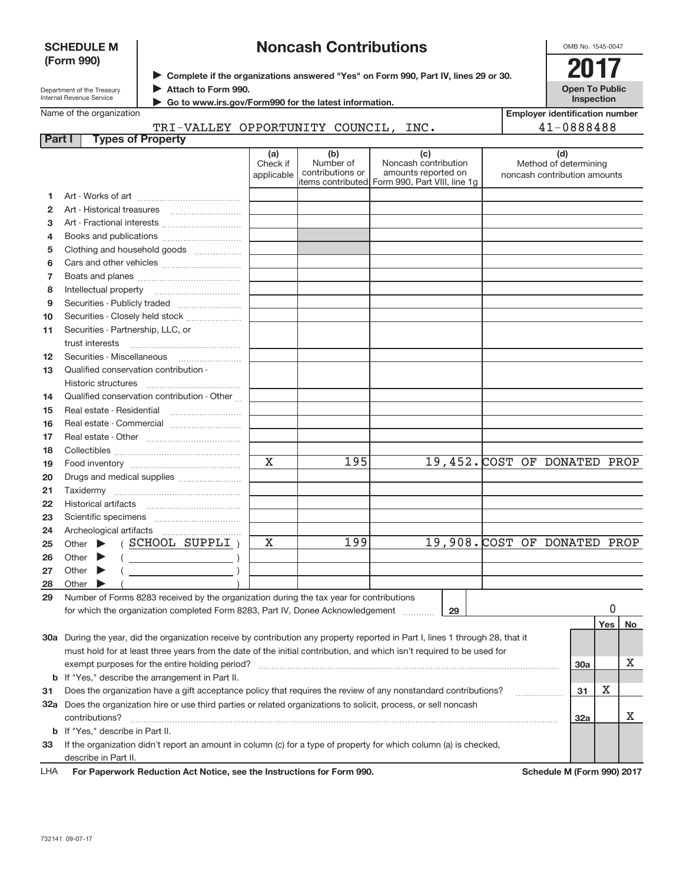# SCHEDULE M (Form 990)

Department of the Treasury
Internal Revenue Service

## Noncash Contributions

▶ Complete if the organizations answered "Yes" on Form 990, Part IV, lines 29 or 30.
▶ Attach to Form 990.
▶ Go to www.irs.gov/Form990 for the latest information.

OMB No. 1545-0047

**2017**

**Open To Public Inspection**

Name of the organization: TRI-VALLEY OPPORTUNITY COUNCIL, INC.

Employer identification number: 41-0888488

### Part I Types of Property

| | | (a) Check if applicable | (b) Number of contributions or items contributed | (c) Noncash contribution amounts reported on Form 990, Part VIII, line 1g | (d) Method of determining noncash contribution amounts |
|---|---|---|---|---|---|
| 1 | Art - Works of art | | | | |
| 2 | Art - Historical treasures | | | | |
| 3 | Art - Fractional interests | | | | |
| 4 | Books and publications | | | | |
| 5 | Clothing and household goods | | | | |
| 6 | Cars and other vehicles | | | | |
| 7 | Boats and planes | | | | |
| 8 | Intellectual property | | | | |
| 9 | Securities - Publicly traded | | | | |
| 10 | Securities - Closely held stock | | | | |
| 11 | Securities - Partnership, LLC, or trust interests | | | | |
| 12 | Securities - Miscellaneous | | | | |
| 13 | Qualified conservation contribution - Historic structures | | | | |
| 14 | Qualified conservation contribution - Other | | | | |
| 15 | Real estate - Residential | | | | |
| 16 | Real estate - Commercial | | | | |
| 17 | Real estate - Other | | | | |
| 18 | Collectibles | | | | |
| 19 | Food inventory | X | 195 | 19,452. | COST OF DONATED PROP |
| 20 | Drugs and medical supplies | | | | |
| 21 | Taxidermy | | | | |
| 22 | Historical artifacts | | | | |
| 23 | Scientific specimens | | | | |
| 24 | Archeological artifacts | | | | |
| 25 | Other ▶ ( SCHOOL SUPPLI ) | X | 199 | 19,908. | COST OF DONATED PROP |
| 26 | Other ▶ ( ) | | | | |
| 27 | Other ▶ ( ) | | | | |
| 28 | Other ▶ ( ) | | | | |

29 Number of Forms 8283 received by the organization during the tax year for contributions for which the organization completed Form 8283, Part IV, Donee Acknowledgement ..... 29 | 0

| | | Yes | No |
|---|---|---|---|
| 30a | During the year, did the organization receive by contribution any property reported in Part I, lines 1 through 28, that it must hold for at least three years from the date of the initial contribution, and which isn't required to be used for exempt purposes for the entire holding period? | | X |
| b | If "Yes," describe the arrangement in Part II. | | |
| 31 | Does the organization have a gift acceptance policy that requires the review of any nonstandard contributions? | X | |
| 32a | Does the organization hire or use third parties or related organizations to solicit, process, or sell noncash contributions? | | X |
| b | If "Yes," describe in Part II. | | |
| 33 | If the organization didn't report an amount in column (c) for a type of property for which column (a) is checked, describe in Part II. | | |

LHA For Paperwork Reduction Act Notice, see the Instructions for Form 990. Schedule M (Form 990) 2017

732141 09-07-17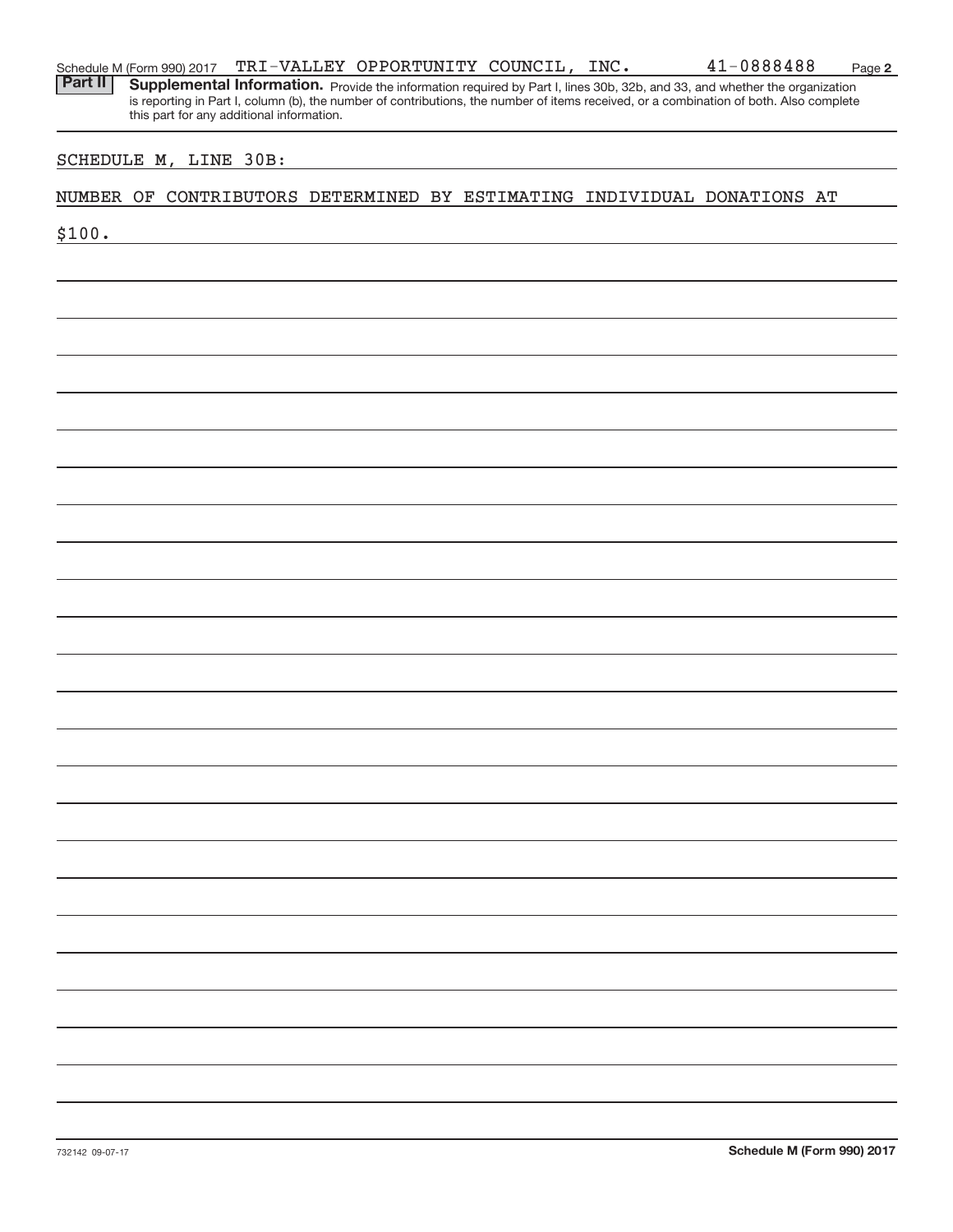Schedule M (Form 990) 2017 TRI-VALLEY OPPORTUNITY COUNCIL, INC. 41-0888488

**Part II** **Supplemental Information.** Provide the information required by Part I, lines 30b, 32b, and 33, and whether the organization is reporting in Part I, column (b), the number of contributions, the number of items received, or a combination of both. Also complete this part for any additional information.

SCHEDULE M, LINE 30B:

NUMBER OF CONTRIBUTORS DETERMINED BY ESTIMATING INDIVIDUAL DONATIONS AT $100.

732142 09-07-17

**Schedule M (Form 990) 2017**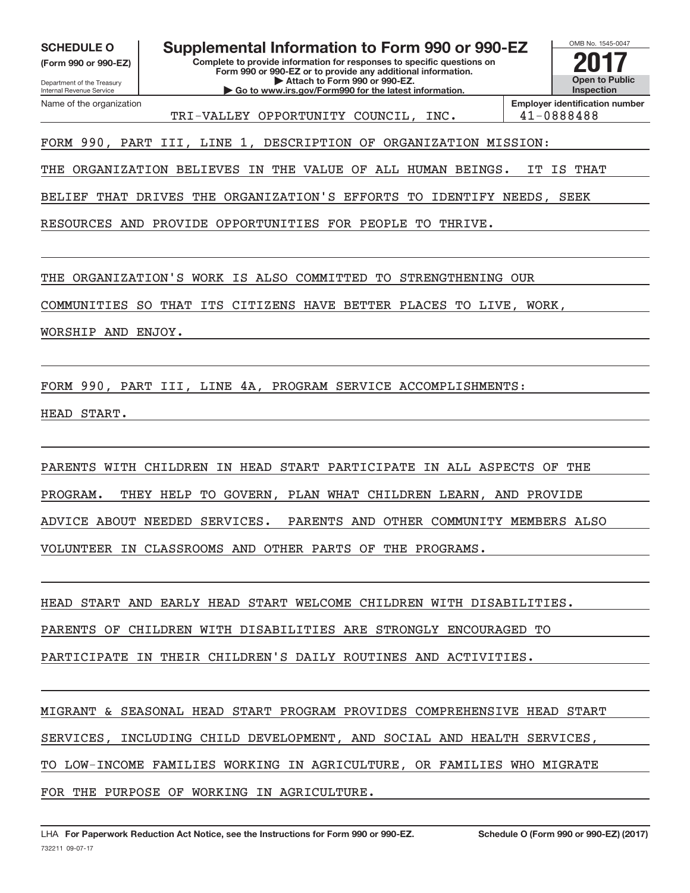**SCHEDULE O** **(Form 990 or 990-EZ)**

Department of the Treasury
Internal Revenue Service

# Supplemental Information to Form 990 or 990-EZ

**Complete to provide information for responses to specific questions on Form 990 or 990-EZ or to provide any additional information.**
**▶ Attach to Form 990 or 990-EZ.**
**▶ Go to www.irs.gov/Form990 for the latest information.**

OMB No. 1545-0047

**2017**

**Open to Public Inspection**

| Name of the organization | Employer identification number |
|---|---|
| TRI-VALLEY OPPORTUNITY COUNCIL, INC. | 41-0888488 |

FORM 990, PART III, LINE 1, DESCRIPTION OF ORGANIZATION MISSION:

THE ORGANIZATION BELIEVES IN THE VALUE OF ALL HUMAN BEINGS. IT IS THAT BELIEF THAT DRIVES THE ORGANIZATION'S EFFORTS TO IDENTIFY NEEDS, SEEK RESOURCES AND PROVIDE OPPORTUNITIES FOR PEOPLE TO THRIVE.

THE ORGANIZATION'S WORK IS ALSO COMMITTED TO STRENGTHENING OUR COMMUNITIES SO THAT ITS CITIZENS HAVE BETTER PLACES TO LIVE, WORK, WORSHIP AND ENJOY.

FORM 990, PART III, LINE 4A, PROGRAM SERVICE ACCOMPLISHMENTS:

HEAD START.

PARENTS WITH CHILDREN IN HEAD START PARTICIPATE IN ALL ASPECTS OF THE PROGRAM. THEY HELP TO GOVERN, PLAN WHAT CHILDREN LEARN, AND PROVIDE ADVICE ABOUT NEEDED SERVICES. PARENTS AND OTHER COMMUNITY MEMBERS ALSO VOLUNTEER IN CLASSROOMS AND OTHER PARTS OF THE PROGRAMS.

HEAD START AND EARLY HEAD START WELCOME CHILDREN WITH DISABILITIES. PARENTS OF CHILDREN WITH DISABILITIES ARE STRONGLY ENCOURAGED TO PARTICIPATE IN THEIR CHILDREN'S DAILY ROUTINES AND ACTIVITIES.

MIGRANT & SEASONAL HEAD START PROGRAM PROVIDES COMPREHENSIVE HEAD START SERVICES, INCLUDING CHILD DEVELOPMENT, AND SOCIAL AND HEALTH SERVICES, TO LOW-INCOME FAMILIES WORKING IN AGRICULTURE, OR FAMILIES WHO MIGRATE FOR THE PURPOSE OF WORKING IN AGRICULTURE.

LHA **For Paperwork Reduction Act Notice, see the Instructions for Form 990 or 990-EZ.** **Schedule O (Form 990 or 990-EZ) (2017)**
732211 09-07-17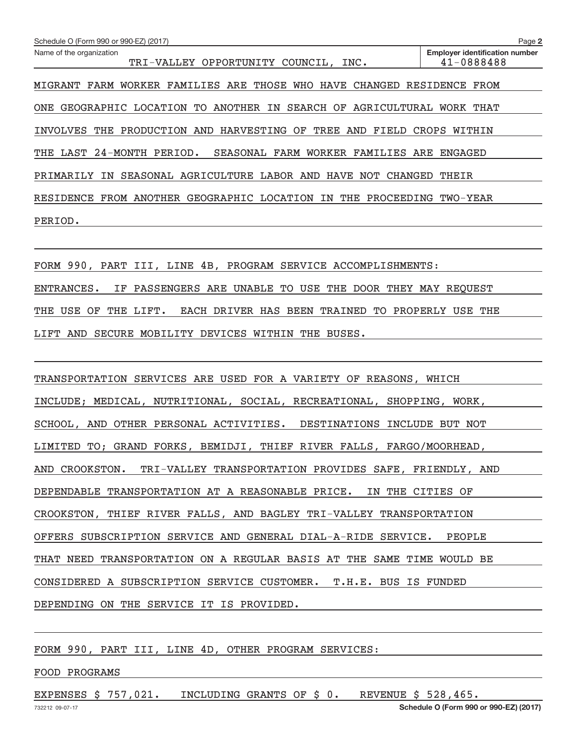Name of the organization: TRI-VALLEY OPPORTUNITY COUNCIL, INC.

Employer identification number: 41-0888488

MIGRANT FARM WORKER FAMILIES ARE THOSE WHO HAVE CHANGED RESIDENCE FROM ONE GEOGRAPHIC LOCATION TO ANOTHER IN SEARCH OF AGRICULTURAL WORK THAT INVOLVES THE PRODUCTION AND HARVESTING OF TREE AND FIELD CROPS WITHIN THE LAST 24-MONTH PERIOD. SEASONAL FARM WORKER FAMILIES ARE ENGAGED PRIMARILY IN SEASONAL AGRICULTURE LABOR AND HAVE NOT CHANGED THEIR RESIDENCE FROM ANOTHER GEOGRAPHIC LOCATION IN THE PROCEEDING TWO-YEAR PERIOD.

FORM 990, PART III, LINE 4B, PROGRAM SERVICE ACCOMPLISHMENTS:

ENTRANCES. IF PASSENGERS ARE UNABLE TO USE THE DOOR THEY MAY REQUEST THE USE OF THE LIFT. EACH DRIVER HAS BEEN TRAINED TO PROPERLY USE THE LIFT AND SECURE MOBILITY DEVICES WITHIN THE BUSES.

TRANSPORTATION SERVICES ARE USED FOR A VARIETY OF REASONS, WHICH INCLUDE; MEDICAL, NUTRITIONAL, SOCIAL, RECREATIONAL, SHOPPING, WORK, SCHOOL, AND OTHER PERSONAL ACTIVITIES. DESTINATIONS INCLUDE BUT NOT LIMITED TO; GRAND FORKS, BEMIDJI, THIEF RIVER FALLS, FARGO/MOORHEAD, AND CROOKSTON. TRI-VALLEY TRANSPORTATION PROVIDES SAFE, FRIENDLY, AND DEPENDABLE TRANSPORTATION AT A REASONABLE PRICE. IN THE CITIES OF CROOKSTON, THIEF RIVER FALLS, AND BAGLEY TRI-VALLEY TRANSPORTATION OFFERS SUBSCRIPTION SERVICE AND GENERAL DIAL-A-RIDE SERVICE. PEOPLE THAT NEED TRANSPORTATION ON A REGULAR BASIS AT THE SAME TIME WOULD BE CONSIDERED A SUBSCRIPTION SERVICE CUSTOMER. T.H.E. BUS IS FUNDED DEPENDING ON THE SERVICE IT IS PROVIDED.

FORM 990, PART III, LINE 4D, OTHER PROGRAM SERVICES:

FOOD PROGRAMS

EXPENSES $ 757,021. INCLUDING GRANTS OF $ 0. REVENUE $ 528,465.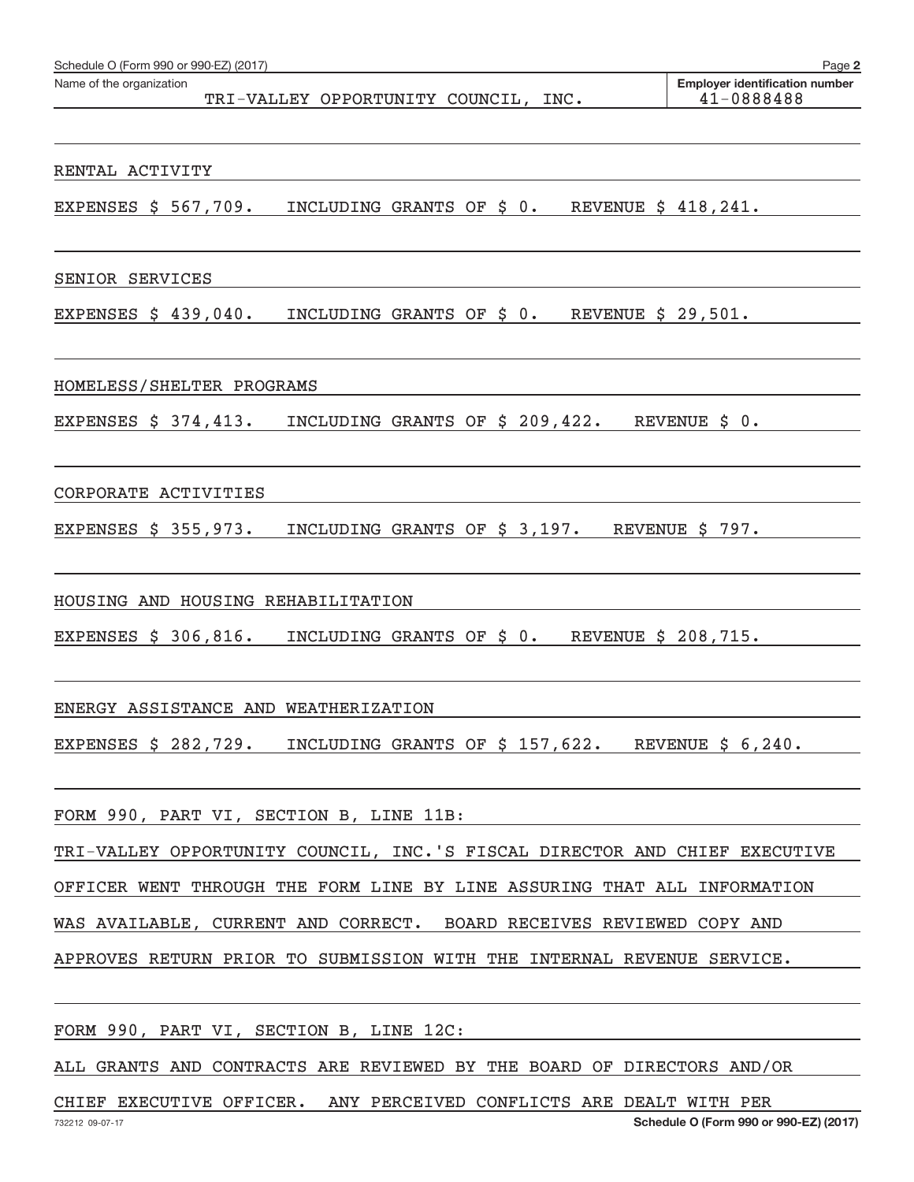Schedule O (Form 990 or 990-EZ) (2017)

Name of the organization: TRI-VALLEY OPPORTUNITY COUNCIL, INC.

Employer identification number: 41-0888488

RENTAL ACTIVITY

EXPENSES $ 567,709. INCLUDING GRANTS OF $ 0. REVENUE $ 418,241.

SENIOR SERVICES

EXPENSES $ 439,040. INCLUDING GRANTS OF $ 0. REVENUE $ 29,501.

HOMELESS/SHELTER PROGRAMS

EXPENSES $ 374,413. INCLUDING GRANTS OF $ 209,422. REVENUE $ 0.

CORPORATE ACTIVITIES

EXPENSES $ 355,973. INCLUDING GRANTS OF $ 3,197. REVENUE $ 797.

HOUSING AND HOUSING REHABILITATION

EXPENSES $ 306,816. INCLUDING GRANTS OF $ 0. REVENUE $ 208,715.

ENERGY ASSISTANCE AND WEATHERIZATION

EXPENSES $ 282,729. INCLUDING GRANTS OF $ 157,622. REVENUE $ 6,240.

FORM 990, PART VI, SECTION B, LINE 11B:

TRI-VALLEY OPPORTUNITY COUNCIL, INC.'S FISCAL DIRECTOR AND CHIEF EXECUTIVE OFFICER WENT THROUGH THE FORM LINE BY LINE ASSURING THAT ALL INFORMATION WAS AVAILABLE, CURRENT AND CORRECT. BOARD RECEIVES REVIEWED COPY AND APPROVES RETURN PRIOR TO SUBMISSION WITH THE INTERNAL REVENUE SERVICE.

FORM 990, PART VI, SECTION B, LINE 12C:

ALL GRANTS AND CONTRACTS ARE REVIEWED BY THE BOARD OF DIRECTORS AND/OR CHIEF EXECUTIVE OFFICER. ANY PERCEIVED CONFLICTS ARE DEALT WITH PER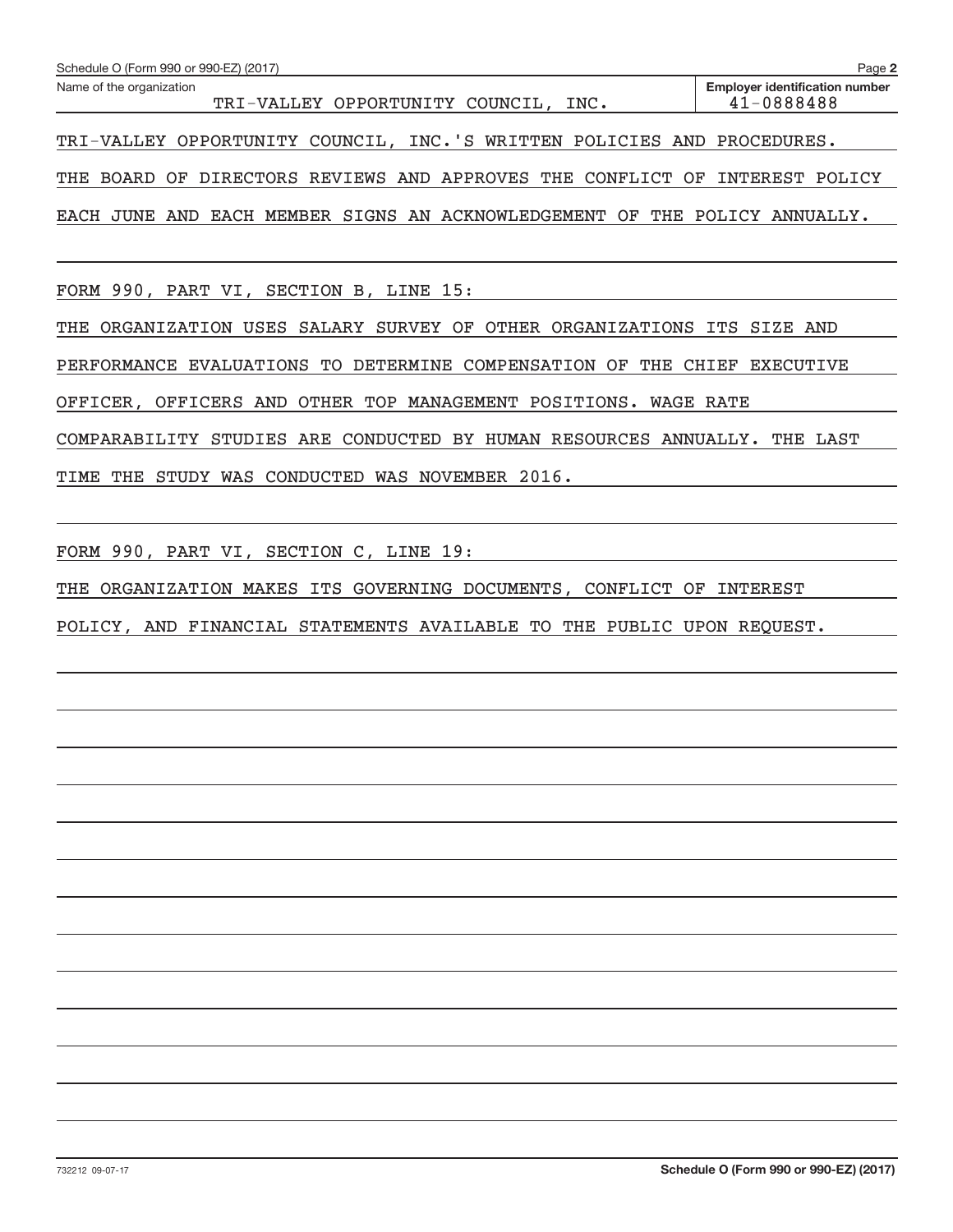Schedule O (Form 990 or 990-EZ) (2017)

Name of the organization: TRI-VALLEY OPPORTUNITY COUNCIL, INC.

Employer identification number: 41-0888488

TRI-VALLEY OPPORTUNITY COUNCIL, INC.'S WRITTEN POLICIES AND PROCEDURES. THE BOARD OF DIRECTORS REVIEWS AND APPROVES THE CONFLICT OF INTEREST POLICY EACH JUNE AND EACH MEMBER SIGNS AN ACKNOWLEDGEMENT OF THE POLICY ANNUALLY.

FORM 990, PART VI, SECTION B, LINE 15:

THE ORGANIZATION USES SALARY SURVEY OF OTHER ORGANIZATIONS ITS SIZE AND PERFORMANCE EVALUATIONS TO DETERMINE COMPENSATION OF THE CHIEF EXECUTIVE OFFICER, OFFICERS AND OTHER TOP MANAGEMENT POSITIONS. WAGE RATE COMPARABILITY STUDIES ARE CONDUCTED BY HUMAN RESOURCES ANNUALLY. THE LAST TIME THE STUDY WAS CONDUCTED WAS NOVEMBER 2016.

FORM 990, PART VI, SECTION C, LINE 19:

THE ORGANIZATION MAKES ITS GOVERNING DOCUMENTS, CONFLICT OF INTEREST POLICY, AND FINANCIAL STATEMENTS AVAILABLE TO THE PUBLIC UPON REQUEST.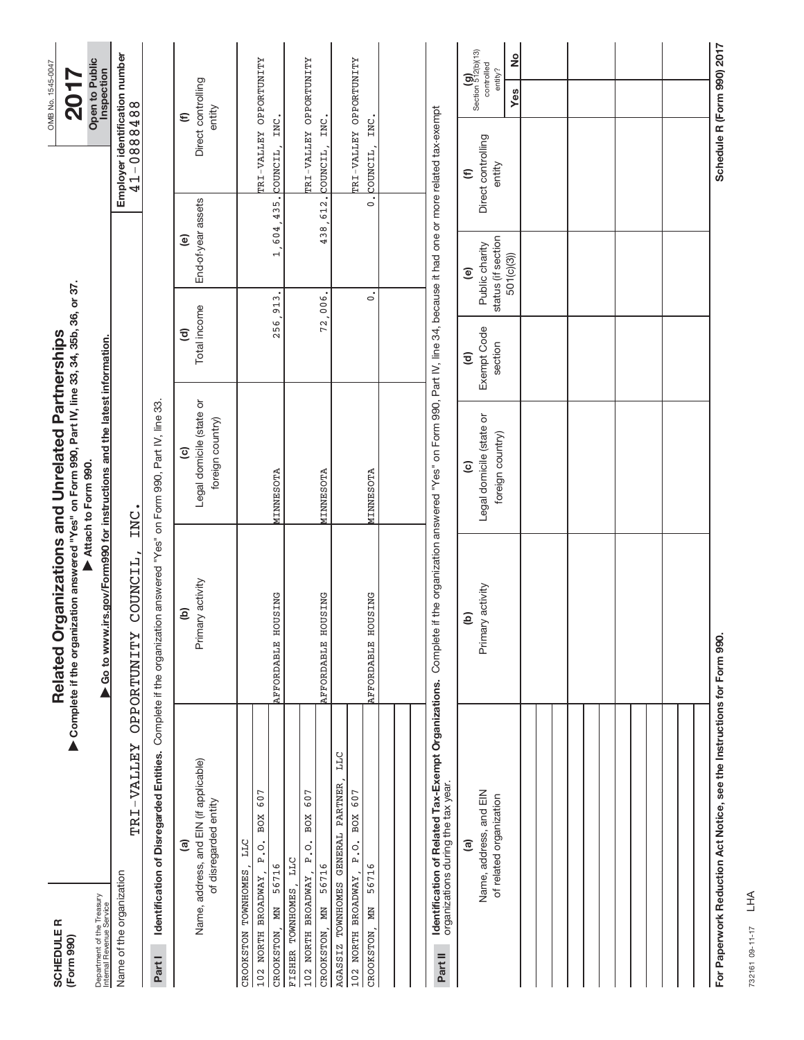**SCHEDULE R (Form 990)**

Department of the Treasury Internal Revenue Service

# Related Organizations and Unrelated Partnerships

▶ Complete if the organization answered "Yes" on Form 990, Part IV, line 33, 34, 35b, 36, or 37.

▶ Attach to Form 990.

▶ Go to www.irs.gov/Form990 for instructions and the latest information.

OMB No. 1545-0047

**2017**

**Open to Public Inspection**

Name of the organization: TRI-VALLEY OPPORTUNITY COUNCIL, INC.

Employer identification number: 41-0888488

**Part I — Identification of Disregarded Entities.** Complete if the organization answered "Yes" on Form 990, Part IV, line 33.

| (a) Name, address, and EIN (if applicable) of disregarded entity | (b) Primary activity | (c) Legal domicile (state or foreign country) | (d) Total income | (e) End-of-year assets | (f) Direct controlling entity |
|---|---|---|---|---|---|
| CROOKSTON TOWNHOMES, LLC<br>102 NORTH BROADWAY, P.O. BOX 607<br>CROOKSTON, MN 56716 | AFFORDABLE HOUSING | MINNESOTA | 256,913. | 1,604,435. | TRI-VALLEY OPPORTUNITY COUNCIL, INC. |
| FISHER TOWNHOMES, LLC<br>102 NORTH BROADWAY, P.O. BOX 607<br>CROOKSTON, MN 56716 | AFFORDABLE HOUSING | MINNESOTA | 72,006. | 438,612. | TRI-VALLEY OPPORTUNITY COUNCIL, INC. |
| AGASSIZ TOWNHOMES GENERAL PARTNER, LLC<br>102 NORTH BROADWAY, P.O. BOX 607<br>CROOKSTON, MN 56716 | AFFORDABLE HOUSING | MINNESOTA | 0. | 0. | TRI-VALLEY OPPORTUNITY COUNCIL, INC. |

**Part II — Identification of Related Tax-Exempt Organizations.** Complete if the organization answered "Yes" on Form 990, Part IV, line 34, because it had one or more related tax-exempt organizations during the tax year.

| (a) Name, address, and EIN of related organization | (b) Primary activity | (c) Legal domicile (state or foreign country) | (d) Exempt Code section | (e) Public charity status (if section 501(c)(3)) | (f) Direct controlling entity | (g) Section 512(b)(13) controlled entity? Yes | No |
|---|---|---|---|---|---|---|---|
| | | | | | | | |

For Paperwork Reduction Act Notice, see the Instructions for Form 990.

Schedule R (Form 990) 2017

732161 09-11-17 LHA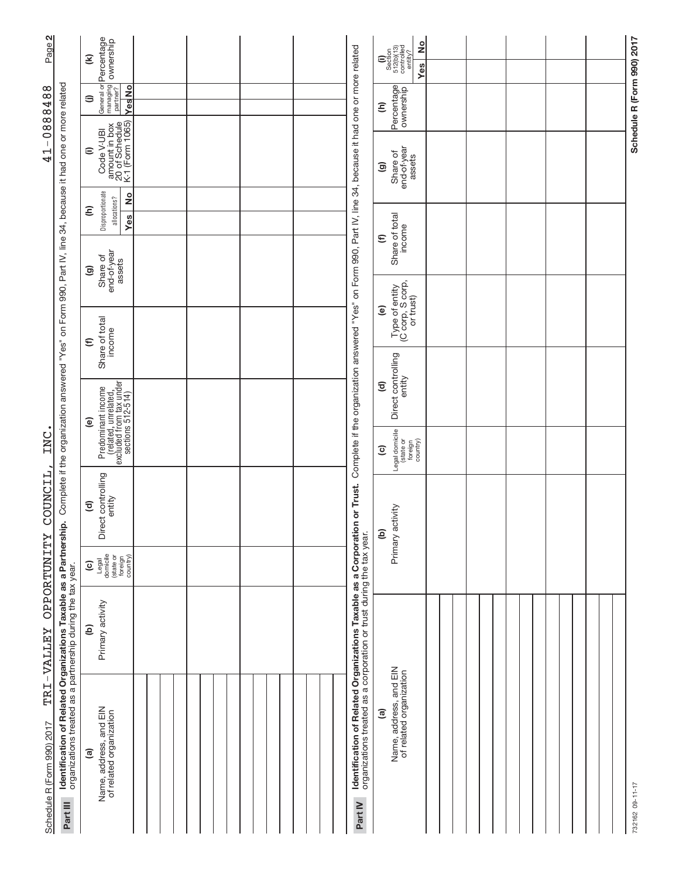Schedule R (Form 990) 2017 TRI-VALLEY OPPORTUNITY COUNCIL, INC. 41-0888488 Page **2**

**Part III** **Identification of Related Organizations Taxable as a Partnership.** Complete if the organization answered "Yes" on Form 990, Part IV, line 34, because it had one or more related organizations treated as a partnership during the tax year.

| (a) Name, address, and EIN of related organization | (b) Primary activity | (c) Legal domicile (state or foreign country) | (d) Direct controlling entity | (e) Predominant income (related, unrelated, excluded from tax under sections 512-514) | (f) Share of total income | (g) Share of end-of-year assets | (h) Disproportionate allocations? Yes | (h) No | (i) Code V-UBI amount in box 20 of Schedule K-1 (Form 1065) | (j) General or managing partner? Yes | (j) No | (k) Percentage ownership |
|---|---|---|---|---|---|---|---|---|---|---|---|---|
| | | | | | | | | | | | | |
| | | | | | | | | | | | | |
| | | | | | | | | | | | | |
| | | | | | | | | | | | | |

**Part IV** **Identification of Related Organizations Taxable as a Corporation or Trust.** Complete if the organization answered "Yes" on Form 990, Part IV, line 34, because it had one or more related organizations treated as a corporation or trust during the tax year.

| (a) Name, address, and EIN of related organization | (b) Primary activity | (c) Legal domicile (state or foreign country) | (d) Direct controlling entity | (e) Type of entity (C corp, S corp, or trust) | (f) Share of total income | (g) Share of end-of-year assets | (h) Percentage ownership | (i) Section 512(b)(13) controlled entity? Yes | (i) No |
|---|---|---|---|---|---|---|---|---|---|
| | | | | | | | | | |
| | | | | | | | | | |
| | | | | | | | | | |
| | | | | | | | | | |
| | | | | | | | | | |
| | | | | | | | | | |

732162 09-11-17

**Schedule R (Form 990) 2017**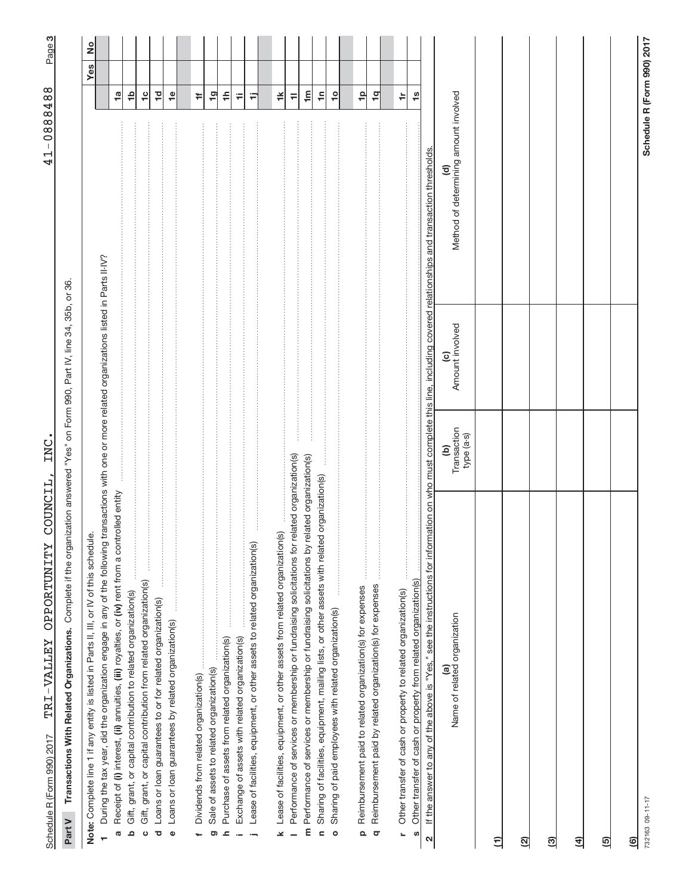Schedule R (Form 990) 2017 TRI-VALLEY OPPORTUNITY COUNCIL, INC. 41-0888488

## Part V Transactions With Related Organizations.

Complete if the organization answered "Yes" on Form 990, Part IV, line 34, 35b, or 36.

**Note:** Complete line 1 if any entity is listed in Parts II, III, or IV of this schedule.

| | | | Yes | No |
|---|---|---|---|---|
| **1** | During the tax year, did the organization engage in any of the following transactions with one or more related organizations listed in Parts II-IV? | | | |
| a | Receipt of **(i)** interest, **(ii)** annuities, **(iii)** royalties, or **(iv)** rent from a controlled entity | 1a | | |
| b | Gift, grant, or capital contribution to related organization(s) | 1b | | |
| c | Gift, grant, or capital contribution from related organization(s) | 1c | | |
| d | Loans or loan guarantees to or for related organization(s) | 1d | | |
| e | Loans or loan guarantees by related organization(s) | 1e | | |
| f | Dividends from related organization(s) | 1f | | |
| g | Sale of assets to related organization(s) | 1g | | |
| h | Purchase of assets from related organization(s) | 1h | | |
| i | Exchange of assets with related organization(s) | 1i | | |
| j | Lease of facilities, equipment, or other assets to related organization(s) | 1j | | |
| k | Lease of facilities, equipment, or other assets from related organization(s) | 1k | | |
| l | Performance of services or membership or fundraising solicitations for related organization(s) | 1l | | |
| m | Performance of services or membership or fundraising solicitations by related organization(s) | 1m | | |
| n | Sharing of facilities, equipment, mailing lists, or other assets with related organization(s) | 1n | | |
| o | Sharing of paid employees with related organization(s) | 1o | | |
| p | Reimbursement paid to related organization(s) for expenses | 1p | | |
| q | Reimbursement paid by related organization(s) for expenses | 1q | | |
| r | Other transfer of cash or property to related organization(s) | 1r | | |
| s | Other transfer of cash or property from related organization(s) | 1s | | |

**2** If the answer to any of the above is "Yes," see the instructions for information on who must complete this line, including covered relationships and transaction thresholds.

| | (a) Name of related organization | (b) Transaction type (a-s) | (c) Amount involved | (d) Method of determining amount involved |
|---|---|---|---|---|
| (1) | | | | |
| (2) | | | | |
| (3) | | | | |
| (4) | | | | |
| (5) | | | | |
| (6) | | | | |

732163 09-11-17

Schedule R (Form 990) 2017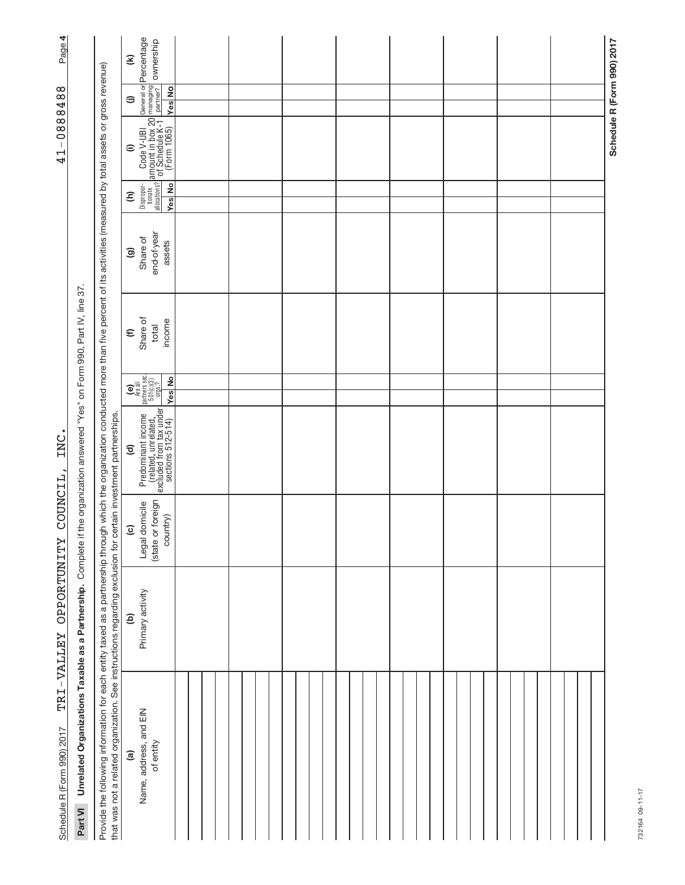Schedule R (Form 990) 2017 TRI-VALLEY OPPORTUNITY COUNCIL, INC. 41-0888488 Page 4

## Part VI Unrelated Organizations Taxable as a Partnership. 

Complete if the organization answered "Yes" on Form 990, Part IV, line 37.

Provide the following information for each entity taxed as a partnership through which the organization conducted more than five percent of its activities (measured by total assets or gross revenue) that was not a related organization. See instructions regarding exclusion for certain investment partnerships.

| (a) Name, address, and EIN of entity | (b) Primary activity | (c) Legal domicile (state or foreign country) | (d) Predominant income (related, unrelated, excluded from tax under sections 512-514) | (e) Are all partners sec. 501(c)(3) orgs? Yes | (e) No | (f) Share of total income | (g) Share of end-of-year assets | (h) Disproportionate allocations? Yes | (h) No | (i) Code V-UBI amount in box 20 of Schedule K-1 (Form 1065) | (j) General or managing partner? Yes | (j) No | (k) Percentage ownership |
|---|---|---|---|---|---|---|---|---|---|---|---|---|---|
| | | | | | | | | | | | | | |
| | | | | | | | | | | | | | |
| | | | | | | | | | | | | | |
| | | | | | | | | | | | | | |
| | | | | | | | | | | | | | |
| | | | | | | | | | | | | | |
| | | | | | | | | | | | | | |
| | | | | | | | | | | | | | |
| | | | | | | | | | | | | | |
| | | | | | | | | | | | | | |
| | | | | | | | | | | | | | |

Schedule R (Form 990) 2017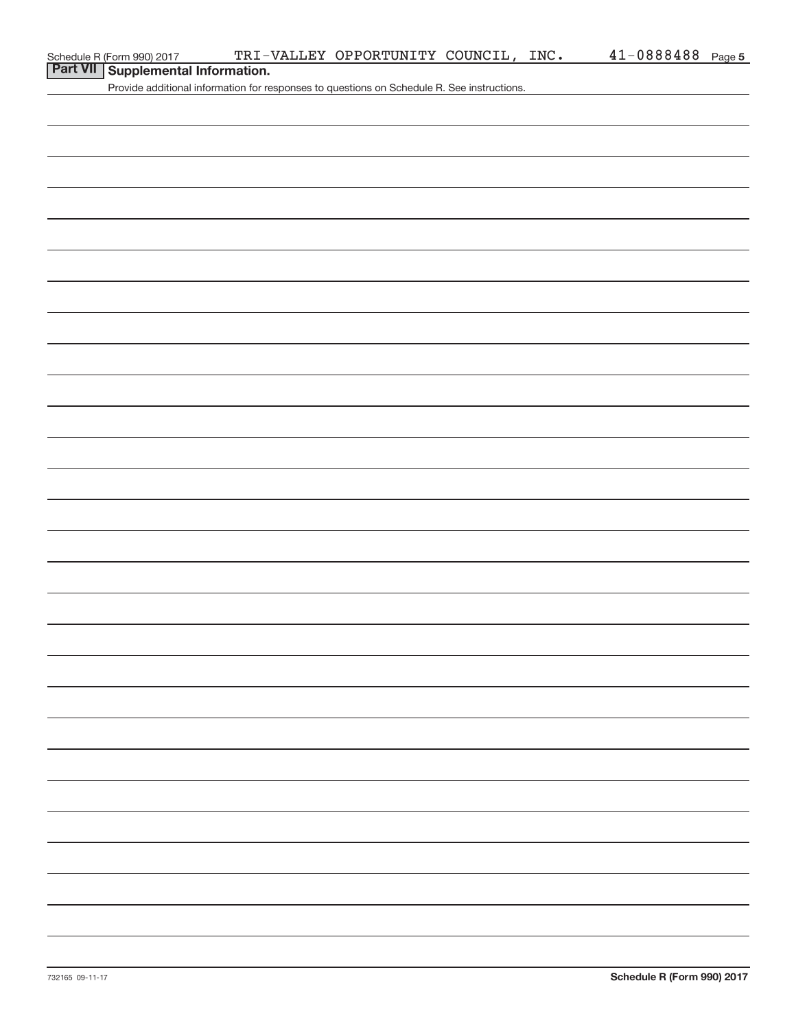Schedule R (Form 990) 2017 TRI-VALLEY OPPORTUNITY COUNCIL, INC. 41-0888488 Page 5

## Part VII Supplemental Information.

Provide additional information for responses to questions on Schedule R. See instructions.

732165 09-11-17

**Schedule R (Form 990) 2017**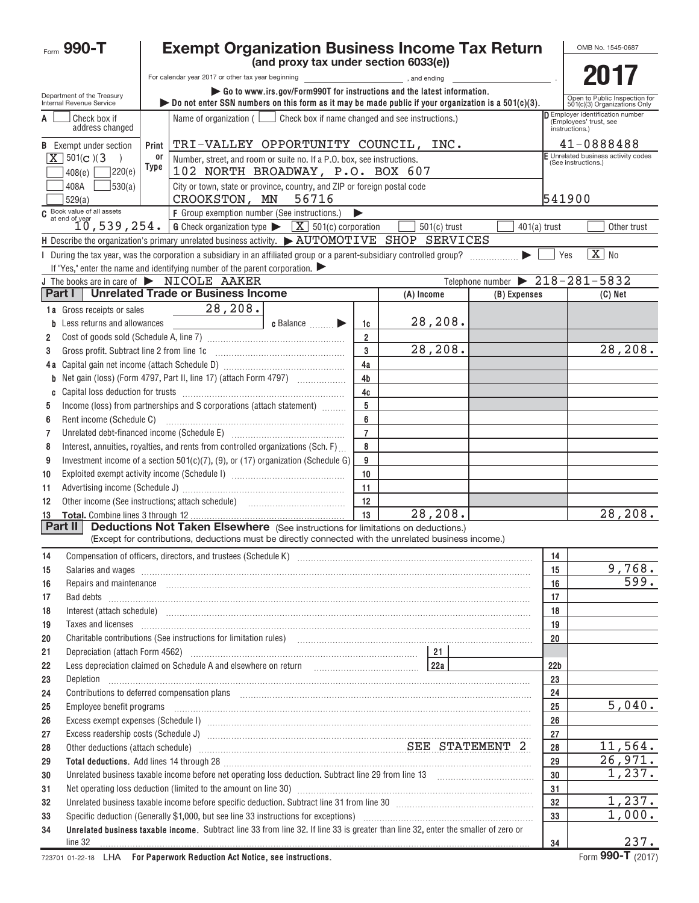# Form 990-T Exempt Organization Business Income Tax Return

**(and proxy tax under section 6033(e))**

For calendar year 2017 or other tax year beginning , and ending .

▶ Go to www.irs.gov/Form990T for instructions and the latest information.

▶ Do not enter SSN numbers on this form as it may be made public if your organization is a 501(c)(3).

Department of the Treasury Internal Revenue Service

OMB No. 1545-0687

**2017**

Open to Public Inspection for 501(c)(3) Organizations Only

A ☐ Check box if address changed

B Exempt under section: [X] 501(c)(3) ☐ 408(e) ☐ 220(e) ☐ 408A ☐ 530(a) ☐ 529(a)

Name of organization (☐ Check box if name changed and see instructions.)
TRI-VALLEY OPPORTUNITY COUNCIL, INC.

Number, street, and room or suite no. If a P.O. box, see instructions.
102 NORTH BROADWAY, P.O. BOX 607

City or town, state or province, country, and ZIP or foreign postal code
CROOKSTON, MN 56716

D Employer identification number (Employees' trust, see instructions.): 41-0888488

E Unrelated business activity codes (See instructions.): 541900

C Book value of all assets at end of year: 10,539,254.

F Group exemption number (See instructions.) ▶

G Check organization type ▶ [X] 501(c) corporation ☐ 501(c) trust ☐ 401(a) trust ☐ Other trust

H Describe the organization's primary unrelated business activity. ▶ AUTOMOTIVE SHOP SERVICES

I During the tax year, was the corporation a subsidiary in an affiliated group or a parent-subsidiary controlled group? ▶ ☐ Yes [X] No

If "Yes," enter the name and identifying number of the parent corporation. ▶

J The books are in care of ▶ NICOLE AAKER Telephone number ▶ 218-281-5832

## Part I Unrelated Trade or Business Income

| | | | (A) Income | (B) Expenses | (C) Net |
|---|---|---|---|---|---|
| 1a | Gross receipts or sales 28,208. | | | | |
| b | Less returns and allowances | c Balance ▶ 1c | 28,208. | | |
| 2 | Cost of goods sold (Schedule A, line 7) | 2 | | | |
| 3 | Gross profit. Subtract line 2 from line 1c | 3 | 28,208. | | 28,208. |
| 4a | Capital gain net income (attach Schedule D) | 4a | | | |
| b | Net gain (loss) (Form 4797, Part II, line 17) (attach Form 4797) | 4b | | | |
| c | Capital loss deduction for trusts | 4c | | | |
| 5 | Income (loss) from partnerships and S corporations (attach statement) | 5 | | | |
| 6 | Rent income (Schedule C) | 6 | | | |
| 7 | Unrelated debt-financed income (Schedule E) | 7 | | | |
| 8 | Interest, annuities, royalties, and rents from controlled organizations (Sch. F) | 8 | | | |
| 9 | Investment income of a section 501(c)(7), (9), or (17) organization (Schedule G) | 9 | | | |
| 10 | Exploited exempt activity income (Schedule I) | 10 | | | |
| 11 | Advertising income (Schedule J) | 11 | | | |
| 12 | Other income (See instructions; attach schedule) | 12 | | | |
| 13 | **Total.** Combine lines 3 through 12 | 13 | 28,208. | | 28,208. |

## Part II Deductions Not Taken Elsewhere

(See instructions for limitations on deductions.) (Except for contributions, deductions must be directly connected with the unrelated business income.)

| | | | |
|---|---|---|---|
| 14 | Compensation of officers, directors, and trustees (Schedule K) | 14 | |
| 15 | Salaries and wages | 15 | 9,768. |
| 16 | Repairs and maintenance | 16 | 599. |
| 17 | Bad debts | 17 | |
| 18 | Interest (attach schedule) | 18 | |
| 19 | Taxes and licenses | 19 | |
| 20 | Charitable contributions (See instructions for limitation rules) | 20 | |
| 21 | Depreciation (attach Form 4562) 21 | | |
| 22 | Less depreciation claimed on Schedule A and elsewhere on return 22a | 22b | |
| 23 | Depletion | 23 | |
| 24 | Contributions to deferred compensation plans | 24 | |
| 25 | Employee benefit programs | 25 | 5,040. |
| 26 | Excess exempt expenses (Schedule I) | 26 | |
| 27 | Excess readership costs (Schedule J) | 27 | |
| 28 | Other deductions (attach schedule) SEE STATEMENT 2 | 28 | 11,564. |
| 29 | **Total deductions.** Add lines 14 through 28 | 29 | 26,971. |
| 30 | Unrelated business taxable income before net operating loss deduction. Subtract line 29 from line 13 | 30 | 1,237. |
| 31 | Net operating loss deduction (limited to the amount on line 30) | 31 | |
| 32 | Unrelated business taxable income before specific deduction. Subtract line 31 from line 30 | 32 | 1,237. |
| 33 | Specific deduction (Generally $1,000, but see line 33 instructions for exceptions) | 33 | 1,000. |
| 34 | **Unrelated business taxable income.** Subtract line 33 from line 32. If line 33 is greater than line 32, enter the smaller of zero or line 32 | 34 | 237. |

723701 01-22-18 LHA **For Paperwork Reduction Act Notice, see instructions.** Form **990-T** (2017)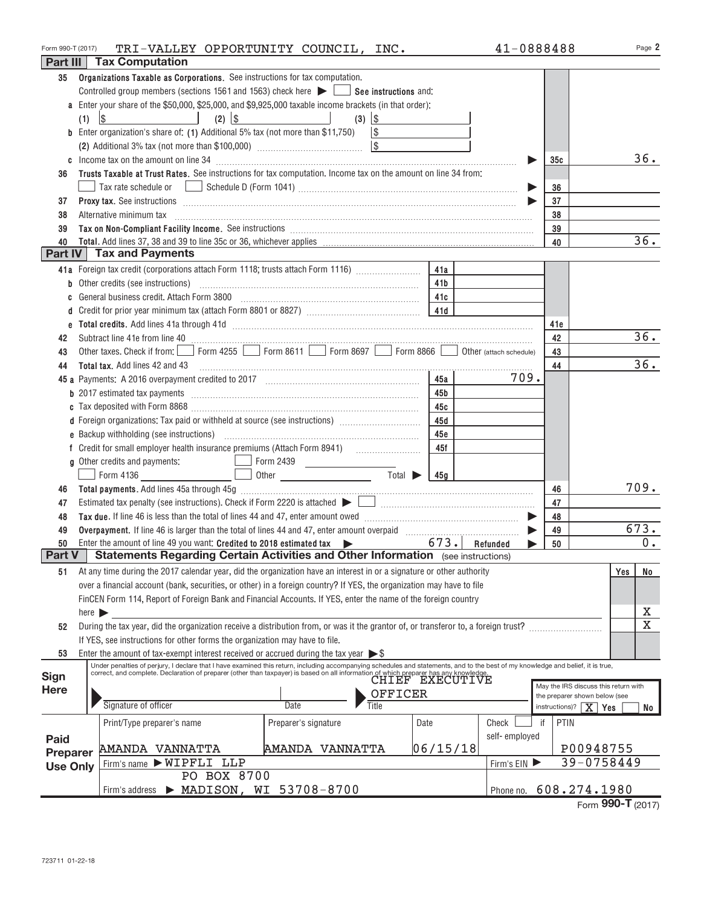Form 990-T (2017) TRI-VALLEY OPPORTUNITY COUNCIL, INC. 41-0888488 Page 2

## Part III Tax Computation

**35 Organizations Taxable as Corporations.** See instructions for tax computation.

Controlled group members (sections 1561 and 1563) check here ▶ ☐ **See instructions** and:

**a** Enter your share of the $50,000, $25,000, and $9,925,000 taxable income brackets (in that order):

(1) $ (2) $ (3) $

**b** Enter organization's share of: (1) Additional 5% tax (not more than $11,750) $

(2) Additional 3% tax (not more than $100,000) $

**c** Income tax on the amount on line 34 ▶ **35c** 36.

**36 Trusts Taxable at Trust Rates.** See instructions for tax computation. Income tax on the amount on line 34 from:

☐ Tax rate schedule or ☐ Schedule D (Form 1041) ▶ **36**

**37 Proxy tax.** See instructions ▶ **37**

**38** Alternative minimum tax **38**

**39 Tax on Non-Compliant Facility Income.** See instructions **39**

**40 Total.** Add lines 37, 38 and 39 to line 35c or 36, whichever applies **40** 36.

## Part IV Tax and Payments

| Line | Description | Box | Amount | Box | Amount |
|---|---|---|---|---|---|
| 41a | Foreign tax credit (corporations attach Form 1118; trusts attach Form 1116) | 41a | | | |
| b | Other credits (see instructions) | 41b | | | |
| c | General business credit. Attach Form 3800 | 41c | | | |
| d | Credit for prior year minimum tax (attach Form 8801 or 8827) | 41d | | | |
| e | **Total credits.** Add lines 41a through 41d | | | 41e | |
| 42 | Subtract line 41e from line 40 | | | 42 | 36. |
| 43 | Other taxes. Check if from: ☐ Form 4255 ☐ Form 8611 ☐ Form 8697 ☐ Form 8866 ☐ Other (attach schedule) | | | 43 | |
| 44 | **Total tax.** Add lines 42 and 43 | | | 44 | 36. |
| 45a | Payments: A 2016 overpayment credited to 2017 | 45a | 709. | | |
| b | 2017 estimated tax payments | 45b | | | |
| c | Tax deposited with Form 8868 | 45c | | | |
| d | Foreign organizations: Tax paid or withheld at source (see instructions) | 45d | | | |
| e | Backup withholding (see instructions) | 45e | | | |
| f | Credit for small employer health insurance premiums (Attach Form 8941) | 45f | | | |
| g | Other credits and payments: ☐ Form 2439 ☐ Form 4136 ☐ Other Total ▶ | 45g | | | |
| 46 | **Total payments.** Add lines 45a through 45g | | | 46 | 709. |
| 47 | Estimated tax penalty (see instructions). Check if Form 2220 is attached ▶ ☐ | | | 47 | |
| 48 | **Tax due.** If line 46 is less than the total of lines 44 and 47, enter amount owed ▶ | | | 48 | |
| 49 | **Overpayment.** If line 46 is larger than the total of lines 44 and 47, enter amount overpaid ▶ | | | 49 | 673. |
| 50 | Enter the amount of line 49 you want: **Credited to 2018 estimated tax** ▶ 673. **Refunded** ▶ | | | 50 | 0. |

## Part V Statements Regarding Certain Activities and Other Information (see instructions)

| | | Yes | No |
|---|---|---|---|
| 51 | At any time during the 2017 calendar year, did the organization have an interest in or a signature or other authority over a financial account (bank, securities, or other) in a foreign country? If YES, the organization may have to file FinCEN Form 114, Report of Foreign Bank and Financial Accounts. If YES, enter the name of the foreign country here ▶ | | X |
| 52 | During the tax year, did the organization receive a distribution from, or was it the grantor of, or transferor to, a foreign trust? If YES, see instructions for other forms the organization may have to file. | | X |
| 53 | Enter the amount of tax-exempt interest received or accrued during the tax year ▶ $ | | |

**Sign Here**

Under penalties of perjury, I declare that I have examined this return, including accompanying schedules and statements, and to the best of my knowledge and belief, it is true, correct, and complete. Declaration of preparer (other than taxpayer) is based on all information of which preparer has any knowledge.

Signature of officer | Date | Title: CHIEF EXECUTIVE OFFICER

May the IRS discuss this return with the preparer shown below (see instructions)? ☒ Yes ☐ No

**Paid Preparer Use Only**

| Print/Type preparer's name | Preparer's signature | Date | Check ☐ if self-employed | PTIN |
|---|---|---|---|---|
| AMANDA VANNATTA | AMANDA VANNATTA | 06/15/18 | | P00948755 |

Firm's name ▶ WIPFLI LLP | Firm's EIN ▶ 39-0758449

Firm's address ▶ PO BOX 8700, MADISON, WI 53708-8700 | Phone no. 608.274.1980

Form **990-T** (2017)

723711 01-22-18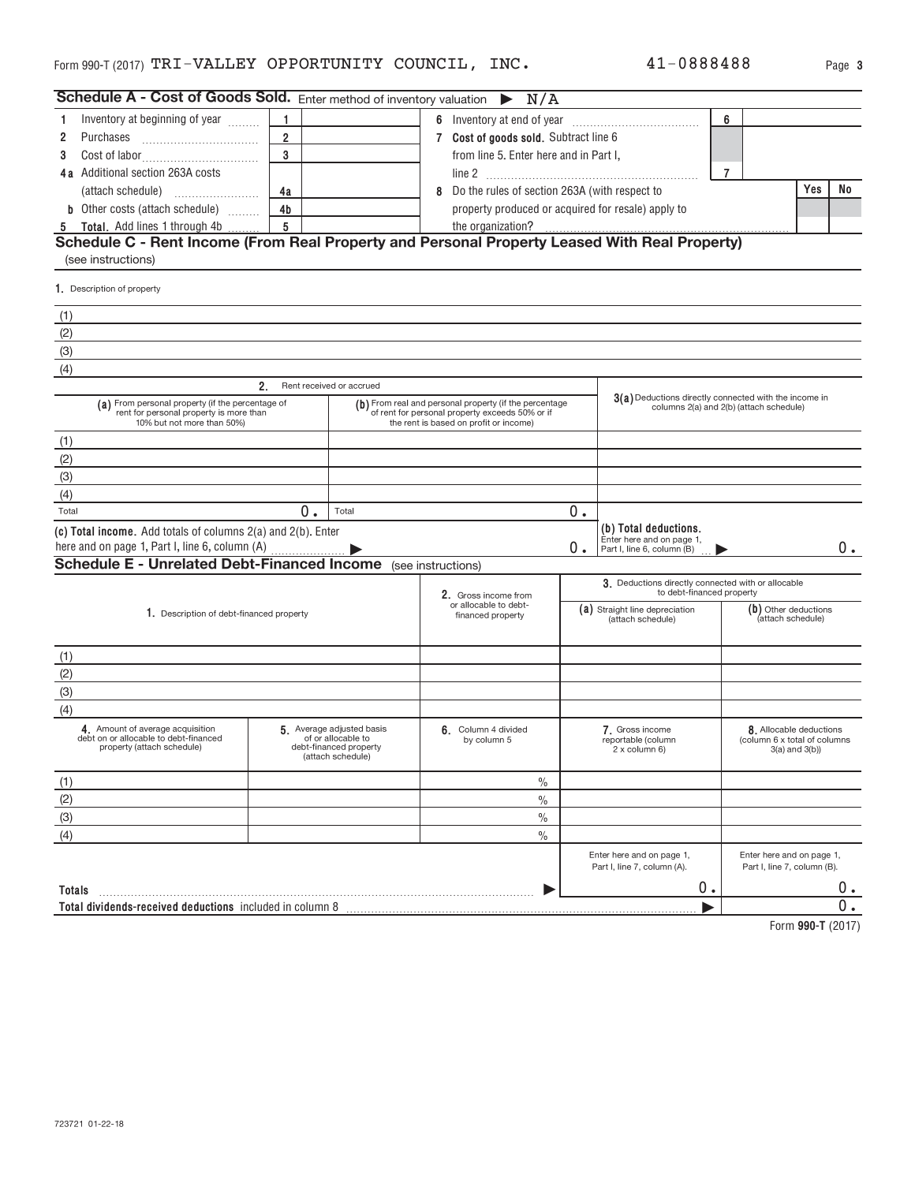Form 990-T (2017) TRI-VALLEY OPPORTUNITY COUNCIL, INC. 41-0888488

## Schedule A - Cost of Goods Sold. Enter method of inventory valuation ▶ N/A

| | | | | | | |
|---|---|---|---|---|---|---|
| 1 Inventory at beginning of year | 1 | | 6 Inventory at end of year | 6 | | |
| 2 Purchases | 2 | | 7 Cost of goods sold. Subtract line 6 from line 5. Enter here and in Part I, line 2 | 7 | | |
| 3 Cost of labor | 3 | | | | | |
| 4a Additional section 263A costs (attach schedule) | 4a | | 8 Do the rules of section 263A (with respect to property produced or acquired for resale) apply to the organization? | | Yes | No |
| b Other costs (attach schedule) | 4b | | | | | |
| 5 Total. Add lines 1 through 4b | 5 | | | | | |

## Schedule C - Rent Income (From Real Property and Personal Property Leased With Real Property)

(see instructions)

1. Description of property

(1)

(2)

(3)

(4)

| | 2. Rent received or accrued | | |
|---|---|---|---|
| | (a) From personal property (if the percentage of rent for personal property is more than 10% but not more than 50%) | (b) From real and personal property (if the percentage of rent for personal property exceeds 50% or if the rent is based on profit or income) | 3(a) Deductions directly connected with the income in columns 2(a) and 2(b) (attach schedule) |
| (1) | | | |
| (2) | | | |
| (3) | | | |
| (4) | | | |
| Total | 0. | 0. | |

(c) Total income. Add totals of columns 2(a) and 2(b). Enter here and on page 1, Part I, line 6, column (A) ▶ 0.

(b) Total deductions. Enter here and on page 1, Part I, line 6, column (B) ▶ 0.

## Schedule E - Unrelated Debt-Financed Income (see instructions)

| 1. Description of debt-financed property | 2. Gross income from or allocable to debt-financed property | 3. Deductions directly connected with or allocable to debt-financed property: (a) Straight line depreciation (attach schedule) | (b) Other deductions (attach schedule) |
|---|---|---|---|
| (1) | | | |
| (2) | | | |
| (3) | | | |
| (4) | | | |

| | 4. Amount of average acquisition debt on or allocable to debt-financed property (attach schedule) | 5. Average adjusted basis of or allocable to debt-financed property (attach schedule) | 6. Column 4 divided by column 5 | 7. Gross income reportable (column 2 x column 6) | 8. Allocable deductions (column 6 x total of columns 3(a) and 3(b)) |
|---|---|---|---|---|---|
| (1) | | | % | | |
| (2) | | | % | | |
| (3) | | | % | | |
| (4) | | | % | | |
| | | | | Enter here and on page 1, Part I, line 7, column (A). | Enter here and on page 1, Part I, line 7, column (B). |
| Totals | | | ▶ | 0. | 0. |

Total dividends-received deductions included in column 8 ▶ 0.

Form 990-T (2017)

723721 01-22-18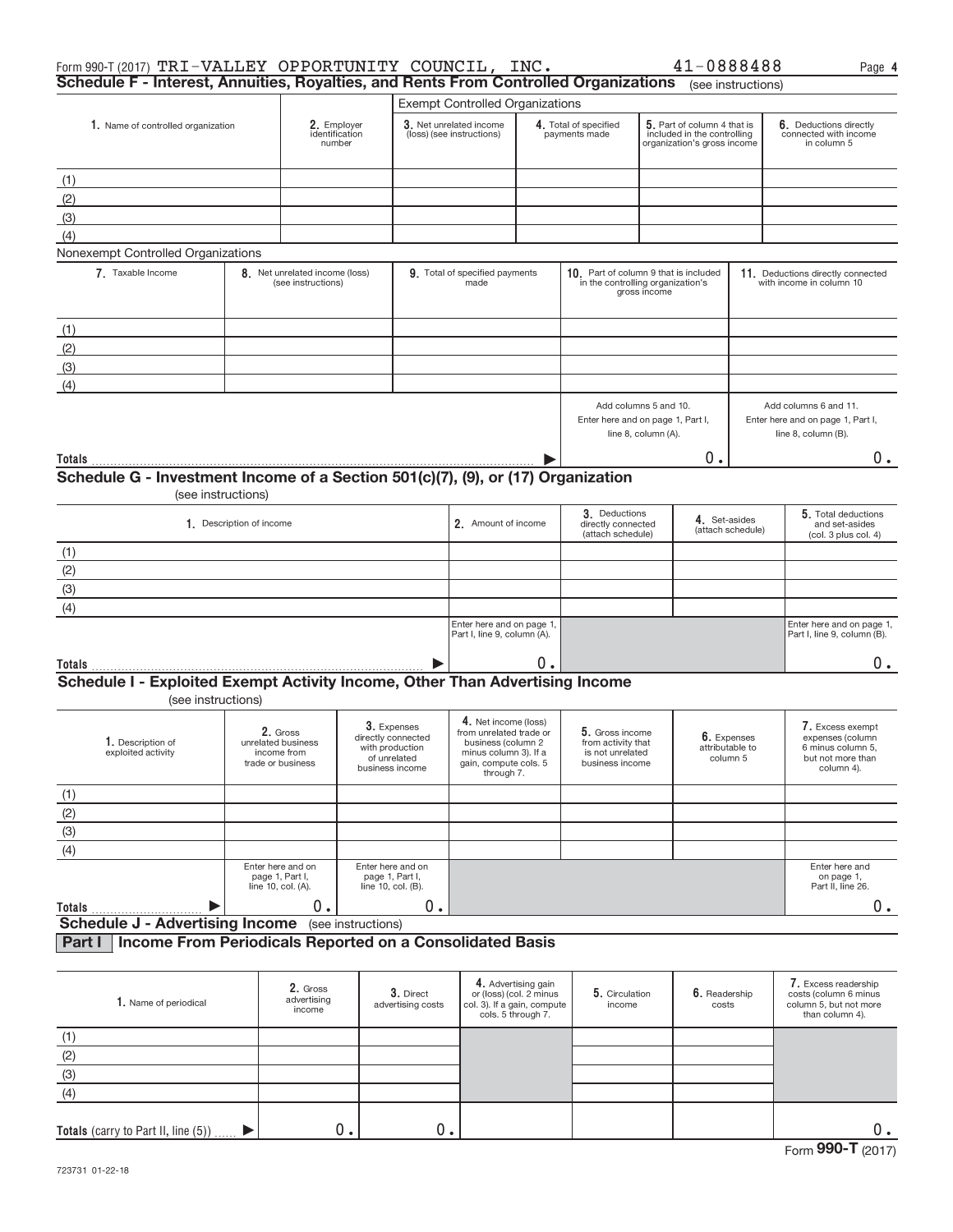Form 990-T (2017) TRI-VALLEY OPPORTUNITY COUNCIL, INC. 41-0888488 Page 4

## Schedule F - Interest, Annuities, Royalties, and Rents From Controlled Organizations (see instructions)

| 1. Name of controlled organization | 2. Employer identification number | Exempt Controlled Organizations 3. Net unrelated income (loss) (see instructions) | 4. Total of specified payments made | 5. Part of column 4 that is included in the controlling organization's gross income | 6. Deductions directly connected with income in column 5 |
|---|---|---|---|---|---|
| (1) | | | | | |
| (2) | | | | | |
| (3) | | | | | |
| (4) | | | | | |

Nonexempt Controlled Organizations

| 7. Taxable Income | 8. Net unrelated income (loss) (see instructions) | 9. Total of specified payments made | 10. Part of column 9 that is included in the controlling organization's gross income | 11. Deductions directly connected with income in column 10 |
|---|---|---|---|---|
| (1) | | | | |
| (2) | | | | |
| (3) | | | | |
| (4) | | | | |
| | | | Add columns 5 and 10. Enter here and on page 1, Part I, line 8, column (A). | Add columns 6 and 11. Enter here and on page 1, Part I, line 8, column (B). |
| **Totals** ▶ | | | 0. | 0. |

## Schedule G - Investment Income of a Section 501(c)(7), (9), or (17) Organization
(see instructions)

| 1. Description of income | 2. Amount of income | 3. Deductions directly connected (attach schedule) | 4. Set-asides (attach schedule) | 5. Total deductions and set-asides (col. 3 plus col. 4) |
|---|---|---|---|---|
| (1) | | | | |
| (2) | | | | |
| (3) | | | | |
| (4) | | | | |
| | Enter here and on page 1, Part I, line 9, column (A). | | | Enter here and on page 1, Part I, line 9, column (B). |
| **Totals** ▶ | 0. | | | 0. |

## Schedule I - Exploited Exempt Activity Income, Other Than Advertising Income
(see instructions)

| 1. Description of exploited activity | 2. Gross unrelated business income from trade or business | 3. Expenses directly connected with production of unrelated business income | 4. Net income (loss) from unrelated trade or business (column 2 minus column 3). If a gain, compute cols. 5 through 7. | 5. Gross income from activity that is not unrelated business income | 6. Expenses attributable to column 5 | 7. Excess exempt expenses (column 6 minus column 5, but not more than column 4). |
|---|---|---|---|---|---|---|
| (1) | | | | | | |
| (2) | | | | | | |
| (3) | | | | | | |
| (4) | | | | | | |
| | Enter here and on page 1, Part I, line 10, col. (A). | Enter here and on page 1, Part I, line 10, col. (B). | | | | Enter here and on page 1, Part II, line 26. |
| **Totals** ▶ | 0. | 0. | | | | 0. |

## Schedule J - Advertising Income (see instructions)

### Part I Income From Periodicals Reported on a Consolidated Basis

| 1. Name of periodical | 2. Gross advertising income | 3. Direct advertising costs | 4. Advertising gain or (loss) (col. 2 minus col. 3). If a gain, compute cols. 5 through 7. | 5. Circulation income | 6. Readership costs | 7. Excess readership costs (column 6 minus column 5, but not more than column 4). |
|---|---|---|---|---|---|---|
| (1) | | | | | | |
| (2) | | | | | | |
| (3) | | | | | | |
| (4) | | | | | | |
| **Totals** (carry to Part II, line (5)) ▶ | 0. | 0. | | | | 0. |

Form **990-T** (2017)

723731 01-22-18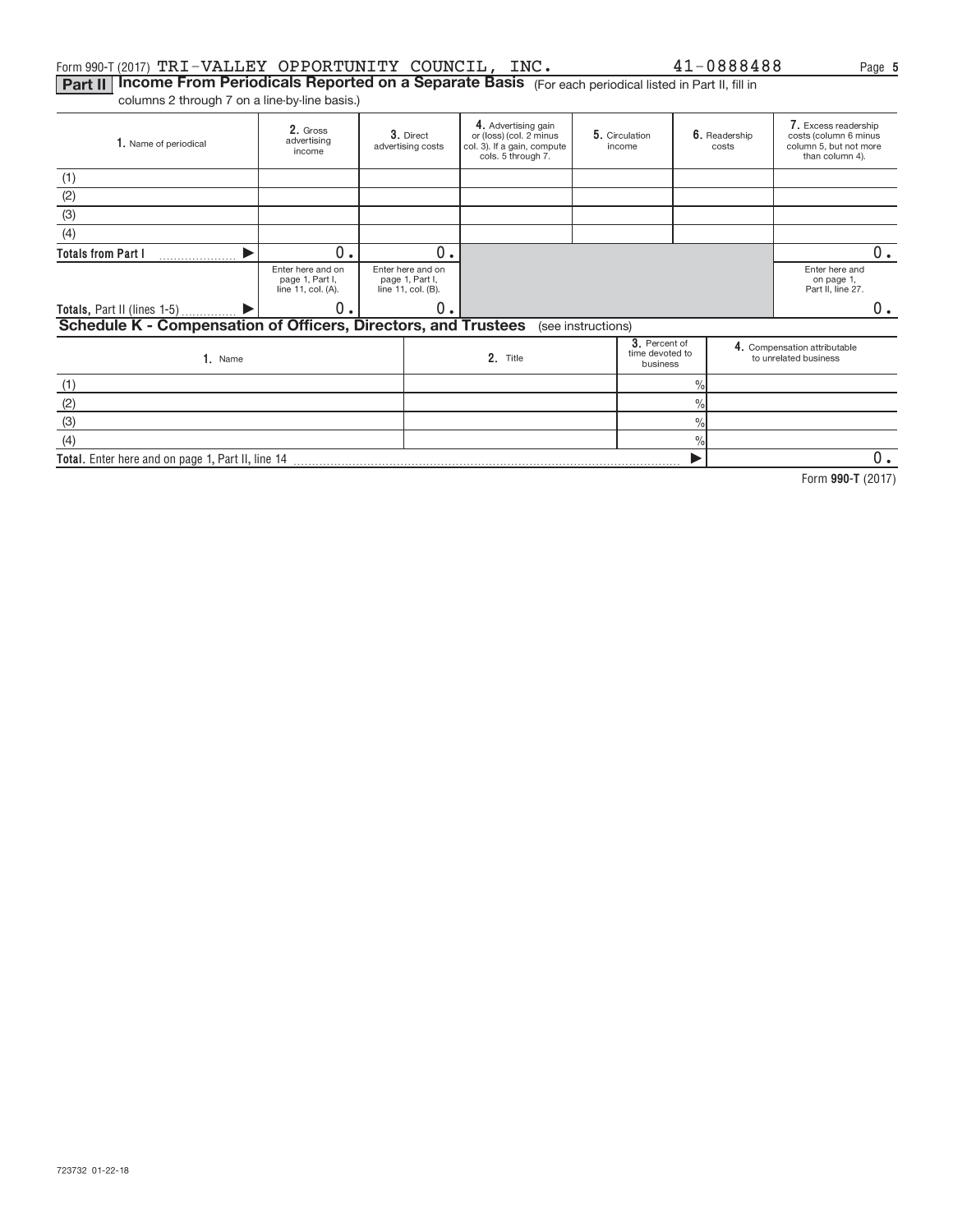Form 990-T (2017) TRI-VALLEY OPPORTUNITY COUNCIL, INC. 41-0888488

## Part II Income From Periodicals Reported on a Separate Basis (For each periodical listed in Part II, fill in columns 2 through 7 on a line-by-line basis.)

| 1. Name of periodical | 2. Gross advertising income | 3. Direct advertising costs | 4. Advertising gain or (loss) (col. 2 minus col. 3). If a gain, compute cols. 5 through 7. | 5. Circulation income | 6. Readership costs | 7. Excess readership costs (column 6 minus column 5, but not more than column 4). |
|---|---|---|---|---|---|---|
| (1) | | | | | | |
| (2) | | | | | | |
| (3) | | | | | | |
| (4) | | | | | | |
| Totals from Part I ▶ | 0. | 0. | | | | 0. |
| | Enter here and on page 1, Part I, line 11, col. (A). | Enter here and on page 1, Part I, line 11, col. (B). | | | | Enter here and on page 1, Part II, line 27. |
| Totals, Part II (lines 1-5) ▶ | 0. | 0. | | | | 0. |

## Schedule K - Compensation of Officers, Directors, and Trustees (see instructions)

| 1. Name | 2. Title | 3. Percent of time devoted to business | 4. Compensation attributable to unrelated business |
|---|---|---|---|
| (1) | | % | |
| (2) | | % | |
| (3) | | % | |
| (4) | | % | |
| Total. Enter here and on page 1, Part II, line 14 | | ▶ | 0. |

Form 990-T (2017)

723732 01-22-18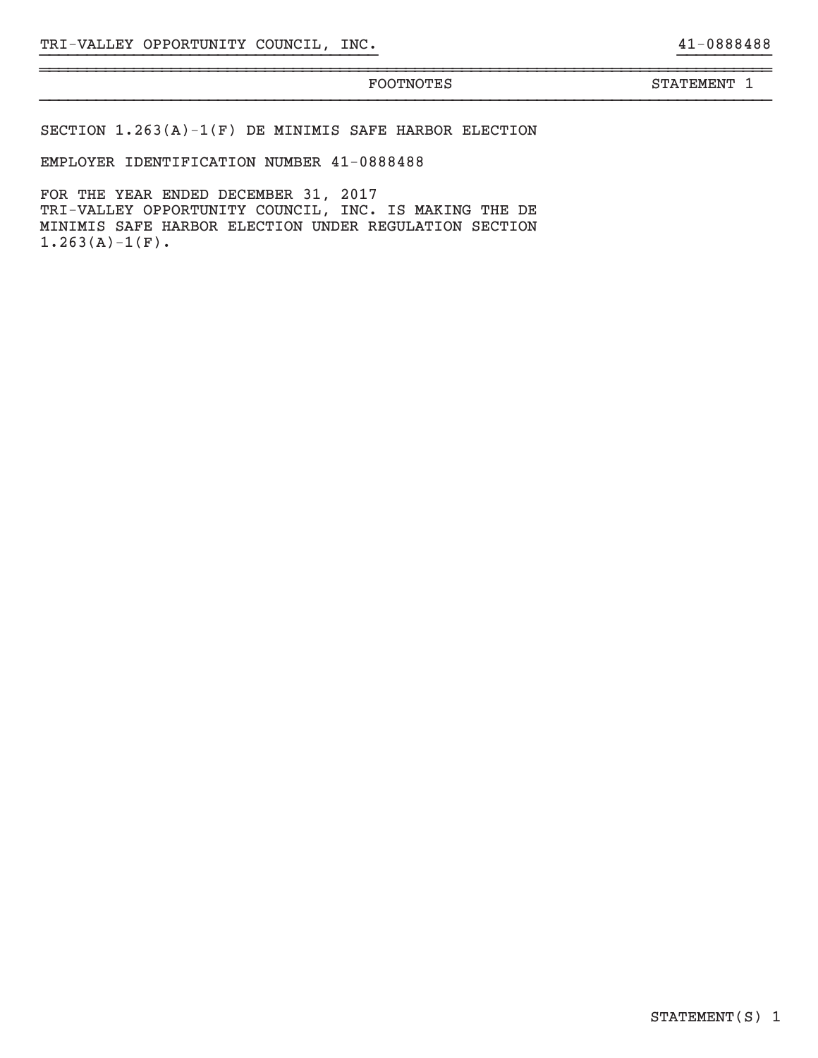TRI-VALLEY OPPORTUNITY COUNCIL, INC. 41-0888488

FOOTNOTES STATEMENT 1

SECTION 1.263(A)-1(F) DE MINIMIS SAFE HARBOR ELECTION

EMPLOYER IDENTIFICATION NUMBER 41-0888488

FOR THE YEAR ENDED DECEMBER 31, 2017
TRI-VALLEY OPPORTUNITY COUNCIL, INC. IS MAKING THE DE MINIMIS SAFE HARBOR ELECTION UNDER REGULATION SECTION 1.263(A)-1(F).

STATEMENT(S) 1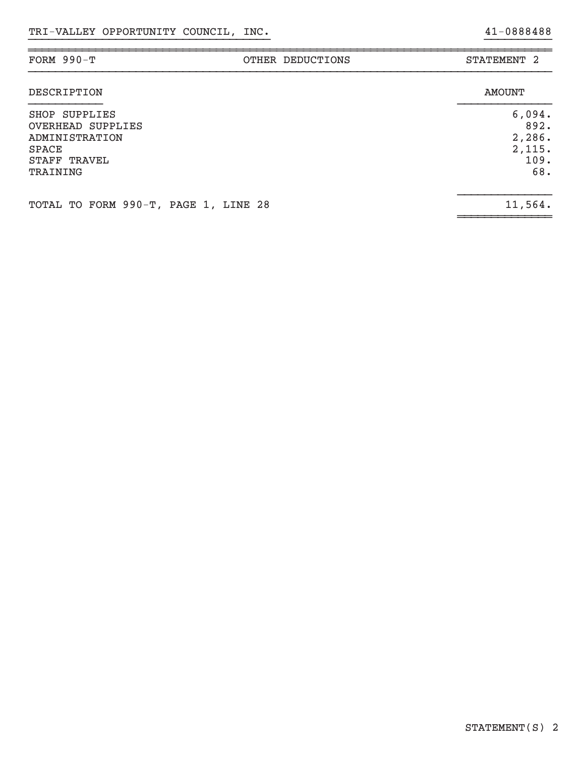TRI-VALLEY OPPORTUNITY COUNCIL, INC. 41-0888488

| FORM 990-T | OTHER DEDUCTIONS | STATEMENT 2 |
|---|---|---|

| DESCRIPTION | AMOUNT |
|---|---|
| SHOP SUPPLIES | 6,094. |
| OVERHEAD SUPPLIES | 892. |
| ADMINISTRATION | 2,286. |
| SPACE | 2,115. |
| STAFF TRAVEL | 109. |
| TRAINING | 68. |
| TOTAL TO FORM 990-T, PAGE 1, LINE 28 | 11,564. |

STATEMENT(S) 2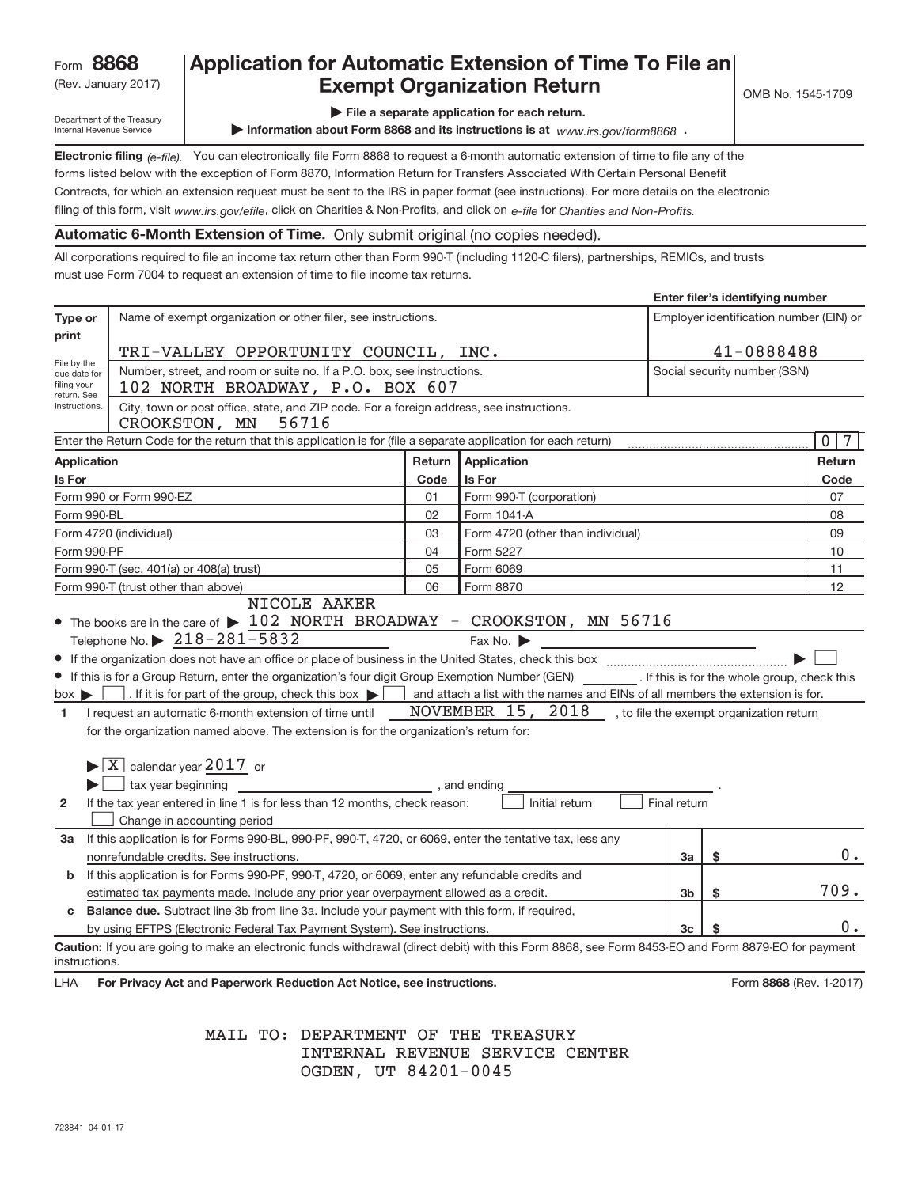Form **8868**
(Rev. January 2017)
Department of the Treasury
Internal Revenue Service

# Application for Automatic Extension of Time To File an Exempt Organization Return

OMB No. 1545-1709

▶ **File a separate application for each return.**

▶ **Information about Form 8868 and its instructions is at** *www.irs.gov/form8868* **.**

**Electronic filing** *(e-file)*. You can electronically file Form 8868 to request a 6-month automatic extension of time to file any of the forms listed below with the exception of Form 8870, Information Return for Transfers Associated With Certain Personal Benefit Contracts, for which an extension request must be sent to the IRS in paper format (see instructions). For more details on the electronic filing of this form, visit *www.irs.gov/efile*, click on Charities & Non-Profits, and click on *e-file* for *Charities and Non-Profits.*

**Automatic 6-Month Extension of Time.** Only submit original (no copies needed).

All corporations required to file an income tax return other than Form 990-T (including 1120-C filers), partnerships, REMICs, and trusts must use Form 7004 to request an extension of time to file income tax returns.

**Enter filer's identifying number**

| | | |
|---|---|---|
| **Type or print** | Name of exempt organization or other filer, see instructions.<br>TRI-VALLEY OPPORTUNITY COUNCIL, INC. | Employer identification number (EIN) or<br>41-0888488 |
| File by the due date for filing your return. See instructions. | Number, street, and room or suite no. If a P.O. box, see instructions.<br>102 NORTH BROADWAY, P.O. BOX 607 | Social security number (SSN) |
| | City, town or post office, state, and ZIP code. For a foreign address, see instructions.<br>CROOKSTON, MN 56716 | |

Enter the Return Code for the return that this application is for (file a separate application for each return) ........ 0 7

| Application Is For | Return Code | Application Is For | Return Code |
|---|---|---|---|
| Form 990 or Form 990-EZ | 01 | Form 990-T (corporation) | 07 |
| Form 990-BL | 02 | Form 1041-A | 08 |
| Form 4720 (individual) | 03 | Form 4720 (other than individual) | 09 |
| Form 990-PF | 04 | Form 5227 | 10 |
| Form 990-T (sec. 401(a) or 408(a) trust) | 05 | Form 6069 | 11 |
| Form 990-T (trust other than above) | 06 | Form 8870 | 12 |

- The books are in the care of ▶ NICOLE AAKER 102 NORTH BROADWAY - CROOKSTON, MN 56716
  Telephone No. ▶ 218-281-5832 Fax No. ▶
- If the organization does not have an office or place of business in the United States, check this box ........ ▶ ☐
- If this is for a Group Return, enter the organization's four digit Group Exemption Number (GEN) ________ . If this is for the whole group, check this box ▶ ☐ . If it is for part of the group, check this box ▶ ☐ and attach a list with the names and EINs of all members the extension is for.

**1** I request an automatic 6-month extension of time until NOVEMBER 15, 2018 , to file the exempt organization return for the organization named above. The extension is for the organization's return for:

▶ ☒ calendar year 2017 or
▶ ☐ tax year beginning ____________ , and ending ____________ .

**2** If the tax year entered in line 1 is for less than 12 months, check reason: ☐ Initial return ☐ Final return ☐ Change in accounting period

| | | | |
|---|---|---|---|
| **3a** | If this application is for Forms 990-BL, 990-PF, 990-T, 4720, or 6069, enter the tentative tax, less any nonrefundable credits. See instructions. | 3a | $ 0. |
| **b** | If this application is for Forms 990-PF, 990-T, 4720, or 6069, enter any refundable credits and estimated tax payments made. Include any prior year overpayment allowed as a credit. | 3b | $ 709. |
| **c** | **Balance due.** Subtract line 3b from line 3a. Include your payment with this form, if required, by using EFTPS (Electronic Federal Tax Payment System). See instructions. | 3c | $ 0. |

**Caution:** If you are going to make an electronic funds withdrawal (direct debit) with this Form 8868, see Form 8453-EO and Form 8879-EO for payment instructions.

LHA **For Privacy Act and Paperwork Reduction Act Notice, see instructions.** Form **8868** (Rev. 1-2017)

MAIL TO: DEPARTMENT OF THE TREASURY
INTERNAL REVENUE SERVICE CENTER
OGDEN, UT 84201-0045

723841 04-01-17